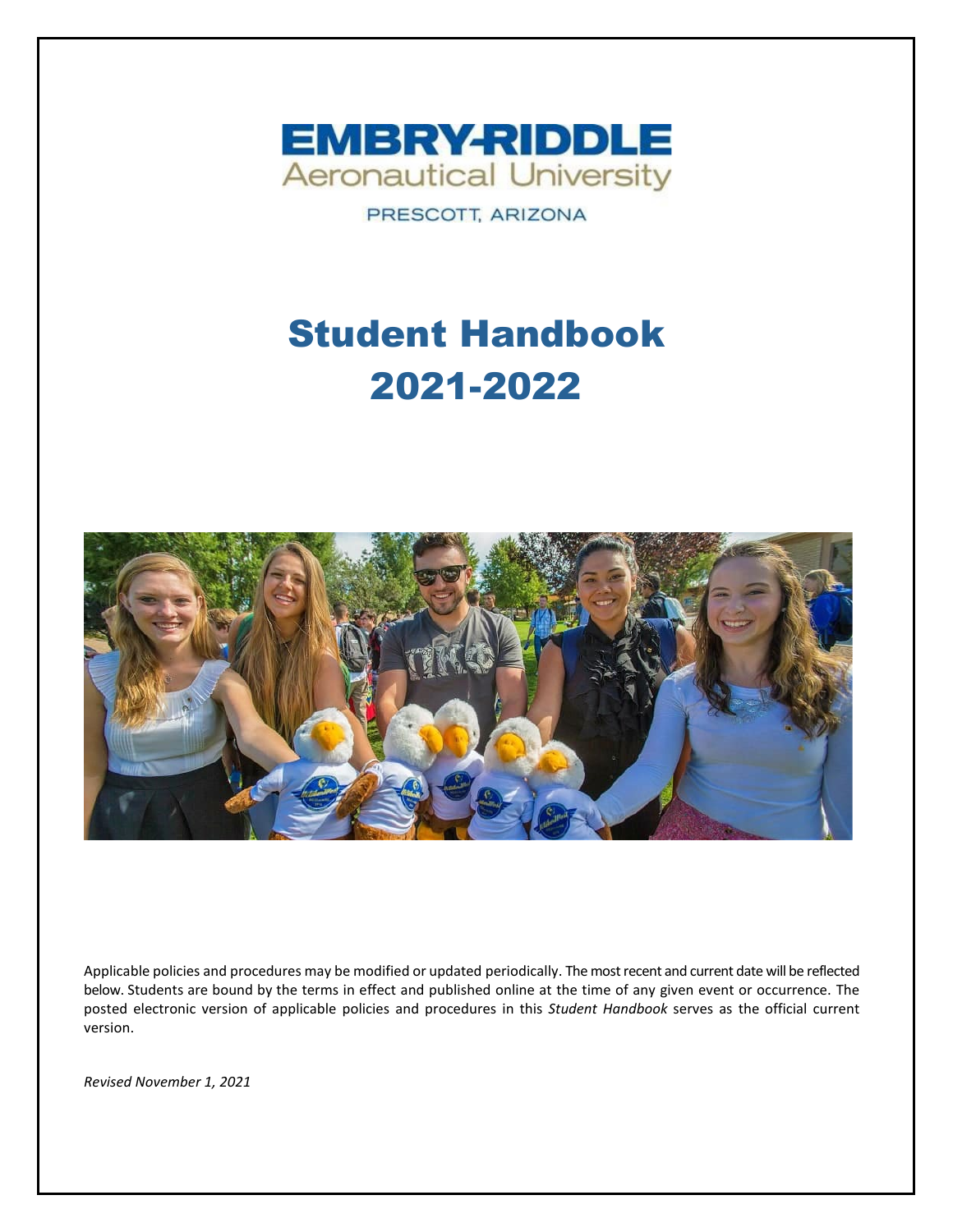EMBRY-RIDDLE
Aeronautical University

PRESCOTT, ARIZONA

# Student Handbook 2021-2022

Applicable policies and procedures may be modified or updated periodically. The most recent and current date will be reflected below. Students are bound by the terms in effect and published online at the time of any given event or occurrence. The posted electronic version of applicable policies and procedures in this *Student Handbook* serves as the official current version.

*Revised November 1, 2021*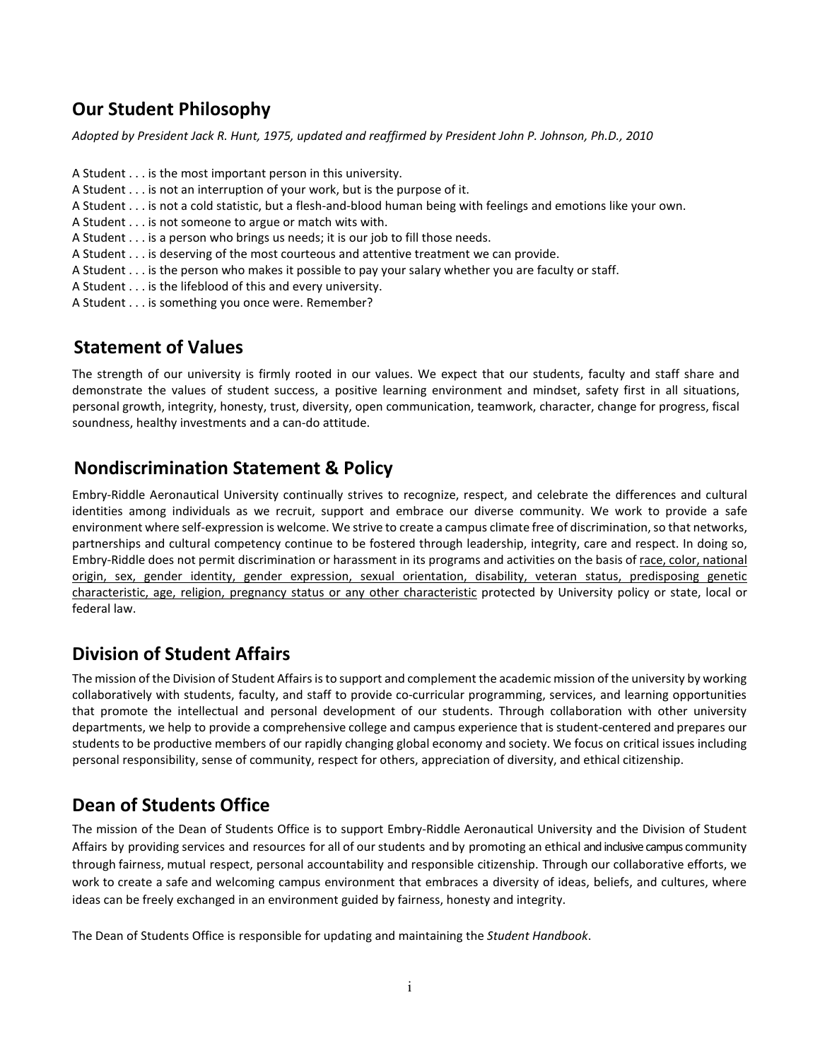## Our Student Philosophy

*Adopted by President Jack R. Hunt, 1975, updated and reaffirmed by President John P. Johnson, Ph.D., 2010*

A Student . . . is the most important person in this university.
A Student . . . is not an interruption of your work, but is the purpose of it.
A Student . . . is not a cold statistic, but a flesh-and-blood human being with feelings and emotions like your own.
A Student . . . is not someone to argue or match wits with.
A Student . . . is a person who brings us needs; it is our job to fill those needs.
A Student . . . is deserving of the most courteous and attentive treatment we can provide.
A Student . . . is the person who makes it possible to pay your salary whether you are faculty or staff.
A Student . . . is the lifeblood of this and every university.
A Student . . . is something you once were. Remember?

## Statement of Values

The strength of our university is firmly rooted in our values. We expect that our students, faculty and staff share and demonstrate the values of student success, a positive learning environment and mindset, safety first in all situations, personal growth, integrity, honesty, trust, diversity, open communication, teamwork, character, change for progress, fiscal soundness, healthy investments and a can-do attitude.

## Nondiscrimination Statement & Policy

Embry-Riddle Aeronautical University continually strives to recognize, respect, and celebrate the differences and cultural identities among individuals as we recruit, support and embrace our diverse community. We work to provide a safe environment where self-expression is welcome. We strive to create a campus climate free of discrimination, so that networks, partnerships and cultural competency continue to be fostered through leadership, integrity, care and respect. In doing so, Embry-Riddle does not permit discrimination or harassment in its programs and activities on the basis of race, color, national origin, sex, gender identity, gender expression, sexual orientation, disability, veteran status, predisposing genetic characteristic, age, religion, pregnancy status or any other characteristic protected by University policy or state, local or federal law.

## Division of Student Affairs

The mission of the Division of Student Affairs is to support and complement the academic mission of the university by working collaboratively with students, faculty, and staff to provide co-curricular programming, services, and learning opportunities that promote the intellectual and personal development of our students. Through collaboration with other university departments, we help to provide a comprehensive college and campus experience that is student-centered and prepares our students to be productive members of our rapidly changing global economy and society. We focus on critical issues including personal responsibility, sense of community, respect for others, appreciation of diversity, and ethical citizenship.

## Dean of Students Office

The mission of the Dean of Students Office is to support Embry-Riddle Aeronautical University and the Division of Student Affairs by providing services and resources for all of our students and by promoting an ethical and inclusive campus community through fairness, mutual respect, personal accountability and responsible citizenship. Through our collaborative efforts, we work to create a safe and welcoming campus environment that embraces a diversity of ideas, beliefs, and cultures, where ideas can be freely exchanged in an environment guided by fairness, honesty and integrity.

The Dean of Students Office is responsible for updating and maintaining the *Student Handbook*.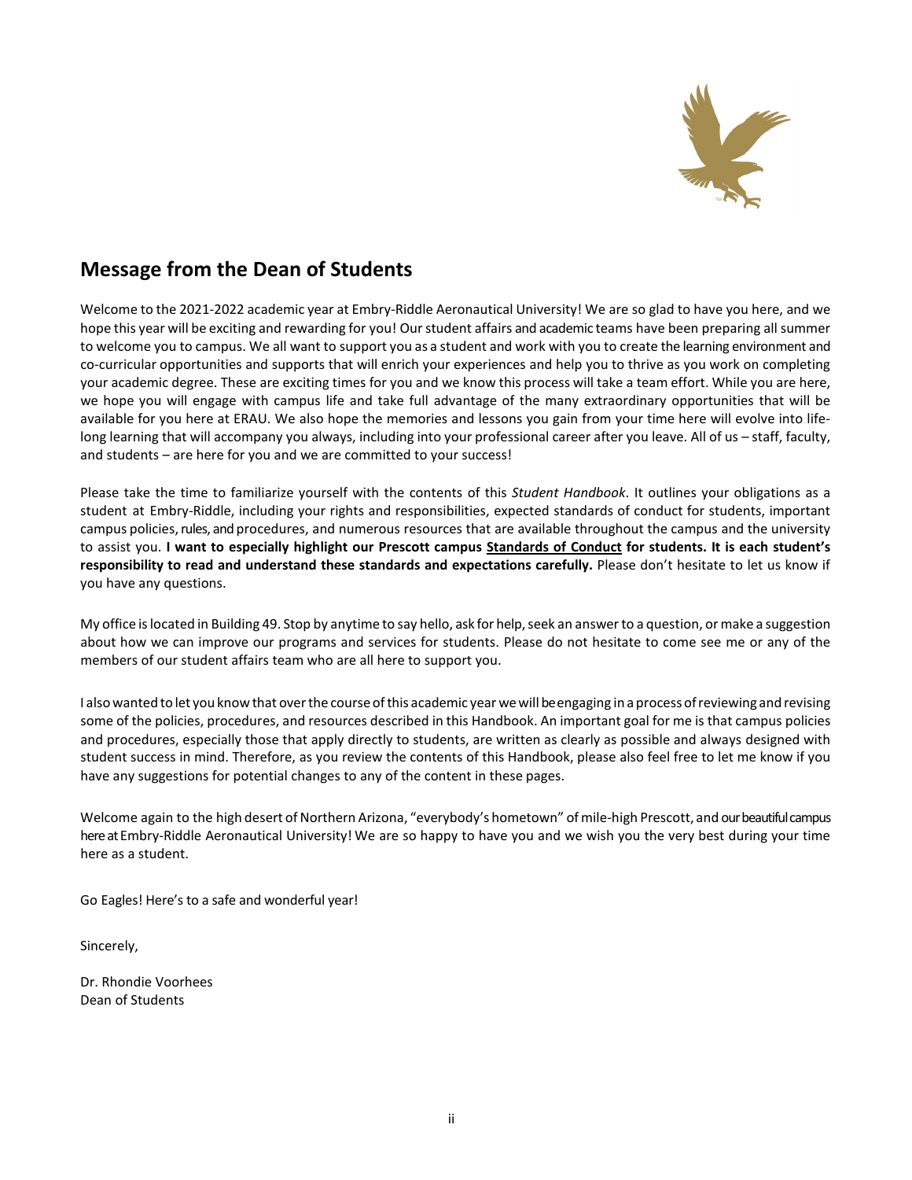## Message from the Dean of Students

Welcome to the 2021-2022 academic year at Embry-Riddle Aeronautical University! We are so glad to have you here, and we hope this year will be exciting and rewarding for you! Our student affairs and academic teams have been preparing all summer to welcome you to campus. We all want to support you as a student and work with you to create the learning environment and co-curricular opportunities and supports that will enrich your experiences and help you to thrive as you work on completing your academic degree. These are exciting times for you and we know this process will take a team effort. While you are here, we hope you will engage with campus life and take full advantage of the many extraordinary opportunities that will be available for you here at ERAU. We also hope the memories and lessons you gain from your time here will evolve into life-long learning that will accompany you always, including into your professional career after you leave. All of us – staff, faculty, and students – are here for you and we are committed to your success!

Please take the time to familiarize yourself with the contents of this *Student Handbook*. It outlines your obligations as a student at Embry-Riddle, including your rights and responsibilities, expected standards of conduct for students, important campus policies, rules, and procedures, and numerous resources that are available throughout the campus and the university to assist you. **I want to especially highlight our Prescott campus Standards of Conduct for students. It is each student's responsibility to read and understand these standards and expectations carefully.** Please don't hesitate to let us know if you have any questions.

My office is located in Building 49. Stop by anytime to say hello, ask for help, seek an answer to a question, or make a suggestion about how we can improve our programs and services for students. Please do not hesitate to come see me or any of the members of our student affairs team who are all here to support you.

I also wanted to let you know that over the course of this academic year we will be engaging in a process of reviewing and revising some of the policies, procedures, and resources described in this Handbook. An important goal for me is that campus policies and procedures, especially those that apply directly to students, are written as clearly as possible and always designed with student success in mind. Therefore, as you review the contents of this Handbook, please also feel free to let me know if you have any suggestions for potential changes to any of the content in these pages.

Welcome again to the high desert of Northern Arizona, "everybody's hometown" of mile-high Prescott, and our beautiful campus here at Embry-Riddle Aeronautical University! We are so happy to have you and we wish you the very best during your time here as a student.

Go Eagles! Here's to a safe and wonderful year!

Sincerely,

Dr. Rhondie Voorhees  
Dean of Students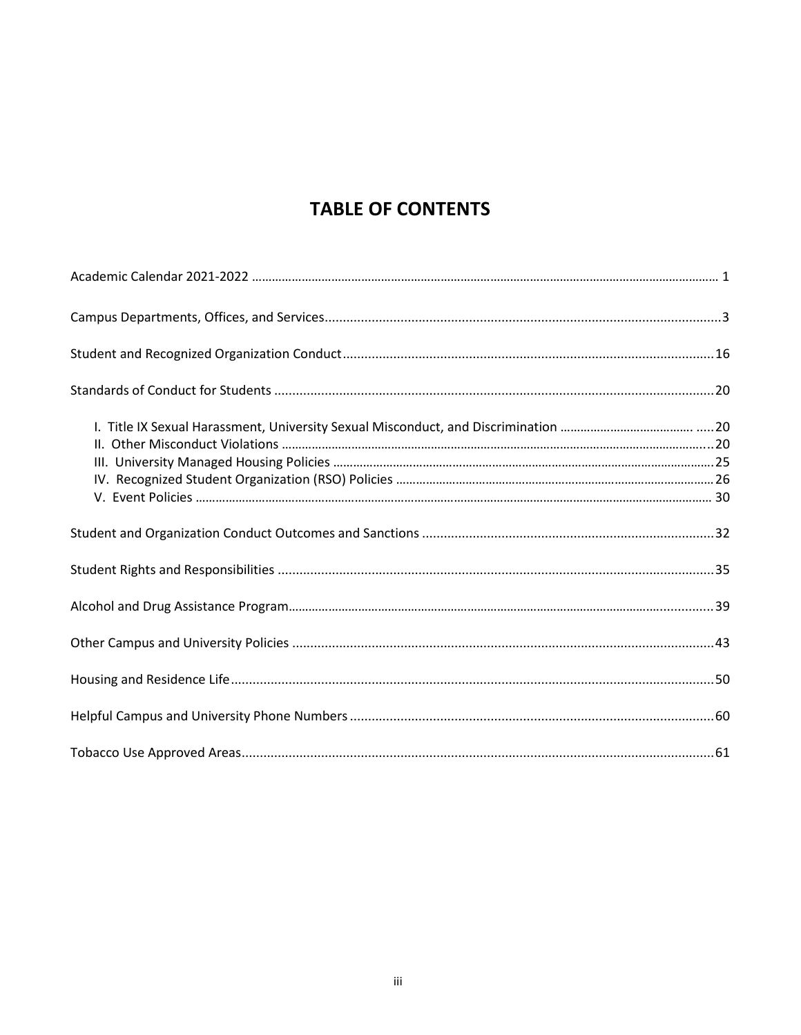# TABLE OF CONTENTS

Academic Calendar 2021-2022 ........................................................................ 1

Campus Departments, Offices, and Services ........................................................................ 3

Student and Recognized Organization Conduct ........................................................................ 16

Standards of Conduct for Students ........................................................................ 20

- I. Title IX Sexual Harassment, University Sexual Misconduct, and Discrimination ........................................ 20
- II. Other Misconduct Violations ........................................................................ 20
- III. University Managed Housing Policies ........................................................................ 25
- IV. Recognized Student Organization (RSO) Policies ........................................................................ 26
- V. Event Policies ........................................................................ 30

Student and Organization Conduct Outcomes and Sanctions ........................................................................ 32

Student Rights and Responsibilities ........................................................................ 35

Alcohol and Drug Assistance Program ........................................................................ 39

Other Campus and University Policies ........................................................................ 43

Housing and Residence Life ........................................................................ 50

Helpful Campus and University Phone Numbers ........................................................................ 60

Tobacco Use Approved Areas ........................................................................ 61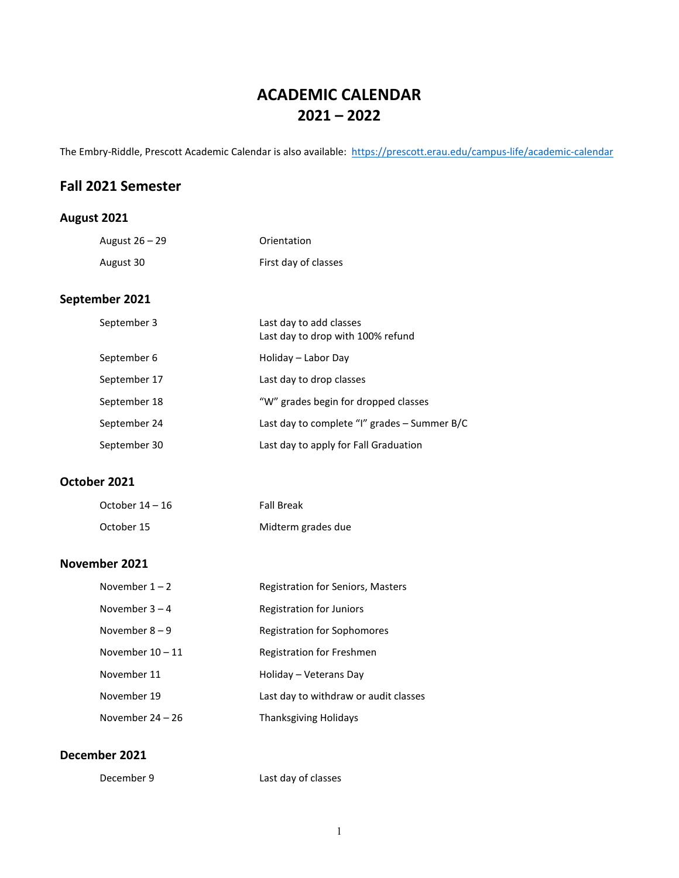# ACADEMIC CALENDAR
# 2021 – 2022

The Embry-Riddle, Prescott Academic Calendar is also available: https://prescott.erau.edu/campus-life/academic-calendar

## Fall 2021 Semester

### August 2021

| | |
|---|---|
| August 26 – 29 | Orientation |
| August 30 | First day of classes |

### September 2021

| | |
|---|---|
| September 3 | Last day to add classes<br>Last day to drop with 100% refund |
| September 6 | Holiday – Labor Day |
| September 17 | Last day to drop classes |
| September 18 | "W" grades begin for dropped classes |
| September 24 | Last day to complete "I" grades – Summer B/C |
| September 30 | Last day to apply for Fall Graduation |

### October 2021

| | |
|---|---|
| October 14 – 16 | Fall Break |
| October 15 | Midterm grades due |

### November 2021

| | |
|---|---|
| November 1 – 2 | Registration for Seniors, Masters |
| November 3 – 4 | Registration for Juniors |
| November 8 – 9 | Registration for Sophomores |
| November 10 – 11 | Registration for Freshmen |
| November 11 | Holiday – Veterans Day |
| November 19 | Last day to withdraw or audit classes |
| November 24 – 26 | Thanksgiving Holidays |

### December 2021

| | |
|---|---|
| December 9 | Last day of classes |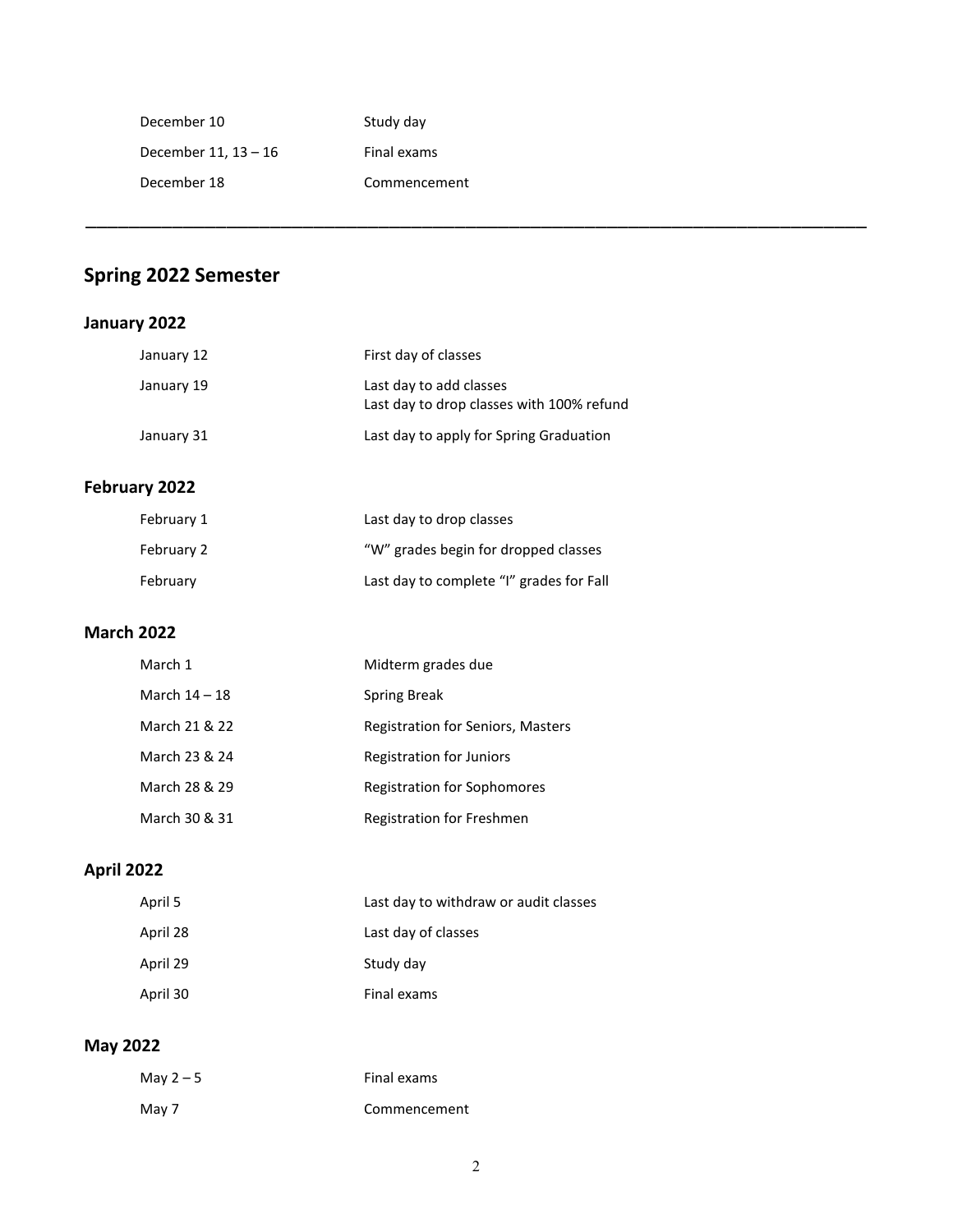| | |
|---|---|
| December 10 | Study day |
| December 11, 13 – 16 | Final exams |
| December 18 | Commencement |

---

## Spring 2022 Semester

### January 2022

| | |
|---|---|
| January 12 | First day of classes |
| January 19 | Last day to add classes<br>Last day to drop classes with 100% refund |
| January 31 | Last day to apply for Spring Graduation |

### February 2022

| | |
|---|---|
| February 1 | Last day to drop classes |
| February 2 | "W" grades begin for dropped classes |
| February | Last day to complete "I" grades for Fall |

### March 2022

| | |
|---|---|
| March 1 | Midterm grades due |
| March 14 – 18 | Spring Break |
| March 21 & 22 | Registration for Seniors, Masters |
| March 23 & 24 | Registration for Juniors |
| March 28 & 29 | Registration for Sophomores |
| March 30 & 31 | Registration for Freshmen |

### April 2022

| | |
|---|---|
| April 5 | Last day to withdraw or audit classes |
| April 28 | Last day of classes |
| April 29 | Study day |
| April 30 | Final exams |

### May 2022

| | |
|---|---|
| May 2 – 5 | Final exams |
| May 7 | Commencement |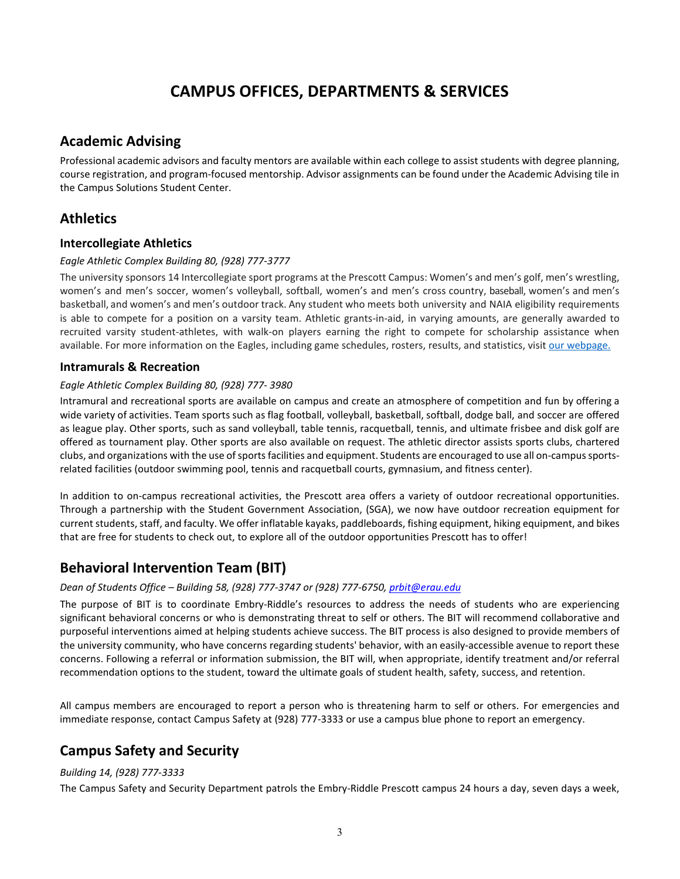# CAMPUS OFFICES, DEPARTMENTS & SERVICES

## Academic Advising

Professional academic advisors and faculty mentors are available within each college to assist students with degree planning, course registration, and program-focused mentorship. Advisor assignments can be found under the Academic Advising tile in the Campus Solutions Student Center.

## Athletics

### Intercollegiate Athletics

*Eagle Athletic Complex Building 80, (928) 777-3777*

The university sponsors 14 Intercollegiate sport programs at the Prescott Campus: Women's and men's golf, men's wrestling, women's and men's soccer, women's volleyball, softball, women's and men's cross country, baseball, women's and men's basketball, and women's and men's outdoor track. Any student who meets both university and NAIA eligibility requirements is able to compete for a position on a varsity team. Athletic grants-in-aid, in varying amounts, are generally awarded to recruited varsity student-athletes, with walk-on players earning the right to compete for scholarship assistance when available. For more information on the Eagles, including game schedules, rosters, results, and statistics, visit our webpage.

### Intramurals & Recreation

*Eagle Athletic Complex Building 80, (928) 777- 3980*

Intramural and recreational sports are available on campus and create an atmosphere of competition and fun by offering a wide variety of activities. Team sports such as flag football, volleyball, basketball, softball, dodge ball, and soccer are offered as league play. Other sports, such as sand volleyball, table tennis, racquetball, tennis, and ultimate frisbee and disk golf are offered as tournament play. Other sports are also available on request. The athletic director assists sports clubs, chartered clubs, and organizations with the use of sports facilities and equipment. Students are encouraged to use all on-campus sports-related facilities (outdoor swimming pool, tennis and racquetball courts, gymnasium, and fitness center).

In addition to on-campus recreational activities, the Prescott area offers a variety of outdoor recreational opportunities. Through a partnership with the Student Government Association, (SGA), we now have outdoor recreation equipment for current students, staff, and faculty. We offer inflatable kayaks, paddleboards, fishing equipment, hiking equipment, and bikes that are free for students to check out, to explore all of the outdoor opportunities Prescott has to offer!

## Behavioral Intervention Team (BIT)

*Dean of Students Office – Building 58, (928) 777-3747 or (928) 777-6750, prbit@erau.edu*

The purpose of BIT is to coordinate Embry-Riddle's resources to address the needs of students who are experiencing significant behavioral concerns or who is demonstrating threat to self or others. The BIT will recommend collaborative and purposeful interventions aimed at helping students achieve success. The BIT process is also designed to provide members of the university community, who have concerns regarding students' behavior, with an easily-accessible avenue to report these concerns. Following a referral or information submission, the BIT will, when appropriate, identify treatment and/or referral recommendation options to the student, toward the ultimate goals of student health, safety, success, and retention.

All campus members are encouraged to report a person who is threatening harm to self or others. For emergencies and immediate response, contact Campus Safety at (928) 777-3333 or use a campus blue phone to report an emergency.

## Campus Safety and Security

*Building 14, (928) 777-3333*

The Campus Safety and Security Department patrols the Embry-Riddle Prescott campus 24 hours a day, seven days a week,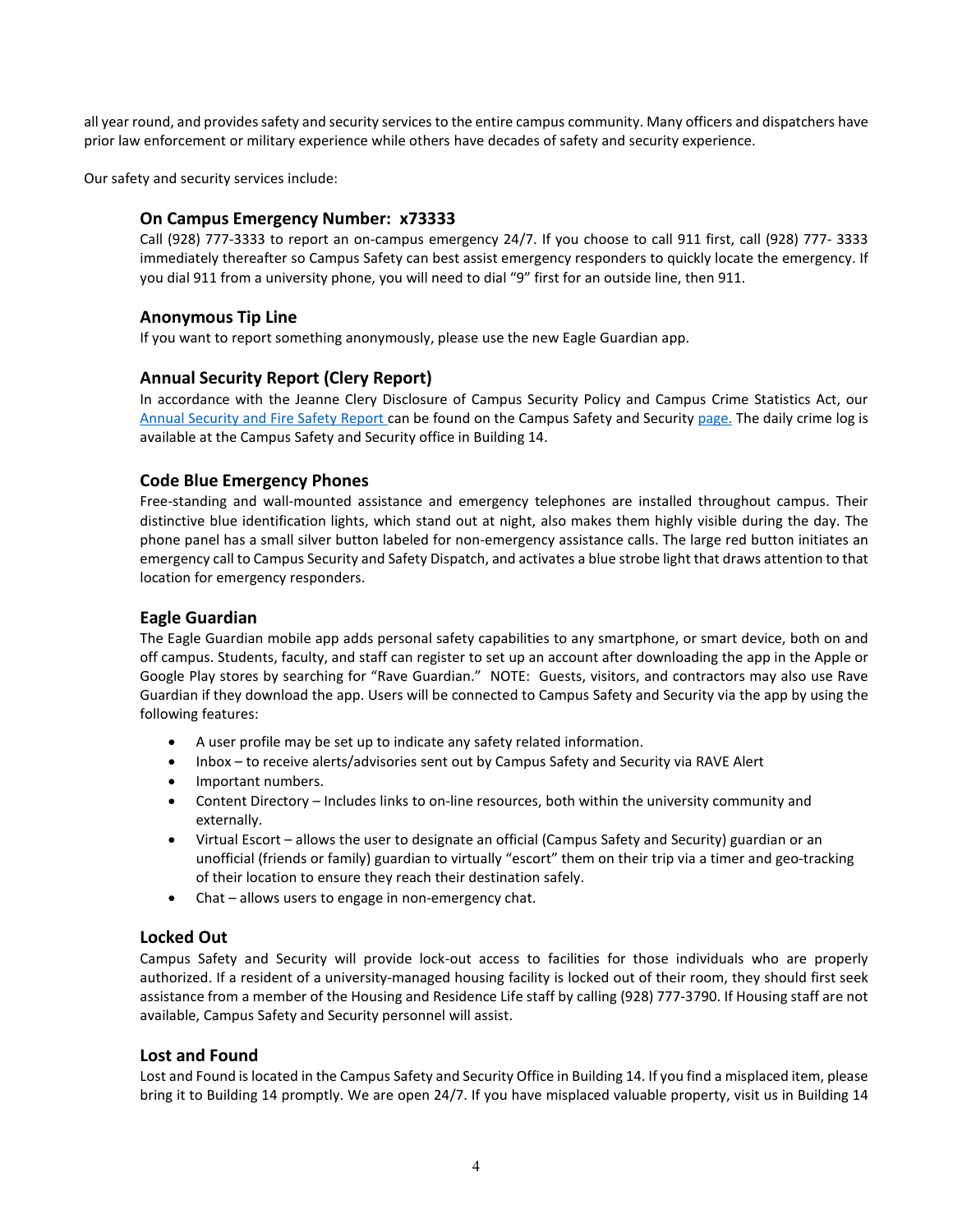all year round, and provides safety and security services to the entire campus community. Many officers and dispatchers have prior law enforcement or military experience while others have decades of safety and security experience.

Our safety and security services include:

### On Campus Emergency Number: x73333

Call (928) 777-3333 to report an on-campus emergency 24/7. If you choose to call 911 first, call (928) 777- 3333 immediately thereafter so Campus Safety can best assist emergency responders to quickly locate the emergency. If you dial 911 from a university phone, you will need to dial "9" first for an outside line, then 911.

### Anonymous Tip Line

If you want to report something anonymously, please use the new Eagle Guardian app.

### Annual Security Report (Clery Report)

In accordance with the Jeanne Clery Disclosure of Campus Security Policy and Campus Crime Statistics Act, our Annual Security and Fire Safety Report can be found on the Campus Safety and Security page. The daily crime log is available at the Campus Safety and Security office in Building 14.

### Code Blue Emergency Phones

Free-standing and wall-mounted assistance and emergency telephones are installed throughout campus. Their distinctive blue identification lights, which stand out at night, also makes them highly visible during the day. The phone panel has a small silver button labeled for non-emergency assistance calls. The large red button initiates an emergency call to Campus Security and Safety Dispatch, and activates a blue strobe light that draws attention to that location for emergency responders.

### Eagle Guardian

The Eagle Guardian mobile app adds personal safety capabilities to any smartphone, or smart device, both on and off campus. Students, faculty, and staff can register to set up an account after downloading the app in the Apple or Google Play stores by searching for "Rave Guardian." NOTE: Guests, visitors, and contractors may also use Rave Guardian if they download the app. Users will be connected to Campus Safety and Security via the app by using the following features:

- A user profile may be set up to indicate any safety related information.
- Inbox – to receive alerts/advisories sent out by Campus Safety and Security via RAVE Alert
- Important numbers.
- Content Directory – Includes links to on-line resources, both within the university community and externally.
- Virtual Escort – allows the user to designate an official (Campus Safety and Security) guardian or an unofficial (friends or family) guardian to virtually "escort" them on their trip via a timer and geo-tracking of their location to ensure they reach their destination safely.
- Chat – allows users to engage in non-emergency chat.

### Locked Out

Campus Safety and Security will provide lock-out access to facilities for those individuals who are properly authorized. If a resident of a university-managed housing facility is locked out of their room, they should first seek assistance from a member of the Housing and Residence Life staff by calling (928) 777-3790. If Housing staff are not available, Campus Safety and Security personnel will assist.

### Lost and Found

Lost and Found is located in the Campus Safety and Security Office in Building 14. If you find a misplaced item, please bring it to Building 14 promptly. We are open 24/7. If you have misplaced valuable property, visit us in Building 14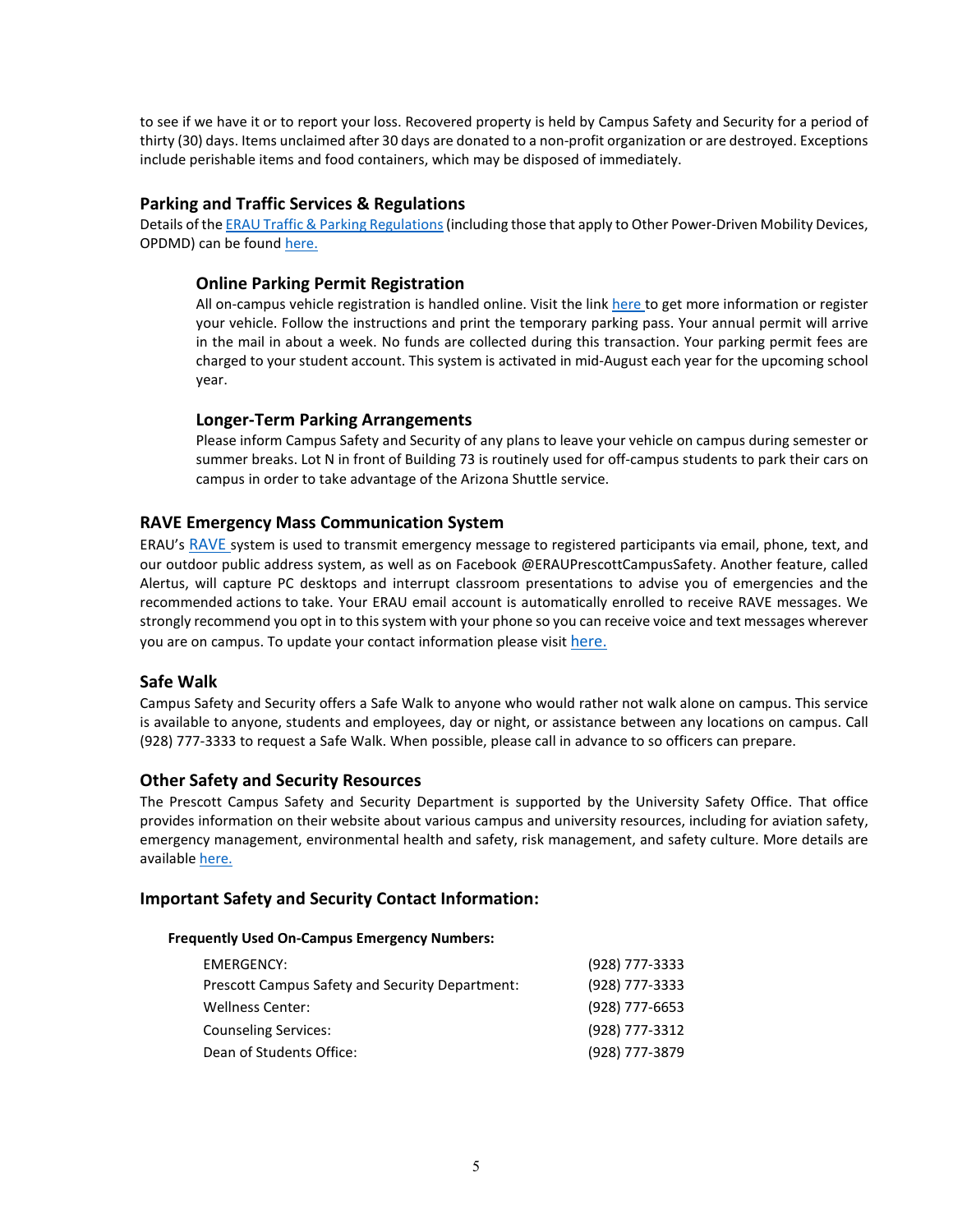to see if we have it or to report your loss. Recovered property is held by Campus Safety and Security for a period of thirty (30) days. Items unclaimed after 30 days are donated to a non-profit organization or are destroyed. Exceptions include perishable items and food containers, which may be disposed of immediately.

## Parking and Traffic Services & Regulations

Details of the ERAU Traffic & Parking Regulations (including those that apply to Other Power-Driven Mobility Devices, OPDMD) can be found here.

### Online Parking Permit Registration

All on-campus vehicle registration is handled online. Visit the link here to get more information or register your vehicle. Follow the instructions and print the temporary parking pass. Your annual permit will arrive in the mail in about a week. No funds are collected during this transaction. Your parking permit fees are charged to your student account. This system is activated in mid-August each year for the upcoming school year.

### Longer-Term Parking Arrangements

Please inform Campus Safety and Security of any plans to leave your vehicle on campus during semester or summer breaks. Lot N in front of Building 73 is routinely used for off-campus students to park their cars on campus in order to take advantage of the Arizona Shuttle service.

## RAVE Emergency Mass Communication System

ERAU's RAVE system is used to transmit emergency message to registered participants via email, phone, text, and our outdoor public address system, as well as on Facebook @ERAUPrescottCampusSafety. Another feature, called Alertus, will capture PC desktops and interrupt classroom presentations to advise you of emergencies and the recommended actions to take. Your ERAU email account is automatically enrolled to receive RAVE messages. We strongly recommend you opt in to this system with your phone so you can receive voice and text messages wherever you are on campus. To update your contact information please visit here.

## Safe Walk

Campus Safety and Security offers a Safe Walk to anyone who would rather not walk alone on campus. This service is available to anyone, students and employees, day or night, or assistance between any locations on campus. Call (928) 777-3333 to request a Safe Walk. When possible, please call in advance to so officers can prepare.

## Other Safety and Security Resources

The Prescott Campus Safety and Security Department is supported by the University Safety Office. That office provides information on their website about various campus and university resources, including for aviation safety, emergency management, environmental health and safety, risk management, and safety culture. More details are available here.

## Important Safety and Security Contact Information:

**Frequently Used On-Campus Emergency Numbers:**

| | |
|---|---|
| EMERGENCY: | (928) 777-3333 |
| Prescott Campus Safety and Security Department: | (928) 777-3333 |
| Wellness Center: | (928) 777-6653 |
| Counseling Services: | (928) 777-3312 |
| Dean of Students Office: | (928) 777-3879 |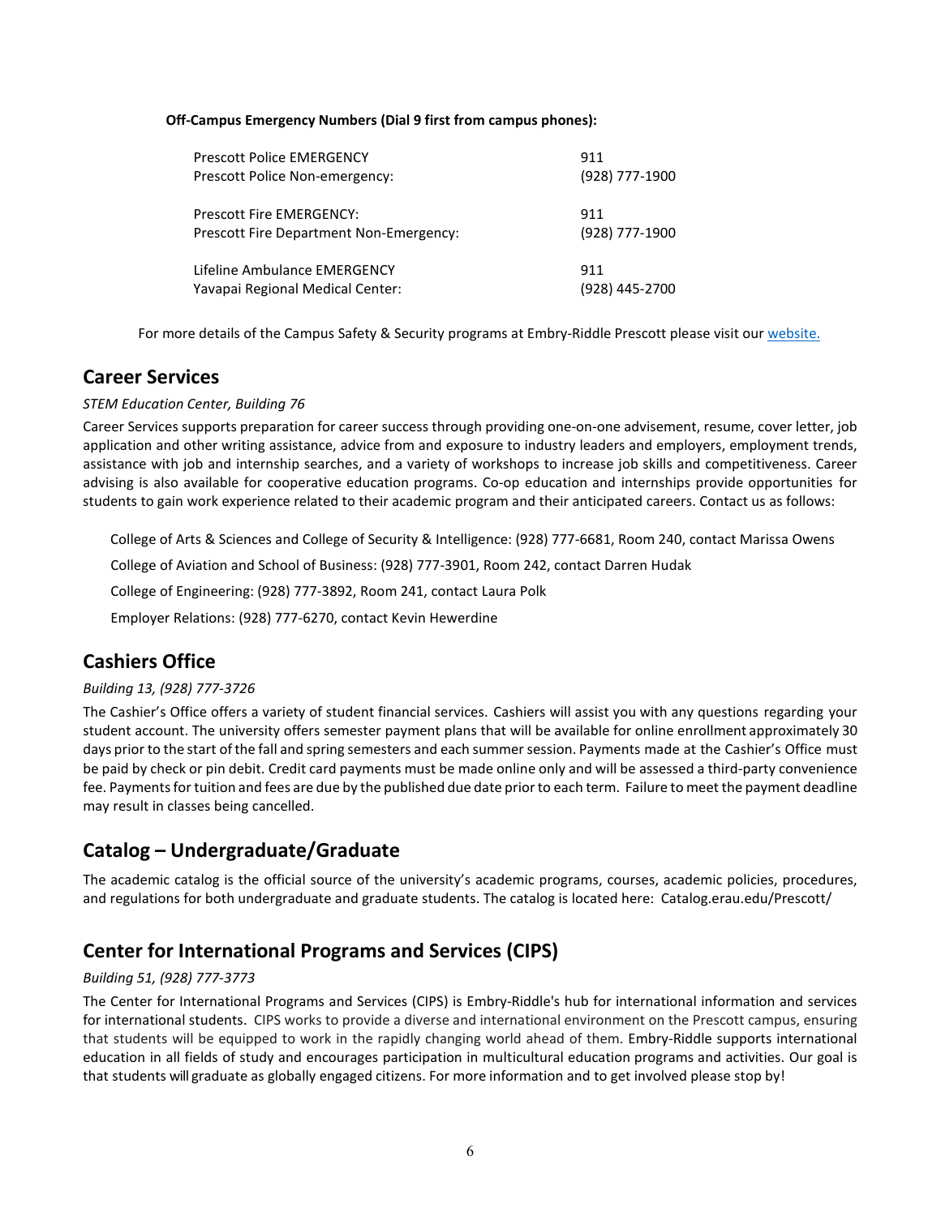**Off-Campus Emergency Numbers (Dial 9 first from campus phones):**

| | |
|---|---|
| Prescott Police EMERGENCY | 911 |
| Prescott Police Non-emergency: | (928) 777-1900 |
| Prescott Fire EMERGENCY: | 911 |
| Prescott Fire Department Non-Emergency: | (928) 777-1900 |
| Lifeline Ambulance EMERGENCY | 911 |
| Yavapai Regional Medical Center: | (928) 445-2700 |

For more details of the Campus Safety & Security programs at Embry-Riddle Prescott please visit our website.

## Career Services

*STEM Education Center, Building 76*

Career Services supports preparation for career success through providing one-on-one advisement, resume, cover letter, job application and other writing assistance, advice from and exposure to industry leaders and employers, employment trends, assistance with job and internship searches, and a variety of workshops to increase job skills and competitiveness. Career advising is also available for cooperative education programs. Co-op education and internships provide opportunities for students to gain work experience related to their academic program and their anticipated careers. Contact us as follows:

College of Arts & Sciences and College of Security & Intelligence: (928) 777-6681, Room 240, contact Marissa Owens

College of Aviation and School of Business: (928) 777-3901, Room 242, contact Darren Hudak

College of Engineering: (928) 777-3892, Room 241, contact Laura Polk

Employer Relations: (928) 777-6270, contact Kevin Hewerdine

## Cashiers Office

*Building 13, (928) 777-3726*

The Cashier's Office offers a variety of student financial services. Cashiers will assist you with any questions regarding your student account. The university offers semester payment plans that will be available for online enrollment approximately 30 days prior to the start of the fall and spring semesters and each summer session. Payments made at the Cashier's Office must be paid by check or pin debit. Credit card payments must be made online only and will be assessed a third-party convenience fee. Payments for tuition and fees are due by the published due date prior to each term. Failure to meet the payment deadline may result in classes being cancelled.

## Catalog – Undergraduate/Graduate

The academic catalog is the official source of the university's academic programs, courses, academic policies, procedures, and regulations for both undergraduate and graduate students. The catalog is located here: Catalog.erau.edu/Prescott/

## Center for International Programs and Services (CIPS)

*Building 51, (928) 777-3773*

The Center for International Programs and Services (CIPS) is Embry-Riddle's hub for international information and services for international students. CIPS works to provide a diverse and international environment on the Prescott campus, ensuring that students will be equipped to work in the rapidly changing world ahead of them. Embry-Riddle supports international education in all fields of study and encourages participation in multicultural education programs and activities. Our goal is that students will graduate as globally engaged citizens. For more information and to get involved please stop by!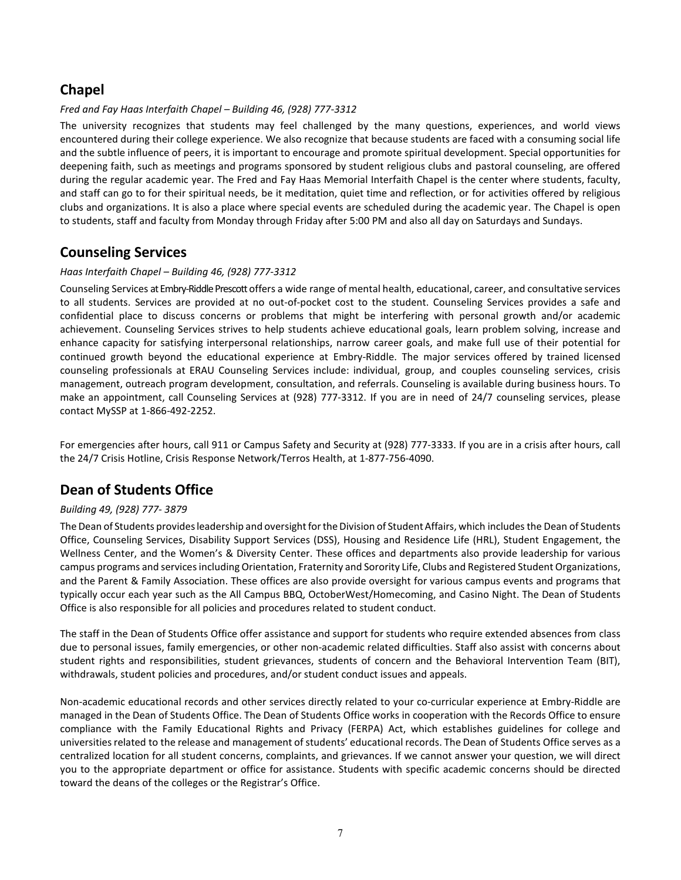## Chapel

*Fred and Fay Haas Interfaith Chapel – Building 46, (928) 777-3312*

The university recognizes that students may feel challenged by the many questions, experiences, and world views encountered during their college experience. We also recognize that because students are faced with a consuming social life and the subtle influence of peers, it is important to encourage and promote spiritual development. Special opportunities for deepening faith, such as meetings and programs sponsored by student religious clubs and pastoral counseling, are offered during the regular academic year. The Fred and Fay Haas Memorial Interfaith Chapel is the center where students, faculty, and staff can go to for their spiritual needs, be it meditation, quiet time and reflection, or for activities offered by religious clubs and organizations. It is also a place where special events are scheduled during the academic year. The Chapel is open to students, staff and faculty from Monday through Friday after 5:00 PM and also all day on Saturdays and Sundays.

## Counseling Services

*Haas Interfaith Chapel – Building 46, (928) 777-3312*

Counseling Services at Embry-Riddle Prescott offers a wide range of mental health, educational, career, and consultative services to all students. Services are provided at no out-of-pocket cost to the student. Counseling Services provides a safe and confidential place to discuss concerns or problems that might be interfering with personal growth and/or academic achievement. Counseling Services strives to help students achieve educational goals, learn problem solving, increase and enhance capacity for satisfying interpersonal relationships, narrow career goals, and make full use of their potential for continued growth beyond the educational experience at Embry-Riddle. The major services offered by trained licensed counseling professionals at ERAU Counseling Services include: individual, group, and couples counseling services, crisis management, outreach program development, consultation, and referrals. Counseling is available during business hours. To make an appointment, call Counseling Services at (928) 777-3312. If you are in need of 24/7 counseling services, please contact MySSP at 1-866-492-2252.

For emergencies after hours, call 911 or Campus Safety and Security at (928) 777-3333. If you are in a crisis after hours, call the 24/7 Crisis Hotline, Crisis Response Network/Terros Health, at 1-877-756-4090.

## Dean of Students Office

*Building 49, (928) 777- 3879*

The Dean of Students provides leadership and oversight for the Division of Student Affairs, which includes the Dean of Students Office, Counseling Services, Disability Support Services (DSS), Housing and Residence Life (HRL), Student Engagement, the Wellness Center, and the Women's & Diversity Center. These offices and departments also provide leadership for various campus programs and services including Orientation, Fraternity and Sorority Life, Clubs and Registered Student Organizations, and the Parent & Family Association. These offices are also provide oversight for various campus events and programs that typically occur each year such as the All Campus BBQ, OctoberWest/Homecoming, and Casino Night. The Dean of Students Office is also responsible for all policies and procedures related to student conduct.

The staff in the Dean of Students Office offer assistance and support for students who require extended absences from class due to personal issues, family emergencies, or other non-academic related difficulties. Staff also assist with concerns about student rights and responsibilities, student grievances, students of concern and the Behavioral Intervention Team (BIT), withdrawals, student policies and procedures, and/or student conduct issues and appeals.

Non-academic educational records and other services directly related to your co-curricular experience at Embry-Riddle are managed in the Dean of Students Office. The Dean of Students Office works in cooperation with the Records Office to ensure compliance with the Family Educational Rights and Privacy (FERPA) Act, which establishes guidelines for college and universities related to the release and management of students' educational records. The Dean of Students Office serves as a centralized location for all student concerns, complaints, and grievances. If we cannot answer your question, we will direct you to the appropriate department or office for assistance. Students with specific academic concerns should be directed toward the deans of the colleges or the Registrar's Office.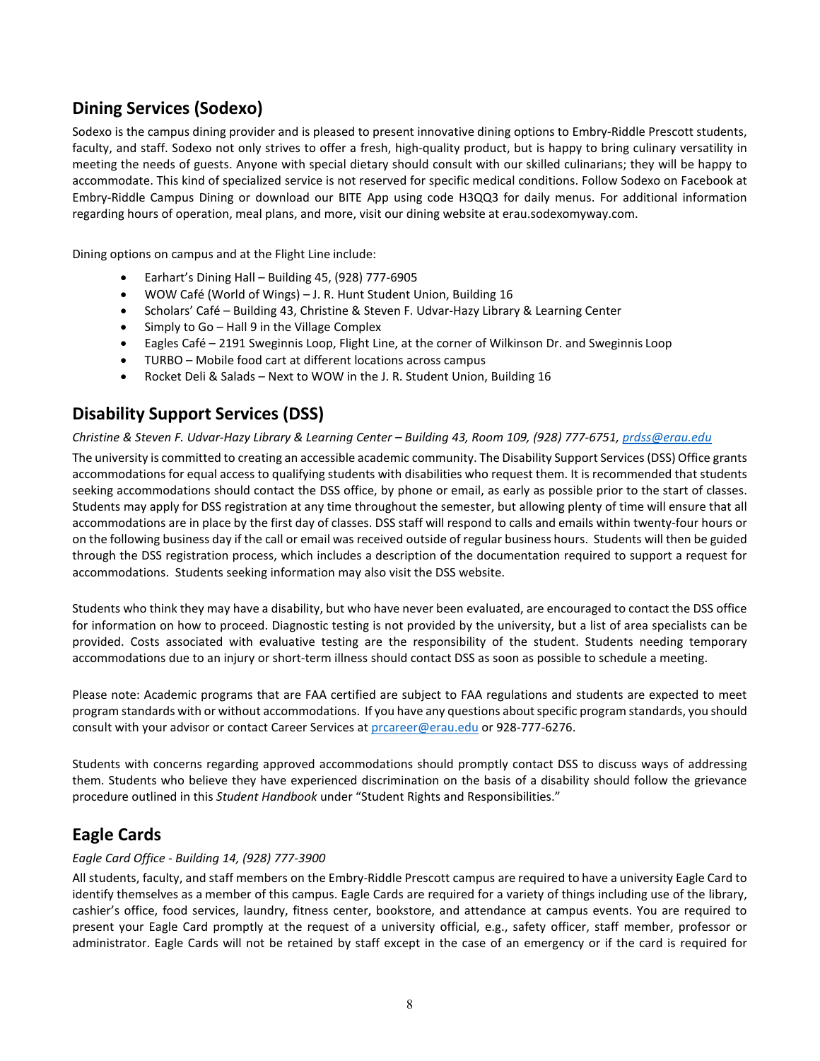## Dining Services (Sodexo)

Sodexo is the campus dining provider and is pleased to present innovative dining options to Embry-Riddle Prescott students, faculty, and staff. Sodexo not only strives to offer a fresh, high-quality product, but is happy to bring culinary versatility in meeting the needs of guests. Anyone with special dietary should consult with our skilled culinarians; they will be happy to accommodate. This kind of specialized service is not reserved for specific medical conditions. Follow Sodexo on Facebook at Embry-Riddle Campus Dining or download our BITE App using code H3QQ3 for daily menus. For additional information regarding hours of operation, meal plans, and more, visit our dining website at erau.sodexomyway.com.

Dining options on campus and at the Flight Line include:

- Earhart's Dining Hall – Building 45, (928) 777-6905
- WOW Café (World of Wings) – J. R. Hunt Student Union, Building 16
- Scholars' Café – Building 43, Christine & Steven F. Udvar-Hazy Library & Learning Center
- Simply to Go – Hall 9 in the Village Complex
- Eagles Café – 2191 Sweginnis Loop, Flight Line, at the corner of Wilkinson Dr. and Sweginnis Loop
- TURBO – Mobile food cart at different locations across campus
- Rocket Deli & Salads – Next to WOW in the J. R. Student Union, Building 16

## Disability Support Services (DSS)

*Christine & Steven F. Udvar-Hazy Library & Learning Center – Building 43, Room 109, (928) 777-6751, prdss@erau.edu*

The university is committed to creating an accessible academic community. The Disability Support Services (DSS) Office grants accommodations for equal access to qualifying students with disabilities who request them. It is recommended that students seeking accommodations should contact the DSS office, by phone or email, as early as possible prior to the start of classes. Students may apply for DSS registration at any time throughout the semester, but allowing plenty of time will ensure that all accommodations are in place by the first day of classes. DSS staff will respond to calls and emails within twenty-four hours or on the following business day if the call or email was received outside of regular business hours. Students will then be guided through the DSS registration process, which includes a description of the documentation required to support a request for accommodations. Students seeking information may also visit the DSS website.

Students who think they may have a disability, but who have never been evaluated, are encouraged to contact the DSS office for information on how to proceed. Diagnostic testing is not provided by the university, but a list of area specialists can be provided. Costs associated with evaluative testing are the responsibility of the student. Students needing temporary accommodations due to an injury or short-term illness should contact DSS as soon as possible to schedule a meeting.

Please note: Academic programs that are FAA certified are subject to FAA regulations and students are expected to meet program standards with or without accommodations. If you have any questions about specific program standards, you should consult with your advisor or contact Career Services at prcareer@erau.edu or 928-777-6276.

Students with concerns regarding approved accommodations should promptly contact DSS to discuss ways of addressing them. Students who believe they have experienced discrimination on the basis of a disability should follow the grievance procedure outlined in this *Student Handbook* under "Student Rights and Responsibilities."

## Eagle Cards

*Eagle Card Office - Building 14, (928) 777-3900*

All students, faculty, and staff members on the Embry-Riddle Prescott campus are required to have a university Eagle Card to identify themselves as a member of this campus. Eagle Cards are required for a variety of things including use of the library, cashier's office, food services, laundry, fitness center, bookstore, and attendance at campus events. You are required to present your Eagle Card promptly at the request of a university official, e.g., safety officer, staff member, professor or administrator. Eagle Cards will not be retained by staff except in the case of an emergency or if the card is required for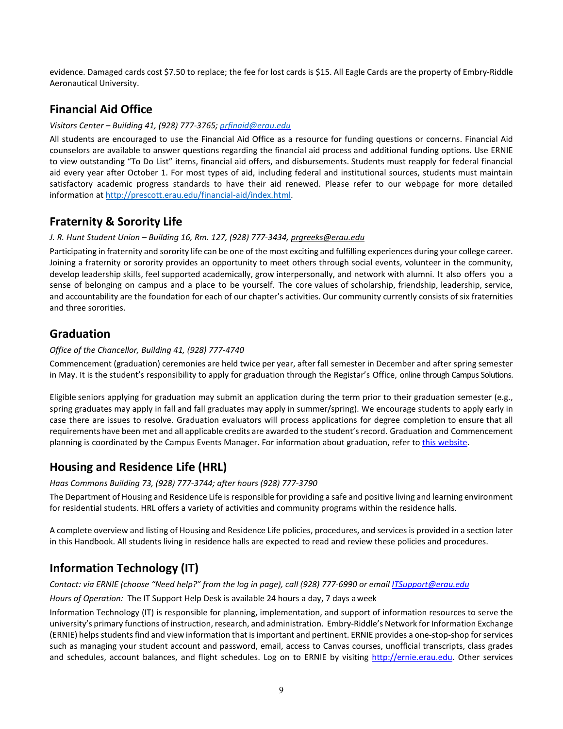evidence. Damaged cards cost $7.50 to replace; the fee for lost cards is $15. All Eagle Cards are the property of Embry-Riddle Aeronautical University.

## Financial Aid Office

*Visitors Center – Building 41, (928) 777-3765; [prfinaid@erau.edu](mailto:prfinaid@erau.edu)*

All students are encouraged to use the Financial Aid Office as a resource for funding questions or concerns. Financial Aid counselors are available to answer questions regarding the financial aid process and additional funding options. Use ERNIE to view outstanding "To Do List" items, financial aid offers, and disbursements. Students must reapply for federal financial aid every year after October 1. For most types of aid, including federal and institutional sources, students must maintain satisfactory academic progress standards to have their aid renewed. Please refer to our webpage for more detailed information at [http://prescott.erau.edu/financial-aid/index.html](http://prescott.erau.edu/financial-aid/index.html).

## Fraternity & Sorority Life

*J. R. Hunt Student Union – Building 16, Rm. 127, (928) 777-3434, prgreeks@erau.edu*

Participating in fraternity and sorority life can be one of the most exciting and fulfilling experiences during your college career. Joining a fraternity or sorority provides an opportunity to meet others through social events, volunteer in the community, develop leadership skills, feel supported academically, grow interpersonally, and network with alumni. It also offers you a sense of belonging on campus and a place to be yourself. The core values of scholarship, friendship, leadership, service, and accountability are the foundation for each of our chapter's activities. Our community currently consists of six fraternities and three sororities.

## Graduation

*Office of the Chancellor, Building 41, (928) 777-4740*

Commencement (graduation) ceremonies are held twice per year, after fall semester in December and after spring semester in May. It is the student's responsibility to apply for graduation through the Registar's Office, online through Campus Solutions.

Eligible seniors applying for graduation may submit an application during the term prior to their graduation semester (e.g., spring graduates may apply in fall and fall graduates may apply in summer/spring). We encourage students to apply early in case there are issues to resolve. Graduation evaluators will process applications for degree completion to ensure that all requirements have been met and all applicable credits are awarded to the student's record. Graduation and Commencement planning is coordinated by the Campus Events Manager. For information about graduation, refer to this website.

## Housing and Residence Life (HRL)

*Haas Commons Building 73, (928) 777-3744; after hours (928) 777-3790*

The Department of Housing and Residence Life is responsible for providing a safe and positive living and learning environment for residential students. HRL offers a variety of activities and community programs within the residence halls.

A complete overview and listing of Housing and Residence Life policies, procedures, and services is provided in a section later in this Handbook. All students living in residence halls are expected to read and review these policies and procedures.

## Information Technology (IT)

*Contact: via ERNIE (choose "Need help?" from the log in page), call (928) 777-6990 or email [ITSupport@erau.edu](mailto:ITSupport@erau.edu)*

*Hours of Operation:* The IT Support Help Desk is available 24 hours a day, 7 days a week

Information Technology (IT) is responsible for planning, implementation, and support of information resources to serve the university's primary functions of instruction, research, and administration. Embry-Riddle's Network for Information Exchange (ERNIE) helps students find and view information that is important and pertinent. ERNIE provides a one-stop-shop for services such as managing your student account and password, email, access to Canvas courses, unofficial transcripts, class grades and schedules, account balances, and flight schedules. Log on to ERNIE by visiting [http://ernie.erau.edu](http://ernie.erau.edu). Other services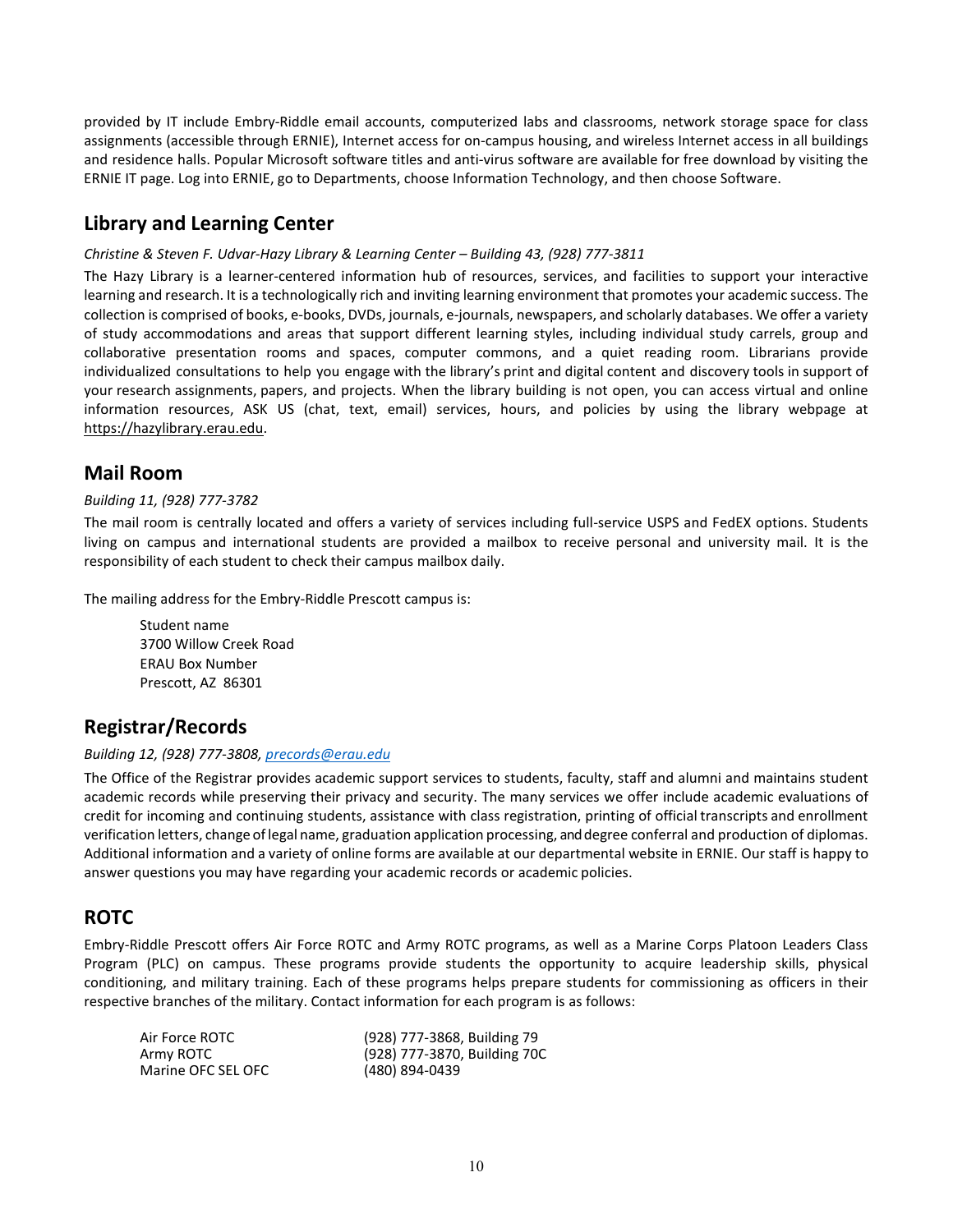provided by IT include Embry-Riddle email accounts, computerized labs and classrooms, network storage space for class assignments (accessible through ERNIE), Internet access for on-campus housing, and wireless Internet access in all buildings and residence halls. Popular Microsoft software titles and anti-virus software are available for free download by visiting the ERNIE IT page. Log into ERNIE, go to Departments, choose Information Technology, and then choose Software.

## Library and Learning Center

*Christine & Steven F. Udvar-Hazy Library & Learning Center – Building 43, (928) 777-3811*

The Hazy Library is a learner-centered information hub of resources, services, and facilities to support your interactive learning and research. It is a technologically rich and inviting learning environment that promotes your academic success. The collection is comprised of books, e-books, DVDs, journals, e-journals, newspapers, and scholarly databases. We offer a variety of study accommodations and areas that support different learning styles, including individual study carrels, group and collaborative presentation rooms and spaces, computer commons, and a quiet reading room. Librarians provide individualized consultations to help you engage with the library's print and digital content and discovery tools in support of your research assignments, papers, and projects. When the library building is not open, you can access virtual and online information resources, ASK US (chat, text, email) services, hours, and policies by using the library webpage at https://hazylibrary.erau.edu.

## Mail Room

*Building 11, (928) 777-3782*

The mail room is centrally located and offers a variety of services including full-service USPS and FedEX options. Students living on campus and international students are provided a mailbox to receive personal and university mail. It is the responsibility of each student to check their campus mailbox daily.

The mailing address for the Embry-Riddle Prescott campus is:

> Student name
> 3700 Willow Creek Road
> ERAU Box Number
> Prescott, AZ 86301

## Registrar/Records

*Building 12, (928) 777-3808, precords@erau.edu*

The Office of the Registrar provides academic support services to students, faculty, staff and alumni and maintains student academic records while preserving their privacy and security. The many services we offer include academic evaluations of credit for incoming and continuing students, assistance with class registration, printing of official transcripts and enrollment verification letters, change of legal name, graduation application processing, and degree conferral and production of diplomas. Additional information and a variety of online forms are available at our departmental website in ERNIE. Our staff is happy to answer questions you may have regarding your academic records or academic policies.

## ROTC

Embry-Riddle Prescott offers Air Force ROTC and Army ROTC programs, as well as a Marine Corps Platoon Leaders Class Program (PLC) on campus. These programs provide students the opportunity to acquire leadership skills, physical conditioning, and military training. Each of these programs helps prepare students for commissioning as officers in their respective branches of the military. Contact information for each program is as follows:

| | |
|---|---|
| Air Force ROTC | (928) 777-3868, Building 79 |
| Army ROTC | (928) 777-3870, Building 70C |
| Marine OFC SEL OFC | (480) 894-0439 |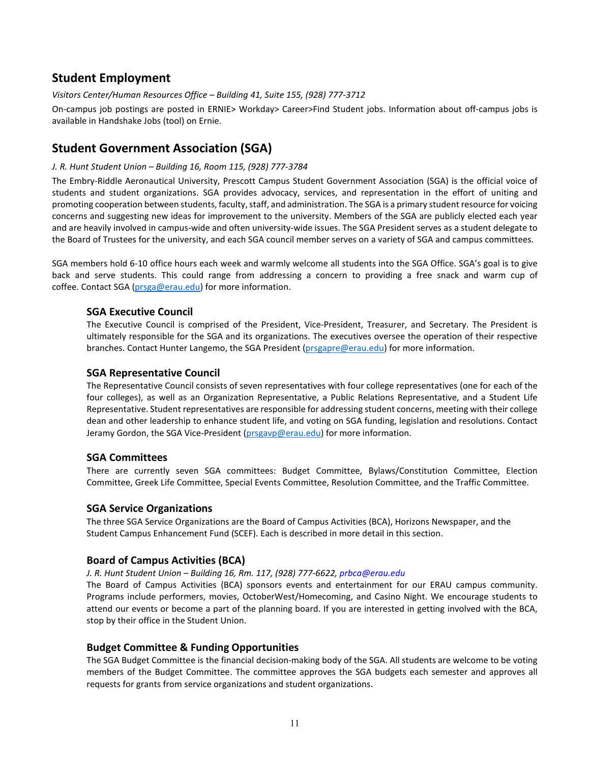## Student Employment

*Visitors Center/Human Resources Office – Building 41, Suite 155, (928) 777-3712*

On-campus job postings are posted in ERNIE> Workday> Career>Find Student jobs. Information about off-campus jobs is available in Handshake Jobs (tool) on Ernie.

## Student Government Association (SGA)

*J. R. Hunt Student Union – Building 16, Room 115, (928) 777-3784*

The Embry-Riddle Aeronautical University, Prescott Campus Student Government Association (SGA) is the official voice of students and student organizations. SGA provides advocacy, services, and representation in the effort of uniting and promoting cooperation between students, faculty, staff, and administration. The SGA is a primary student resource for voicing concerns and suggesting new ideas for improvement to the university. Members of the SGA are publicly elected each year and are heavily involved in campus-wide and often university-wide issues. The SGA President serves as a student delegate to the Board of Trustees for the university, and each SGA council member serves on a variety of SGA and campus committees.

SGA members hold 6-10 office hours each week and warmly welcome all students into the SGA Office. SGA's goal is to give back and serve students. This could range from addressing a concern to providing a free snack and warm cup of coffee. Contact SGA (prsga@erau.edu) for more information.

### SGA Executive Council

The Executive Council is comprised of the President, Vice-President, Treasurer, and Secretary. The President is ultimately responsible for the SGA and its organizations. The executives oversee the operation of their respective branches. Contact Hunter Langemo, the SGA President (prsgapre@erau.edu) for more information.

### SGA Representative Council

The Representative Council consists of seven representatives with four college representatives (one for each of the four colleges), as well as an Organization Representative, a Public Relations Representative, and a Student Life Representative. Student representatives are responsible for addressing student concerns, meeting with their college dean and other leadership to enhance student life, and voting on SGA funding, legislation and resolutions. Contact Jeramy Gordon, the SGA Vice-President (prsgavp@erau.edu) for more information.

### SGA Committees

There are currently seven SGA committees: Budget Committee, Bylaws/Constitution Committee, Election Committee, Greek Life Committee, Special Events Committee, Resolution Committee, and the Traffic Committee.

### SGA Service Organizations

The three SGA Service Organizations are the Board of Campus Activities (BCA), Horizons Newspaper, and the Student Campus Enhancement Fund (SCEF). Each is described in more detail in this section.

### Board of Campus Activities (BCA)

*J. R. Hunt Student Union – Building 16, Rm. 117, (928) 777-6622, prbca@erau.edu*

The Board of Campus Activities (BCA) sponsors events and entertainment for our ERAU campus community. Programs include performers, movies, OctoberWest/Homecoming, and Casino Night. We encourage students to attend our events or become a part of the planning board. If you are interested in getting involved with the BCA, stop by their office in the Student Union.

### Budget Committee & Funding Opportunities

The SGA Budget Committee is the financial decision-making body of the SGA. All students are welcome to be voting members of the Budget Committee. The committee approves the SGA budgets each semester and approves all requests for grants from service organizations and student organizations.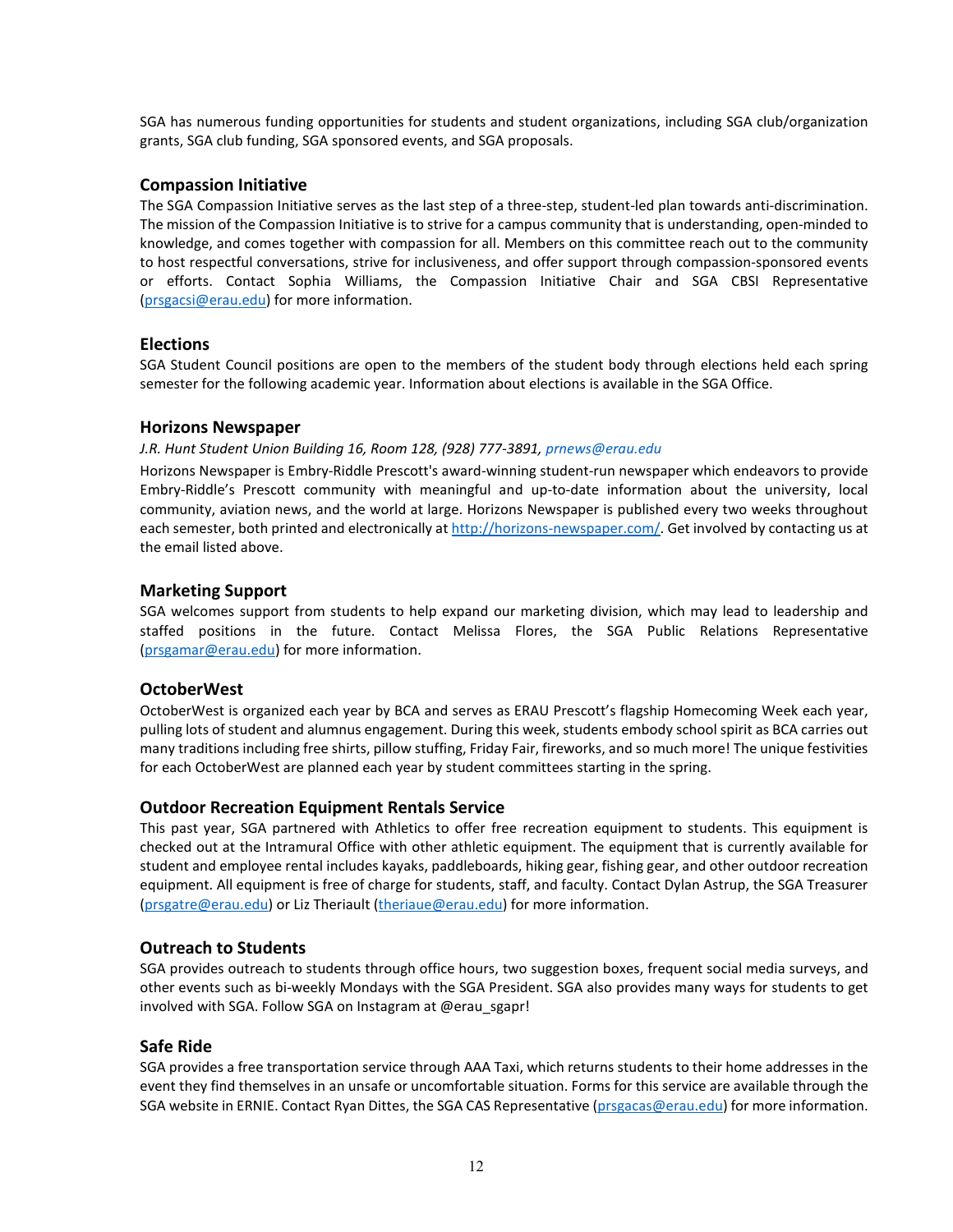SGA has numerous funding opportunities for students and student organizations, including SGA club/organization grants, SGA club funding, SGA sponsored events, and SGA proposals.

### Compassion Initiative

The SGA Compassion Initiative serves as the last step of a three-step, student-led plan towards anti-discrimination. The mission of the Compassion Initiative is to strive for a campus community that is understanding, open-minded to knowledge, and comes together with compassion for all. Members on this committee reach out to the community to host respectful conversations, strive for inclusiveness, and offer support through compassion-sponsored events or efforts. Contact Sophia Williams, the Compassion Initiative Chair and SGA CBSI Representative (prsgacsi@erau.edu) for more information.

### Elections

SGA Student Council positions are open to the members of the student body through elections held each spring semester for the following academic year. Information about elections is available in the SGA Office.

### Horizons Newspaper

*J.R. Hunt Student Union Building 16, Room 128, (928) 777-3891, prnews@erau.edu*

Horizons Newspaper is Embry-Riddle Prescott's award-winning student-run newspaper which endeavors to provide Embry-Riddle's Prescott community with meaningful and up-to-date information about the university, local community, aviation news, and the world at large. Horizons Newspaper is published every two weeks throughout each semester, both printed and electronically at http://horizons-newspaper.com/. Get involved by contacting us at the email listed above.

### Marketing Support

SGA welcomes support from students to help expand our marketing division, which may lead to leadership and staffed positions in the future. Contact Melissa Flores, the SGA Public Relations Representative (prsgamar@erau.edu) for more information.

### OctoberWest

OctoberWest is organized each year by BCA and serves as ERAU Prescott's flagship Homecoming Week each year, pulling lots of student and alumnus engagement. During this week, students embody school spirit as BCA carries out many traditions including free shirts, pillow stuffing, Friday Fair, fireworks, and so much more! The unique festivities for each OctoberWest are planned each year by student committees starting in the spring.

### Outdoor Recreation Equipment Rentals Service

This past year, SGA partnered with Athletics to offer free recreation equipment to students. This equipment is checked out at the Intramural Office with other athletic equipment. The equipment that is currently available for student and employee rental includes kayaks, paddleboards, hiking gear, fishing gear, and other outdoor recreation equipment. All equipment is free of charge for students, staff, and faculty. Contact Dylan Astrup, the SGA Treasurer (prsgatre@erau.edu) or Liz Theriault (theriaue@erau.edu) for more information.

### Outreach to Students

SGA provides outreach to students through office hours, two suggestion boxes, frequent social media surveys, and other events such as bi-weekly Mondays with the SGA President. SGA also provides many ways for students to get involved with SGA. Follow SGA on Instagram at @erau_sgapr!

### Safe Ride

SGA provides a free transportation service through AAA Taxi, which returns students to their home addresses in the event they find themselves in an unsafe or uncomfortable situation. Forms for this service are available through the SGA website in ERNIE. Contact Ryan Dittes, the SGA CAS Representative (prsgacas@erau.edu) for more information.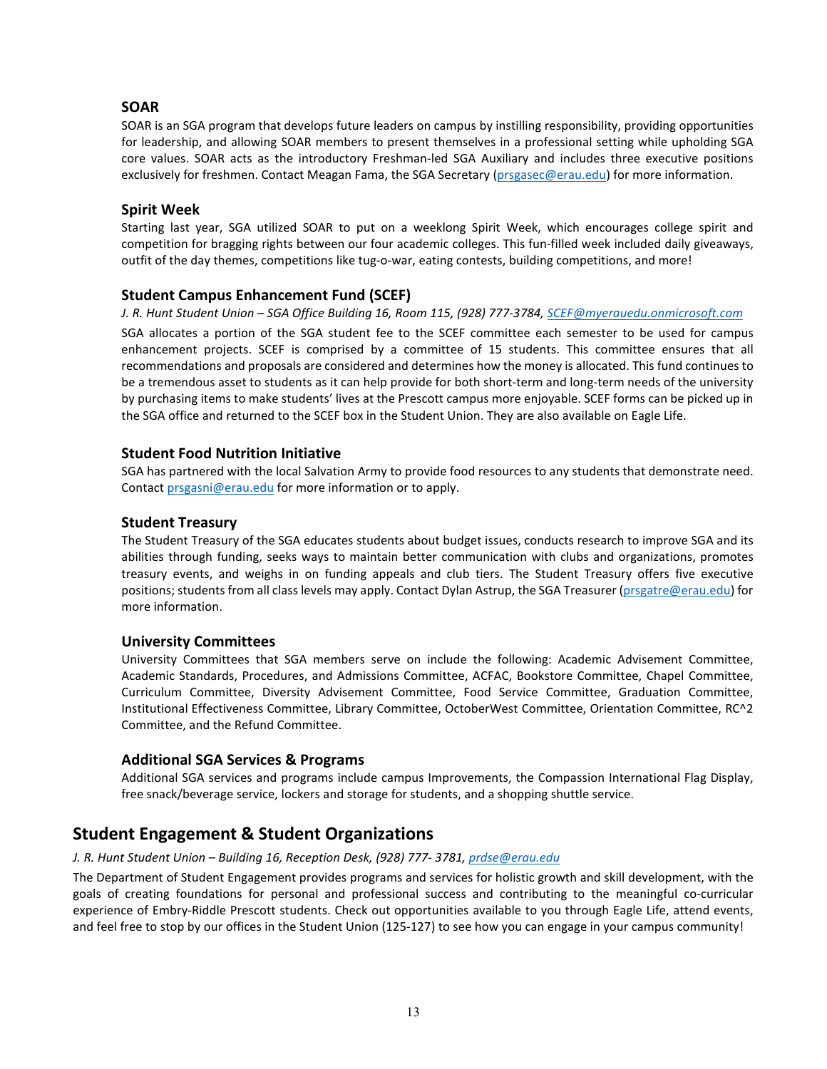### SOAR

SOAR is an SGA program that develops future leaders on campus by instilling responsibility, providing opportunities for leadership, and allowing SOAR members to present themselves in a professional setting while upholding SGA core values. SOAR acts as the introductory Freshman-led SGA Auxiliary and includes three executive positions exclusively for freshmen. Contact Meagan Fama, the SGA Secretary (prsgasec@erau.edu) for more information.

### Spirit Week

Starting last year, SGA utilized SOAR to put on a weeklong Spirit Week, which encourages college spirit and competition for bragging rights between our four academic colleges. This fun-filled week included daily giveaways, outfit of the day themes, competitions like tug-o-war, eating contests, building competitions, and more!

### Student Campus Enhancement Fund (SCEF)

*J. R. Hunt Student Union – SGA Office Building 16, Room 115, (928) 777-3784, SCEF@myerauedu.onmicrosoft.com*

SGA allocates a portion of the SGA student fee to the SCEF committee each semester to be used for campus enhancement projects. SCEF is comprised by a committee of 15 students. This committee ensures that all recommendations and proposals are considered and determines how the money is allocated. This fund continues to be a tremendous asset to students as it can help provide for both short-term and long-term needs of the university by purchasing items to make students' lives at the Prescott campus more enjoyable. SCEF forms can be picked up in the SGA office and returned to the SCEF box in the Student Union. They are also available on Eagle Life.

### Student Food Nutrition Initiative

SGA has partnered with the local Salvation Army to provide food resources to any students that demonstrate need. Contact prsgasni@erau.edu for more information or to apply.

### Student Treasury

The Student Treasury of the SGA educates students about budget issues, conducts research to improve SGA and its abilities through funding, seeks ways to maintain better communication with clubs and organizations, promotes treasury events, and weighs in on funding appeals and club tiers. The Student Treasury offers five executive positions; students from all class levels may apply. Contact Dylan Astrup, the SGA Treasurer (prsgatre@erau.edu) for more information.

### University Committees

University Committees that SGA members serve on include the following: Academic Advisement Committee, Academic Standards, Procedures, and Admissions Committee, ACFAC, Bookstore Committee, Chapel Committee, Curriculum Committee, Diversity Advisement Committee, Food Service Committee, Graduation Committee, Institutional Effectiveness Committee, Library Committee, OctoberWest Committee, Orientation Committee, RC^2 Committee, and the Refund Committee.

### Additional SGA Services & Programs

Additional SGA services and programs include campus Improvements, the Compassion International Flag Display, free snack/beverage service, lockers and storage for students, and a shopping shuttle service.

## Student Engagement & Student Organizations

*J. R. Hunt Student Union – Building 16, Reception Desk, (928) 777- 3781, prdse@erau.edu*

The Department of Student Engagement provides programs and services for holistic growth and skill development, with the goals of creating foundations for personal and professional success and contributing to the meaningful co-curricular experience of Embry-Riddle Prescott students. Check out opportunities available to you through Eagle Life, attend events, and feel free to stop by our offices in the Student Union (125-127) to see how you can engage in your campus community!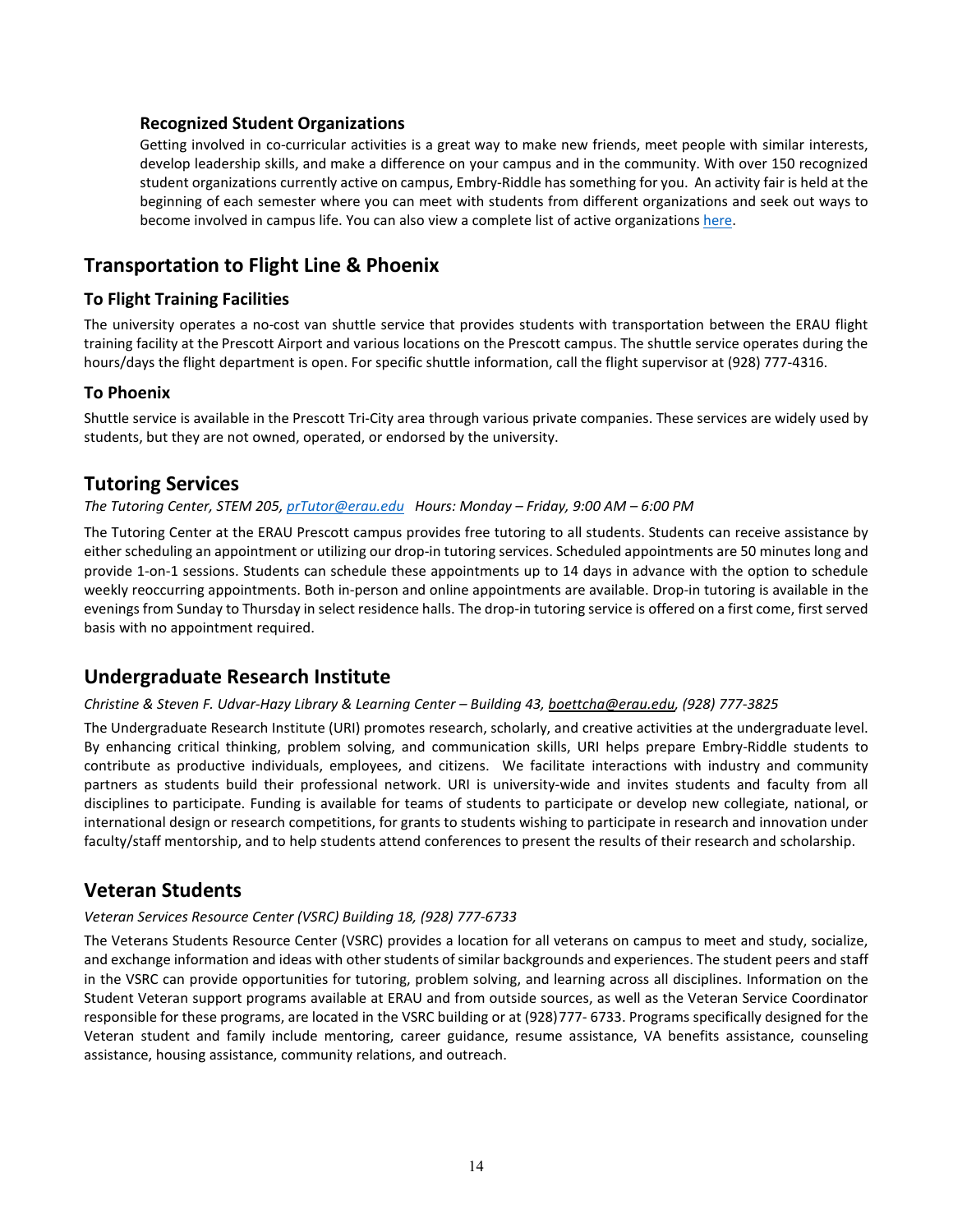### Recognized Student Organizations

Getting involved in co-curricular activities is a great way to make new friends, meet people with similar interests, develop leadership skills, and make a difference on your campus and in the community. With over 150 recognized student organizations currently active on campus, Embry-Riddle has something for you. An activity fair is held at the beginning of each semester where you can meet with students from different organizations and seek out ways to become involved in campus life. You can also view a complete list of active organizations here.

## Transportation to Flight Line & Phoenix

### To Flight Training Facilities

The university operates a no-cost van shuttle service that provides students with transportation between the ERAU flight training facility at the Prescott Airport and various locations on the Prescott campus. The shuttle service operates during the hours/days the flight department is open. For specific shuttle information, call the flight supervisor at (928) 777-4316.

### To Phoenix

Shuttle service is available in the Prescott Tri-City area through various private companies. These services are widely used by students, but they are not owned, operated, or endorsed by the university.

## Tutoring Services

*The Tutoring Center, STEM 205, prTutor@erau.edu   Hours: Monday – Friday, 9:00 AM – 6:00 PM*

The Tutoring Center at the ERAU Prescott campus provides free tutoring to all students. Students can receive assistance by either scheduling an appointment or utilizing our drop-in tutoring services. Scheduled appointments are 50 minutes long and provide 1-on-1 sessions. Students can schedule these appointments up to 14 days in advance with the option to schedule weekly reoccurring appointments. Both in-person and online appointments are available. Drop-in tutoring is available in the evenings from Sunday to Thursday in select residence halls. The drop-in tutoring service is offered on a first come, first served basis with no appointment required.

## Undergraduate Research Institute

*Christine & Steven F. Udvar-Hazy Library & Learning Center – Building 43, boettcha@erau.edu, (928) 777-3825*

The Undergraduate Research Institute (URI) promotes research, scholarly, and creative activities at the undergraduate level. By enhancing critical thinking, problem solving, and communication skills, URI helps prepare Embry-Riddle students to contribute as productive individuals, employees, and citizens. We facilitate interactions with industry and community partners as students build their professional network. URI is university-wide and invites students and faculty from all disciplines to participate. Funding is available for teams of students to participate or develop new collegiate, national, or international design or research competitions, for grants to students wishing to participate in research and innovation under faculty/staff mentorship, and to help students attend conferences to present the results of their research and scholarship.

## Veteran Students

*Veteran Services Resource Center (VSRC) Building 18, (928) 777-6733*

The Veterans Students Resource Center (VSRC) provides a location for all veterans on campus to meet and study, socialize, and exchange information and ideas with other students of similar backgrounds and experiences. The student peers and staff in the VSRC can provide opportunities for tutoring, problem solving, and learning across all disciplines. Information on the Student Veteran support programs available at ERAU and from outside sources, as well as the Veteran Service Coordinator responsible for these programs, are located in the VSRC building or at (928) 777- 6733. Programs specifically designed for the Veteran student and family include mentoring, career guidance, resume assistance, VA benefits assistance, counseling assistance, housing assistance, community relations, and outreach.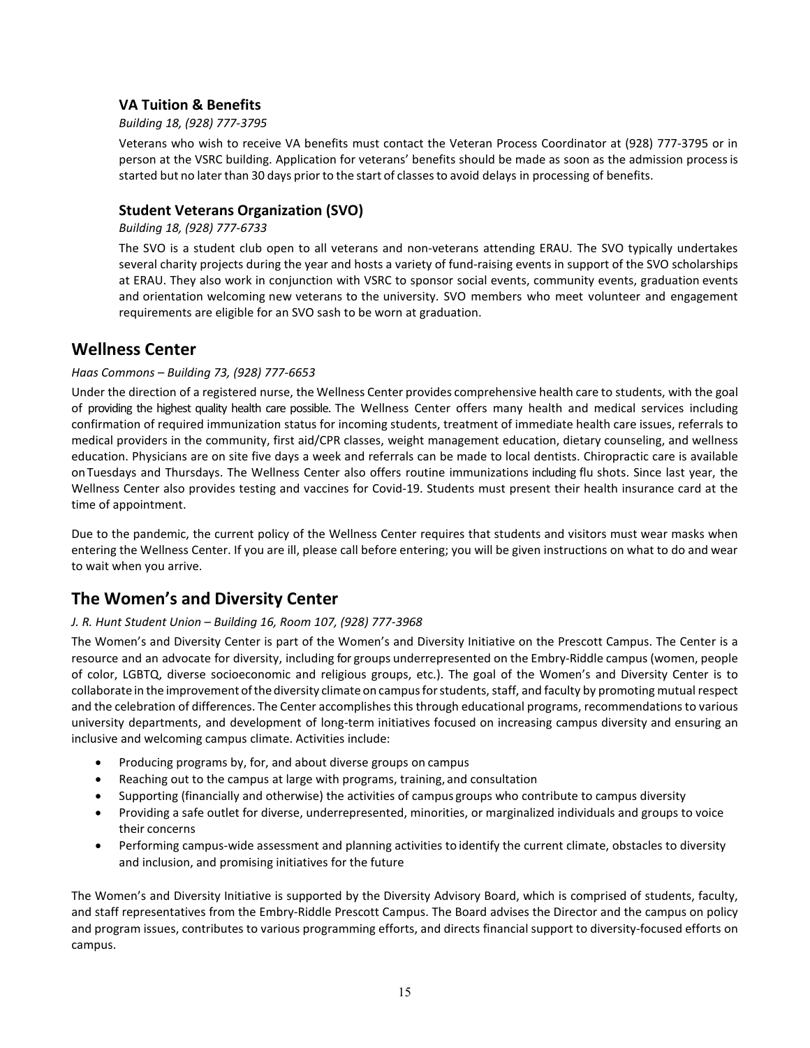### VA Tuition & Benefits

*Building 18, (928) 777-3795*

Veterans who wish to receive VA benefits must contact the Veteran Process Coordinator at (928) 777-3795 or in person at the VSRC building. Application for veterans' benefits should be made as soon as the admission process is started but no later than 30 days prior to the start of classes to avoid delays in processing of benefits.

### Student Veterans Organization (SVO)

*Building 18, (928) 777-6733*

The SVO is a student club open to all veterans and non-veterans attending ERAU. The SVO typically undertakes several charity projects during the year and hosts a variety of fund-raising events in support of the SVO scholarships at ERAU. They also work in conjunction with VSRC to sponsor social events, community events, graduation events and orientation welcoming new veterans to the university. SVO members who meet volunteer and engagement requirements are eligible for an SVO sash to be worn at graduation.

## Wellness Center

*Haas Commons – Building 73, (928) 777-6653*

Under the direction of a registered nurse, the Wellness Center provides comprehensive health care to students, with the goal of providing the highest quality health care possible. The Wellness Center offers many health and medical services including confirmation of required immunization status for incoming students, treatment of immediate health care issues, referrals to medical providers in the community, first aid/CPR classes, weight management education, dietary counseling, and wellness education. Physicians are on site five days a week and referrals can be made to local dentists. Chiropractic care is available on Tuesdays and Thursdays. The Wellness Center also offers routine immunizations including flu shots. Since last year, the Wellness Center also provides testing and vaccines for Covid-19. Students must present their health insurance card at the time of appointment.

Due to the pandemic, the current policy of the Wellness Center requires that students and visitors must wear masks when entering the Wellness Center. If you are ill, please call before entering; you will be given instructions on what to do and wear to wait when you arrive.

## The Women's and Diversity Center

*J. R. Hunt Student Union – Building 16, Room 107, (928) 777-3968*

The Women's and Diversity Center is part of the Women's and Diversity Initiative on the Prescott Campus. The Center is a resource and an advocate for diversity, including for groups underrepresented on the Embry-Riddle campus (women, people of color, LGBTQ, diverse socioeconomic and religious groups, etc.). The goal of the Women's and Diversity Center is to collaborate in the improvement of the diversity climate on campus for students, staff, and faculty by promoting mutual respect and the celebration of differences. The Center accomplishes this through educational programs, recommendations to various university departments, and development of long-term initiatives focused on increasing campus diversity and ensuring an inclusive and welcoming campus climate. Activities include:

- Producing programs by, for, and about diverse groups on campus
- Reaching out to the campus at large with programs, training, and consultation
- Supporting (financially and otherwise) the activities of campus groups who contribute to campus diversity
- Providing a safe outlet for diverse, underrepresented, minorities, or marginalized individuals and groups to voice their concerns
- Performing campus-wide assessment and planning activities to identify the current climate, obstacles to diversity and inclusion, and promising initiatives for the future

The Women's and Diversity Initiative is supported by the Diversity Advisory Board, which is comprised of students, faculty, and staff representatives from the Embry-Riddle Prescott Campus. The Board advises the Director and the campus on policy and program issues, contributes to various programming efforts, and directs financial support to diversity-focused efforts on campus.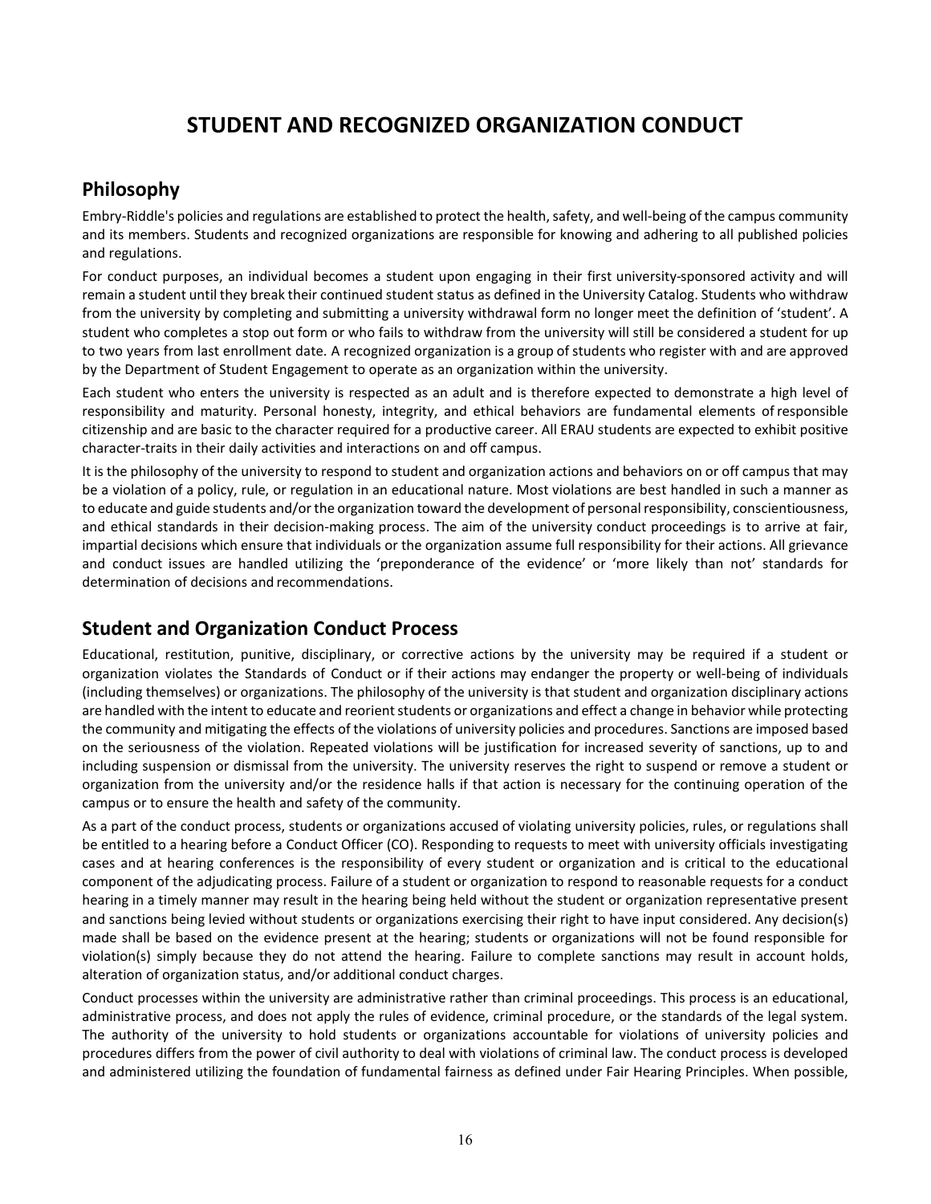# STUDENT AND RECOGNIZED ORGANIZATION CONDUCT

## Philosophy

Embry-Riddle's policies and regulations are established to protect the health, safety, and well-being of the campus community and its members. Students and recognized organizations are responsible for knowing and adhering to all published policies and regulations.

For conduct purposes, an individual becomes a student upon engaging in their first university-sponsored activity and will remain a student until they break their continued student status as defined in the University Catalog. Students who withdraw from the university by completing and submitting a university withdrawal form no longer meet the definition of 'student'. A student who completes a stop out form or who fails to withdraw from the university will still be considered a student for up to two years from last enrollment date. A recognized organization is a group of students who register with and are approved by the Department of Student Engagement to operate as an organization within the university.

Each student who enters the university is respected as an adult and is therefore expected to demonstrate a high level of responsibility and maturity. Personal honesty, integrity, and ethical behaviors are fundamental elements of responsible citizenship and are basic to the character required for a productive career. All ERAU students are expected to exhibit positive character-traits in their daily activities and interactions on and off campus.

It is the philosophy of the university to respond to student and organization actions and behaviors on or off campus that may be a violation of a policy, rule, or regulation in an educational nature. Most violations are best handled in such a manner as to educate and guide students and/or the organization toward the development of personal responsibility, conscientiousness, and ethical standards in their decision-making process. The aim of the university conduct proceedings is to arrive at fair, impartial decisions which ensure that individuals or the organization assume full responsibility for their actions. All grievance and conduct issues are handled utilizing the 'preponderance of the evidence' or 'more likely than not' standards for determination of decisions and recommendations.

## Student and Organization Conduct Process

Educational, restitution, punitive, disciplinary, or corrective actions by the university may be required if a student or organization violates the Standards of Conduct or if their actions may endanger the property or well-being of individuals (including themselves) or organizations. The philosophy of the university is that student and organization disciplinary actions are handled with the intent to educate and reorient students or organizations and effect a change in behavior while protecting the community and mitigating the effects of the violations of university policies and procedures. Sanctions are imposed based on the seriousness of the violation. Repeated violations will be justification for increased severity of sanctions, up to and including suspension or dismissal from the university. The university reserves the right to suspend or remove a student or organization from the university and/or the residence halls if that action is necessary for the continuing operation of the campus or to ensure the health and safety of the community.

As a part of the conduct process, students or organizations accused of violating university policies, rules, or regulations shall be entitled to a hearing before a Conduct Officer (CO). Responding to requests to meet with university officials investigating cases and at hearing conferences is the responsibility of every student or organization and is critical to the educational component of the adjudicating process. Failure of a student or organization to respond to reasonable requests for a conduct hearing in a timely manner may result in the hearing being held without the student or organization representative present and sanctions being levied without students or organizations exercising their right to have input considered. Any decision(s) made shall be based on the evidence present at the hearing; students or organizations will not be found responsible for violation(s) simply because they do not attend the hearing. Failure to complete sanctions may result in account holds, alteration of organization status, and/or additional conduct charges.

Conduct processes within the university are administrative rather than criminal proceedings. This process is an educational, administrative process, and does not apply the rules of evidence, criminal procedure, or the standards of the legal system. The authority of the university to hold students or organizations accountable for violations of university policies and procedures differs from the power of civil authority to deal with violations of criminal law. The conduct process is developed and administered utilizing the foundation of fundamental fairness as defined under Fair Hearing Principles. When possible,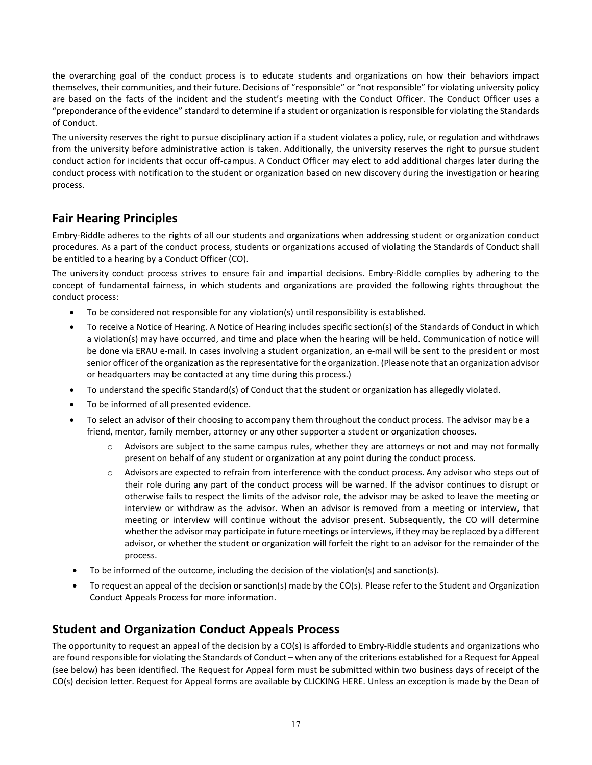the overarching goal of the conduct process is to educate students and organizations on how their behaviors impact themselves, their communities, and their future. Decisions of "responsible" or "not responsible" for violating university policy are based on the facts of the incident and the student's meeting with the Conduct Officer. The Conduct Officer uses a "preponderance of the evidence" standard to determine if a student or organization is responsible for violating the Standards of Conduct.

The university reserves the right to pursue disciplinary action if a student violates a policy, rule, or regulation and withdraws from the university before administrative action is taken. Additionally, the university reserves the right to pursue student conduct action for incidents that occur off-campus. A Conduct Officer may elect to add additional charges later during the conduct process with notification to the student or organization based on new discovery during the investigation or hearing process.

## Fair Hearing Principles

Embry-Riddle adheres to the rights of all our students and organizations when addressing student or organization conduct procedures. As a part of the conduct process, students or organizations accused of violating the Standards of Conduct shall be entitled to a hearing by a Conduct Officer (CO).

The university conduct process strives to ensure fair and impartial decisions. Embry-Riddle complies by adhering to the concept of fundamental fairness, in which students and organizations are provided the following rights throughout the conduct process:

- To be considered not responsible for any violation(s) until responsibility is established.
- To receive a Notice of Hearing. A Notice of Hearing includes specific section(s) of the Standards of Conduct in which a violation(s) may have occurred, and time and place when the hearing will be held. Communication of notice will be done via ERAU e-mail. In cases involving a student organization, an e-mail will be sent to the president or most senior officer of the organization as the representative for the organization. (Please note that an organization advisor or headquarters may be contacted at any time during this process.)
- To understand the specific Standard(s) of Conduct that the student or organization has allegedly violated.
- To be informed of all presented evidence.
- To select an advisor of their choosing to accompany them throughout the conduct process. The advisor may be a friend, mentor, family member, attorney or any other supporter a student or organization chooses.
  - Advisors are subject to the same campus rules, whether they are attorneys or not and may not formally present on behalf of any student or organization at any point during the conduct process.
  - Advisors are expected to refrain from interference with the conduct process. Any advisor who steps out of their role during any part of the conduct process will be warned. If the advisor continues to disrupt or otherwise fails to respect the limits of the advisor role, the advisor may be asked to leave the meeting or interview or withdraw as the advisor. When an advisor is removed from a meeting or interview, that meeting or interview will continue without the advisor present. Subsequently, the CO will determine whether the advisor may participate in future meetings or interviews, if they may be replaced by a different advisor, or whether the student or organization will forfeit the right to an advisor for the remainder of the process.
- To be informed of the outcome, including the decision of the violation(s) and sanction(s).
- To request an appeal of the decision or sanction(s) made by the CO(s). Please refer to the Student and Organization Conduct Appeals Process for more information.

## Student and Organization Conduct Appeals Process

The opportunity to request an appeal of the decision by a CO(s) is afforded to Embry-Riddle students and organizations who are found responsible for violating the Standards of Conduct – when any of the criterions established for a Request for Appeal (see below) has been identified. The Request for Appeal form must be submitted within two business days of receipt of the CO(s) decision letter. Request for Appeal forms are available by CLICKING HERE. Unless an exception is made by the Dean of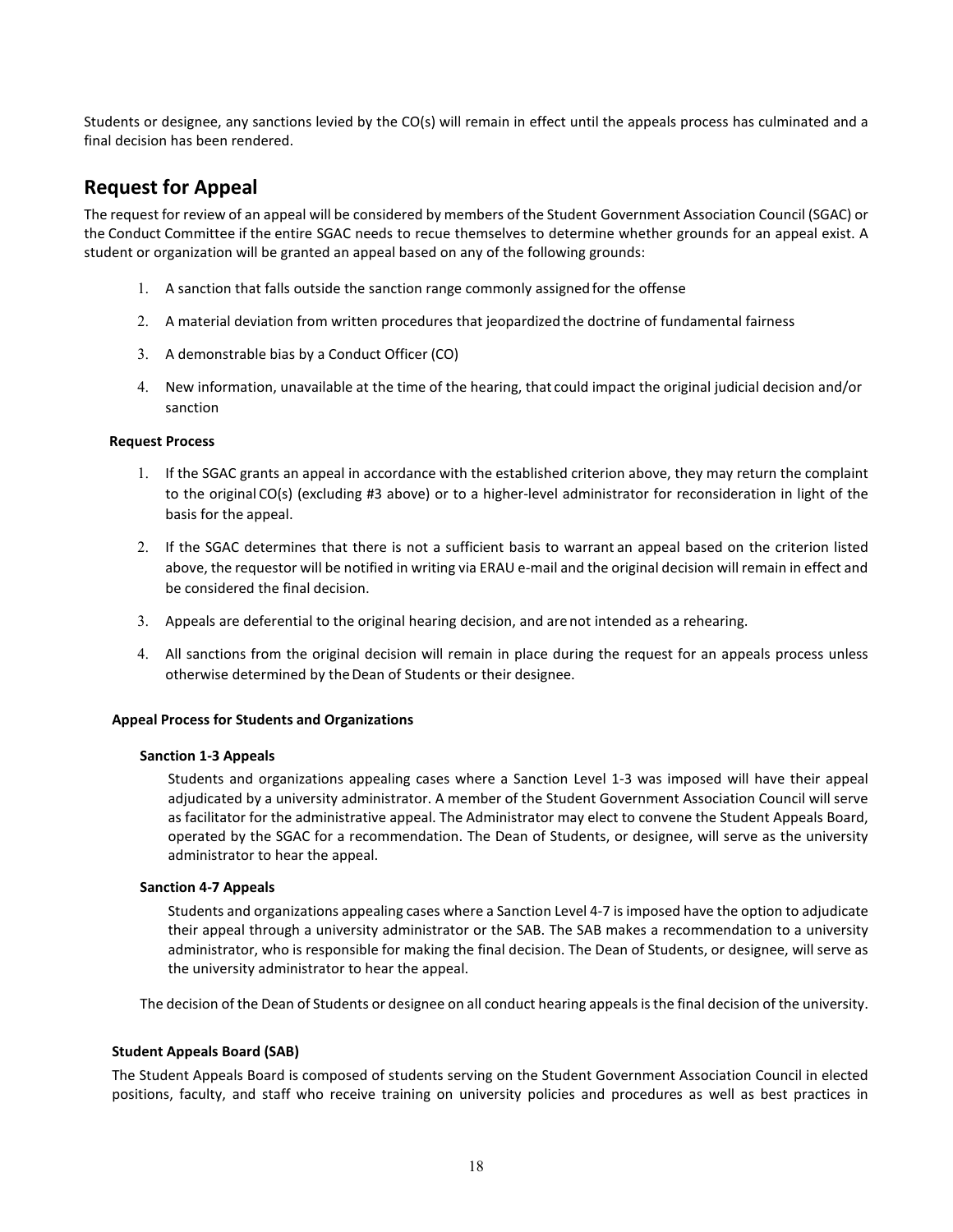Students or designee, any sanctions levied by the CO(s) will remain in effect until the appeals process has culminated and a final decision has been rendered.

## Request for Appeal

The request for review of an appeal will be considered by members of the Student Government Association Council (SGAC) or the Conduct Committee if the entire SGAC needs to recue themselves to determine whether grounds for an appeal exist. A student or organization will be granted an appeal based on any of the following grounds:

1. A sanction that falls outside the sanction range commonly assigned for the offense
2. A material deviation from written procedures that jeopardized the doctrine of fundamental fairness
3. A demonstrable bias by a Conduct Officer (CO)
4. New information, unavailable at the time of the hearing, that could impact the original judicial decision and/or sanction

#### Request Process

1. If the SGAC grants an appeal in accordance with the established criterion above, they may return the complaint to the original CO(s) (excluding #3 above) or to a higher-level administrator for reconsideration in light of the basis for the appeal.
2. If the SGAC determines that there is not a sufficient basis to warrant an appeal based on the criterion listed above, the requestor will be notified in writing via ERAU e-mail and the original decision will remain in effect and be considered the final decision.
3. Appeals are deferential to the original hearing decision, and are not intended as a rehearing.
4. All sanctions from the original decision will remain in place during the request for an appeals process unless otherwise determined by the Dean of Students or their designee.

#### Appeal Process for Students and Organizations

##### Sanction 1-3 Appeals

Students and organizations appealing cases where a Sanction Level 1-3 was imposed will have their appeal adjudicated by a university administrator. A member of the Student Government Association Council will serve as facilitator for the administrative appeal. The Administrator may elect to convene the Student Appeals Board, operated by the SGAC for a recommendation. The Dean of Students, or designee, will serve as the university administrator to hear the appeal.

##### Sanction 4-7 Appeals

Students and organizations appealing cases where a Sanction Level 4-7 is imposed have the option to adjudicate their appeal through a university administrator or the SAB. The SAB makes a recommendation to a university administrator, who is responsible for making the final decision. The Dean of Students, or designee, will serve as the university administrator to hear the appeal.

The decision of the Dean of Students or designee on all conduct hearing appeals is the final decision of the university.

#### Student Appeals Board (SAB)

The Student Appeals Board is composed of students serving on the Student Government Association Council in elected positions, faculty, and staff who receive training on university policies and procedures as well as best practices in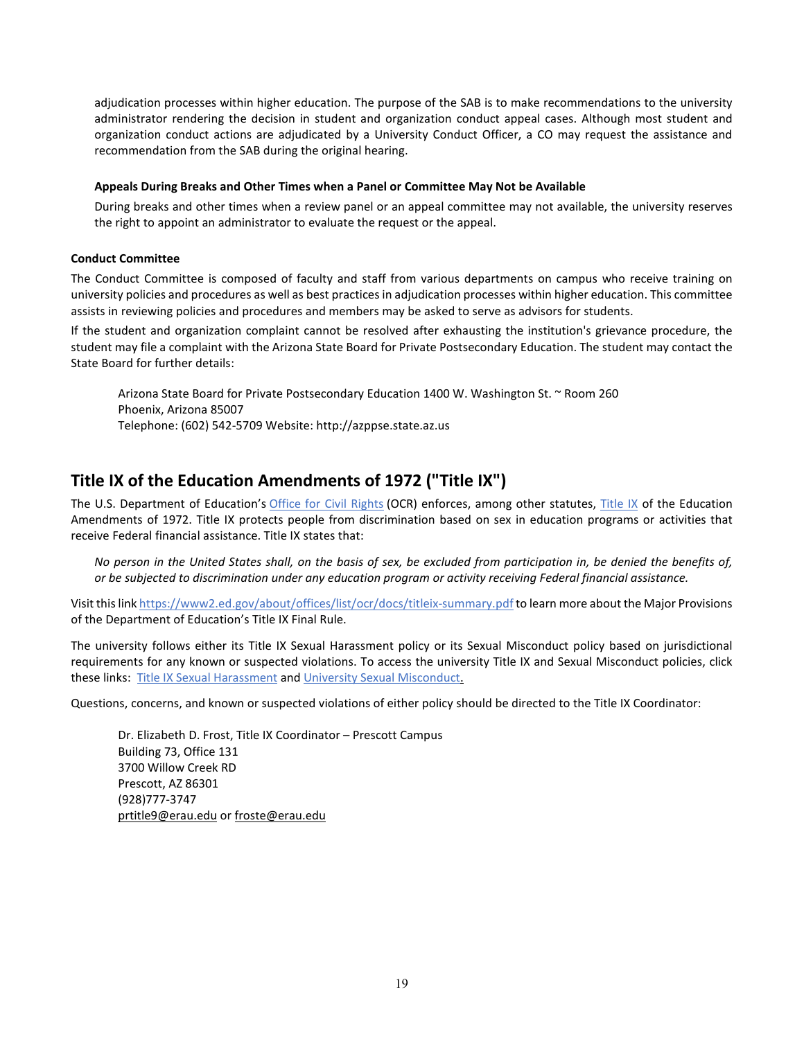adjudication processes within higher education. The purpose of the SAB is to make recommendations to the university administrator rendering the decision in student and organization conduct appeal cases. Although most student and organization conduct actions are adjudicated by a University Conduct Officer, a CO may request the assistance and recommendation from the SAB during the original hearing.

**Appeals During Breaks and Other Times when a Panel or Committee May Not be Available**

During breaks and other times when a review panel or an appeal committee may not available, the university reserves the right to appoint an administrator to evaluate the request or the appeal.

**Conduct Committee**

The Conduct Committee is composed of faculty and staff from various departments on campus who receive training on university policies and procedures as well as best practices in adjudication processes within higher education. This committee assists in reviewing policies and procedures and members may be asked to serve as advisors for students.

If the student and organization complaint cannot be resolved after exhausting the institution's grievance procedure, the student may file a complaint with the Arizona State Board for Private Postsecondary Education. The student may contact the State Board for further details:

Arizona State Board for Private Postsecondary Education 1400 W. Washington St. ~ Room 260
Phoenix, Arizona 85007
Telephone: (602) 542-5709 Website: http://azppse.state.az.us

## Title IX of the Education Amendments of 1972 ("Title IX")

The U.S. Department of Education's Office for Civil Rights (OCR) enforces, among other statutes, Title IX of the Education Amendments of 1972. Title IX protects people from discrimination based on sex in education programs or activities that receive Federal financial assistance. Title IX states that:

*No person in the United States shall, on the basis of sex, be excluded from participation in, be denied the benefits of, or be subjected to discrimination under any education program or activity receiving Federal financial assistance.*

Visit this link https://www2.ed.gov/about/offices/list/ocr/docs/titleix-summary.pdf to learn more about the Major Provisions of the Department of Education's Title IX Final Rule.

The university follows either its Title IX Sexual Harassment policy or its Sexual Misconduct policy based on jurisdictional requirements for any known or suspected violations. To access the university Title IX and Sexual Misconduct policies, click these links: Title IX Sexual Harassment and University Sexual Misconduct.

Questions, concerns, and known or suspected violations of either policy should be directed to the Title IX Coordinator:

Dr. Elizabeth D. Frost, Title IX Coordinator – Prescott Campus
Building 73, Office 131
3700 Willow Creek RD
Prescott, AZ 86301
(928)777-3747
prtitle9@erau.edu or froste@erau.edu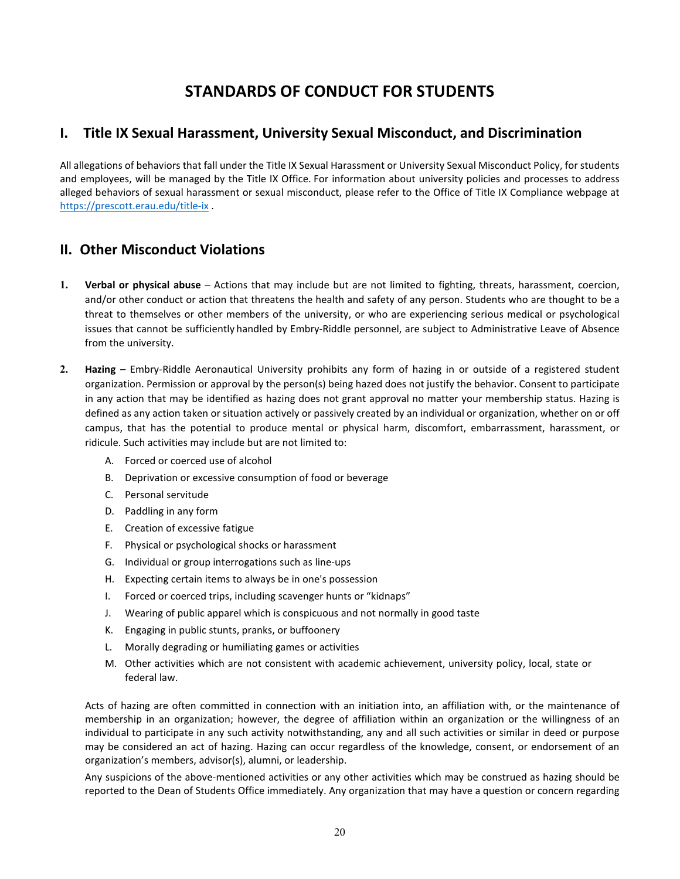# STANDARDS OF CONDUCT FOR STUDENTS

## I. Title IX Sexual Harassment, University Sexual Misconduct, and Discrimination

All allegations of behaviors that fall under the Title IX Sexual Harassment or University Sexual Misconduct Policy, for students and employees, will be managed by the Title IX Office. For information about university policies and processes to address alleged behaviors of sexual harassment or sexual misconduct, please refer to the Office of Title IX Compliance webpage at https://prescott.erau.edu/title-ix .

## II. Other Misconduct Violations

1. **Verbal or physical abuse** – Actions that may include but are not limited to fighting, threats, harassment, coercion, and/or other conduct or action that threatens the health and safety of any person. Students who are thought to be a threat to themselves or other members of the university, or who are experiencing serious medical or psychological issues that cannot be sufficiently handled by Embry-Riddle personnel, are subject to Administrative Leave of Absence from the university.

2. **Hazing** – Embry-Riddle Aeronautical University prohibits any form of hazing in or outside of a registered student organization. Permission or approval by the person(s) being hazed does not justify the behavior. Consent to participate in any action that may be identified as hazing does not grant approval no matter your membership status. Hazing is defined as any action taken or situation actively or passively created by an individual or organization, whether on or off campus, that has the potential to produce mental or physical harm, discomfort, embarrassment, harassment, or ridicule. Such activities may include but are not limited to:

   A. Forced or coerced use of alcohol
   B. Deprivation or excessive consumption of food or beverage
   C. Personal servitude
   D. Paddling in any form
   E. Creation of excessive fatigue
   F. Physical or psychological shocks or harassment
   G. Individual or group interrogations such as line-ups
   H. Expecting certain items to always be in one's possession
   I. Forced or coerced trips, including scavenger hunts or "kidnaps"
   J. Wearing of public apparel which is conspicuous and not normally in good taste
   K. Engaging in public stunts, pranks, or buffoonery
   L. Morally degrading or humiliating games or activities
   M. Other activities which are not consistent with academic achievement, university policy, local, state or federal law.

   Acts of hazing are often committed in connection with an initiation into, an affiliation with, or the maintenance of membership in an organization; however, the degree of affiliation within an organization or the willingness of an individual to participate in any such activity notwithstanding, any and all such activities or similar in deed or purpose may be considered an act of hazing. Hazing can occur regardless of the knowledge, consent, or endorsement of an organization's members, advisor(s), alumni, or leadership.

   Any suspicions of the above-mentioned activities or any other activities which may be construed as hazing should be reported to the Dean of Students Office immediately. Any organization that may have a question or concern regarding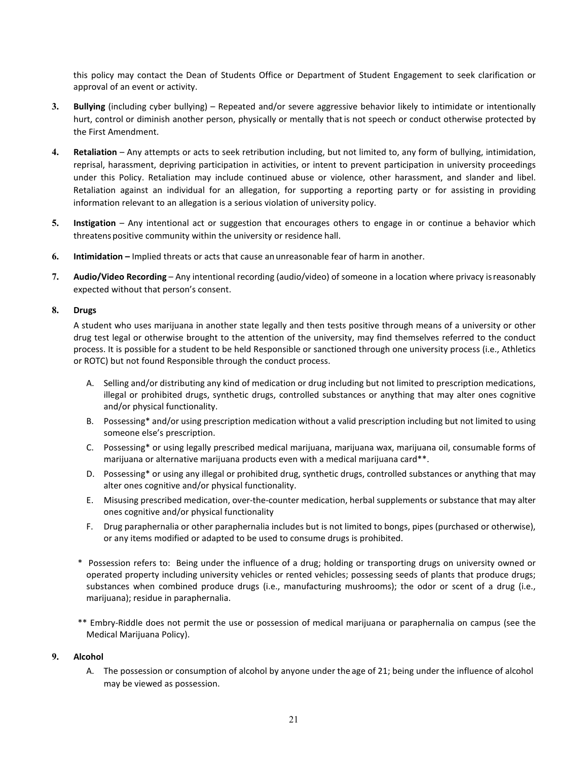this policy may contact the Dean of Students Office or Department of Student Engagement to seek clarification or approval of an event or activity.

3. **Bullying** (including cyber bullying) – Repeated and/or severe aggressive behavior likely to intimidate or intentionally hurt, control or diminish another person, physically or mentally that is not speech or conduct otherwise protected by the First Amendment.

4. **Retaliation** – Any attempts or acts to seek retribution including, but not limited to, any form of bullying, intimidation, reprisal, harassment, depriving participation in activities, or intent to prevent participation in university proceedings under this Policy. Retaliation may include continued abuse or violence, other harassment, and slander and libel. Retaliation against an individual for an allegation, for supporting a reporting party or for assisting in providing information relevant to an allegation is a serious violation of university policy.

5. **Instigation** – Any intentional act or suggestion that encourages others to engage in or continue a behavior which threatens positive community within the university or residence hall.

6. **Intimidation –** Implied threats or acts that cause an unreasonable fear of harm in another.

7. **Audio/Video Recording** – Any intentional recording (audio/video) of someone in a location where privacy is reasonably expected without that person's consent.

8. **Drugs**

   A student who uses marijuana in another state legally and then tests positive through means of a university or other drug test legal or otherwise brought to the attention of the university, may find themselves referred to the conduct process. It is possible for a student to be held Responsible or sanctioned through one university process (i.e., Athletics or ROTC) but not found Responsible through the conduct process.

   A. Selling and/or distributing any kind of medication or drug including but not limited to prescription medications, illegal or prohibited drugs, synthetic drugs, controlled substances or anything that may alter ones cognitive and/or physical functionality.
   B. Possessing* and/or using prescription medication without a valid prescription including but not limited to using someone else's prescription.
   C. Possessing* or using legally prescribed medical marijuana, marijuana wax, marijuana oil, consumable forms of marijuana or alternative marijuana products even with a medical marijuana card**.
   D. Possessing* or using any illegal or prohibited drug, synthetic drugs, controlled substances or anything that may alter ones cognitive and/or physical functionality.
   E. Misusing prescribed medication, over-the-counter medication, herbal supplements or substance that may alter ones cognitive and/or physical functionality
   F. Drug paraphernalia or other paraphernalia includes but is not limited to bongs, pipes (purchased or otherwise), or any items modified or adapted to be used to consume drugs is prohibited.

   \* Possession refers to: Being under the influence of a drug; holding or transporting drugs on university owned or operated property including university vehicles or rented vehicles; possessing seeds of plants that produce drugs; substances when combined produce drugs (i.e., manufacturing mushrooms); the odor or scent of a drug (i.e., marijuana); residue in paraphernalia.

   \*\* Embry-Riddle does not permit the use or possession of medical marijuana or paraphernalia on campus (see the Medical Marijuana Policy).

9. **Alcohol**

   A. The possession or consumption of alcohol by anyone under the age of 21; being under the influence of alcohol may be viewed as possession.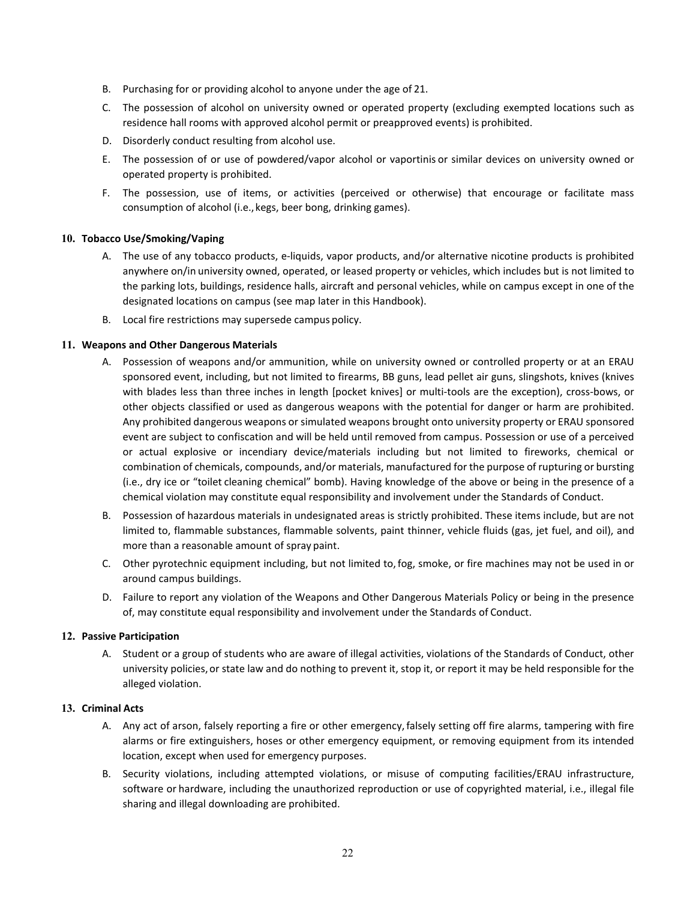B. Purchasing for or providing alcohol to anyone under the age of 21.

C. The possession of alcohol on university owned or operated property (excluding exempted locations such as residence hall rooms with approved alcohol permit or preapproved events) is prohibited.

D. Disorderly conduct resulting from alcohol use.

E. The possession of or use of powdered/vapor alcohol or vaportinis or similar devices on university owned or operated property is prohibited.

F. The possession, use of items, or activities (perceived or otherwise) that encourage or facilitate mass consumption of alcohol (i.e., kegs, beer bong, drinking games).

**10. Tobacco Use/Smoking/Vaping**

A. The use of any tobacco products, e-liquids, vapor products, and/or alternative nicotine products is prohibited anywhere on/in university owned, operated, or leased property or vehicles, which includes but is not limited to the parking lots, buildings, residence halls, aircraft and personal vehicles, while on campus except in one of the designated locations on campus (see map later in this Handbook).

B. Local fire restrictions may supersede campus policy.

**11. Weapons and Other Dangerous Materials**

A. Possession of weapons and/or ammunition, while on university owned or controlled property or at an ERAU sponsored event, including, but not limited to firearms, BB guns, lead pellet air guns, slingshots, knives (knives with blades less than three inches in length [pocket knives] or multi-tools are the exception), cross-bows, or other objects classified or used as dangerous weapons with the potential for danger or harm are prohibited. Any prohibited dangerous weapons or simulated weapons brought onto university property or ERAU sponsored event are subject to confiscation and will be held until removed from campus. Possession or use of a perceived or actual explosive or incendiary device/materials including but not limited to fireworks, chemical or combination of chemicals, compounds, and/or materials, manufactured for the purpose of rupturing or bursting (i.e., dry ice or "toilet cleaning chemical" bomb). Having knowledge of the above or being in the presence of a chemical violation may constitute equal responsibility and involvement under the Standards of Conduct.

B. Possession of hazardous materials in undesignated areas is strictly prohibited. These items include, but are not limited to, flammable substances, flammable solvents, paint thinner, vehicle fluids (gas, jet fuel, and oil), and more than a reasonable amount of spray paint.

C. Other pyrotechnic equipment including, but not limited to, fog, smoke, or fire machines may not be used in or around campus buildings.

D. Failure to report any violation of the Weapons and Other Dangerous Materials Policy or being in the presence of, may constitute equal responsibility and involvement under the Standards of Conduct.

**12. Passive Participation**

A. Student or a group of students who are aware of illegal activities, violations of the Standards of Conduct, other university policies, or state law and do nothing to prevent it, stop it, or report it may be held responsible for the alleged violation.

**13. Criminal Acts**

A. Any act of arson, falsely reporting a fire or other emergency, falsely setting off fire alarms, tampering with fire alarms or fire extinguishers, hoses or other emergency equipment, or removing equipment from its intended location, except when used for emergency purposes.

B. Security violations, including attempted violations, or misuse of computing facilities/ERAU infrastructure, software or hardware, including the unauthorized reproduction or use of copyrighted material, i.e., illegal file sharing and illegal downloading are prohibited.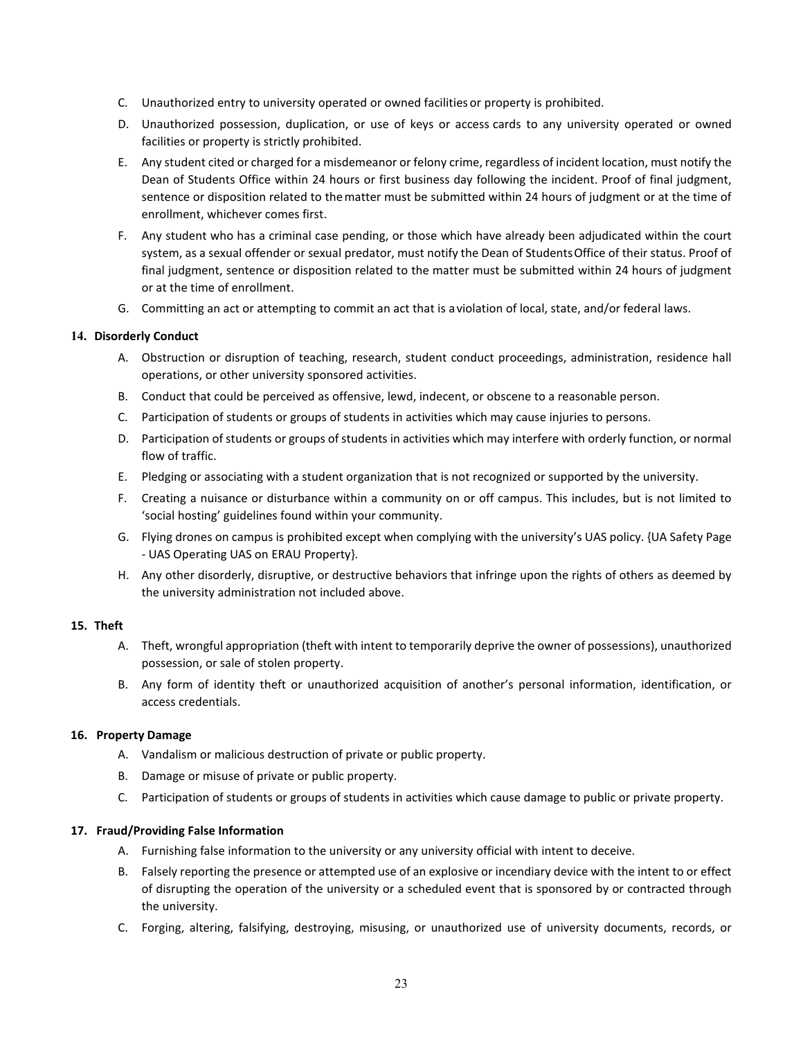C. Unauthorized entry to university operated or owned facilities or property is prohibited.

D. Unauthorized possession, duplication, or use of keys or access cards to any university operated or owned facilities or property is strictly prohibited.

E. Any student cited or charged for a misdemeanor or felony crime, regardless of incident location, must notify the Dean of Students Office within 24 hours or first business day following the incident. Proof of final judgment, sentence or disposition related to the matter must be submitted within 24 hours of judgment or at the time of enrollment, whichever comes first.

F. Any student who has a criminal case pending, or those which have already been adjudicated within the court system, as a sexual offender or sexual predator, must notify the Dean of Students Office of their status. Proof of final judgment, sentence or disposition related to the matter must be submitted within 24 hours of judgment or at the time of enrollment.

G. Committing an act or attempting to commit an act that is a violation of local, state, and/or federal laws.

**14. Disorderly Conduct**

A. Obstruction or disruption of teaching, research, student conduct proceedings, administration, residence hall operations, or other university sponsored activities.

B. Conduct that could be perceived as offensive, lewd, indecent, or obscene to a reasonable person.

C. Participation of students or groups of students in activities which may cause injuries to persons.

D. Participation of students or groups of students in activities which may interfere with orderly function, or normal flow of traffic.

E. Pledging or associating with a student organization that is not recognized or supported by the university.

F. Creating a nuisance or disturbance within a community on or off campus. This includes, but is not limited to 'social hosting' guidelines found within your community.

G. Flying drones on campus is prohibited except when complying with the university's UAS policy. {UA Safety Page - UAS Operating UAS on ERAU Property}.

H. Any other disorderly, disruptive, or destructive behaviors that infringe upon the rights of others as deemed by the university administration not included above.

**15. Theft**

A. Theft, wrongful appropriation (theft with intent to temporarily deprive the owner of possessions), unauthorized possession, or sale of stolen property.

B. Any form of identity theft or unauthorized acquisition of another's personal information, identification, or access credentials.

**16. Property Damage**

A. Vandalism or malicious destruction of private or public property.

B. Damage or misuse of private or public property.

C. Participation of students or groups of students in activities which cause damage to public or private property.

**17. Fraud/Providing False Information**

A. Furnishing false information to the university or any university official with intent to deceive.

B. Falsely reporting the presence or attempted use of an explosive or incendiary device with the intent to or effect of disrupting the operation of the university or a scheduled event that is sponsored by or contracted through the university.

C. Forging, altering, falsifying, destroying, misusing, or unauthorized use of university documents, records, or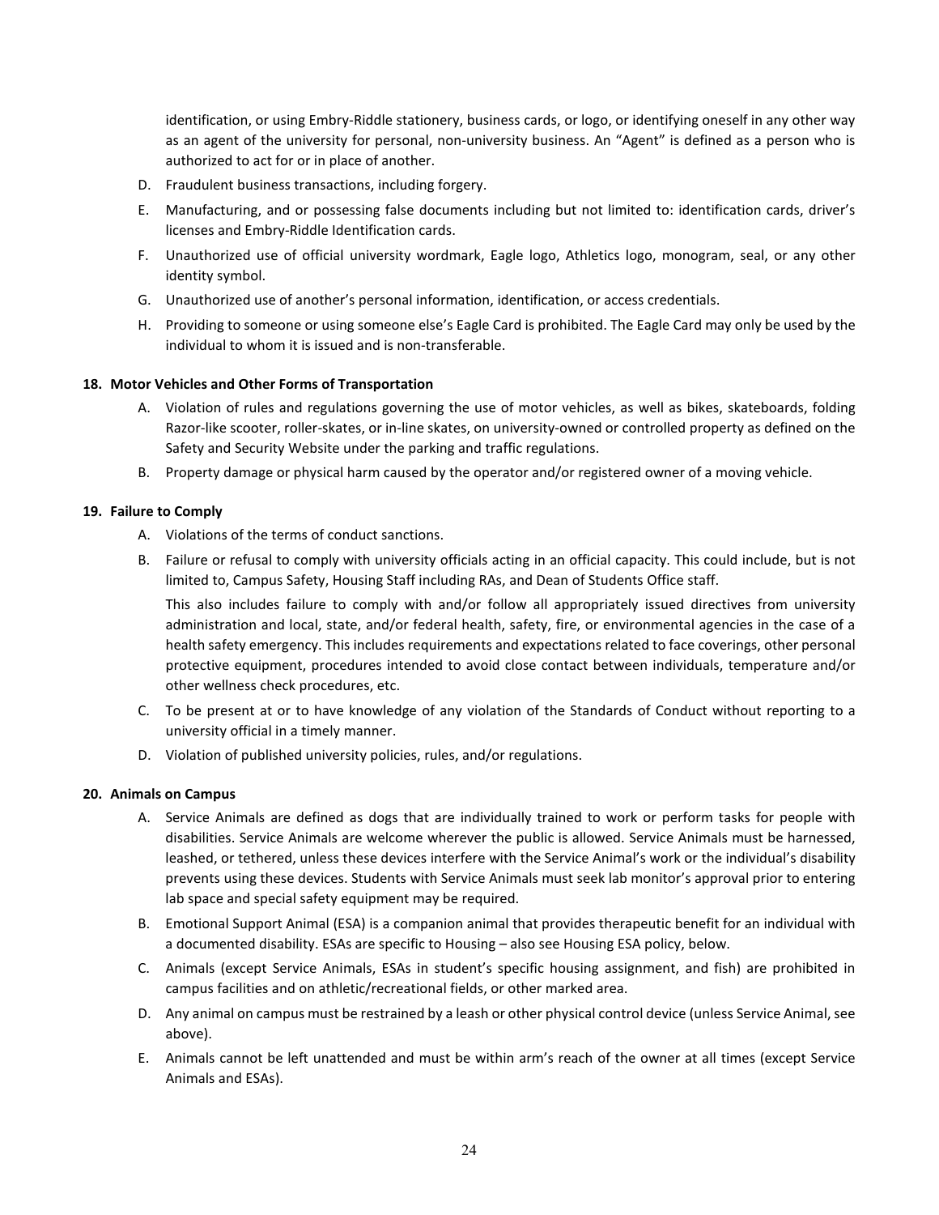identification, or using Embry-Riddle stationery, business cards, or logo, or identifying oneself in any other way as an agent of the university for personal, non-university business. An "Agent" is defined as a person who is authorized to act for or in place of another.

D. Fraudulent business transactions, including forgery.

E. Manufacturing, and or possessing false documents including but not limited to: identification cards, driver's licenses and Embry-Riddle Identification cards.

F. Unauthorized use of official university wordmark, Eagle logo, Athletics logo, monogram, seal, or any other identity symbol.

G. Unauthorized use of another's personal information, identification, or access credentials.

H. Providing to someone or using someone else's Eagle Card is prohibited. The Eagle Card may only be used by the individual to whom it is issued and is non-transferable.

**18. Motor Vehicles and Other Forms of Transportation**

A. Violation of rules and regulations governing the use of motor vehicles, as well as bikes, skateboards, folding Razor-like scooter, roller-skates, or in-line skates, on university-owned or controlled property as defined on the Safety and Security Website under the parking and traffic regulations.

B. Property damage or physical harm caused by the operator and/or registered owner of a moving vehicle.

**19. Failure to Comply**

A. Violations of the terms of conduct sanctions.

B. Failure or refusal to comply with university officials acting in an official capacity. This could include, but is not limited to, Campus Safety, Housing Staff including RAs, and Dean of Students Office staff.

This also includes failure to comply with and/or follow all appropriately issued directives from university administration and local, state, and/or federal health, safety, fire, or environmental agencies in the case of a health safety emergency. This includes requirements and expectations related to face coverings, other personal protective equipment, procedures intended to avoid close contact between individuals, temperature and/or other wellness check procedures, etc.

C. To be present at or to have knowledge of any violation of the Standards of Conduct without reporting to a university official in a timely manner.

D. Violation of published university policies, rules, and/or regulations.

**20. Animals on Campus**

A. Service Animals are defined as dogs that are individually trained to work or perform tasks for people with disabilities. Service Animals are welcome wherever the public is allowed. Service Animals must be harnessed, leashed, or tethered, unless these devices interfere with the Service Animal's work or the individual's disability prevents using these devices. Students with Service Animals must seek lab monitor's approval prior to entering lab space and special safety equipment may be required.

B. Emotional Support Animal (ESA) is a companion animal that provides therapeutic benefit for an individual with a documented disability. ESAs are specific to Housing – also see Housing ESA policy, below.

C. Animals (except Service Animals, ESAs in student's specific housing assignment, and fish) are prohibited in campus facilities and on athletic/recreational fields, or other marked area.

D. Any animal on campus must be restrained by a leash or other physical control device (unless Service Animal, see above).

E. Animals cannot be left unattended and must be within arm's reach of the owner at all times (except Service Animals and ESAs).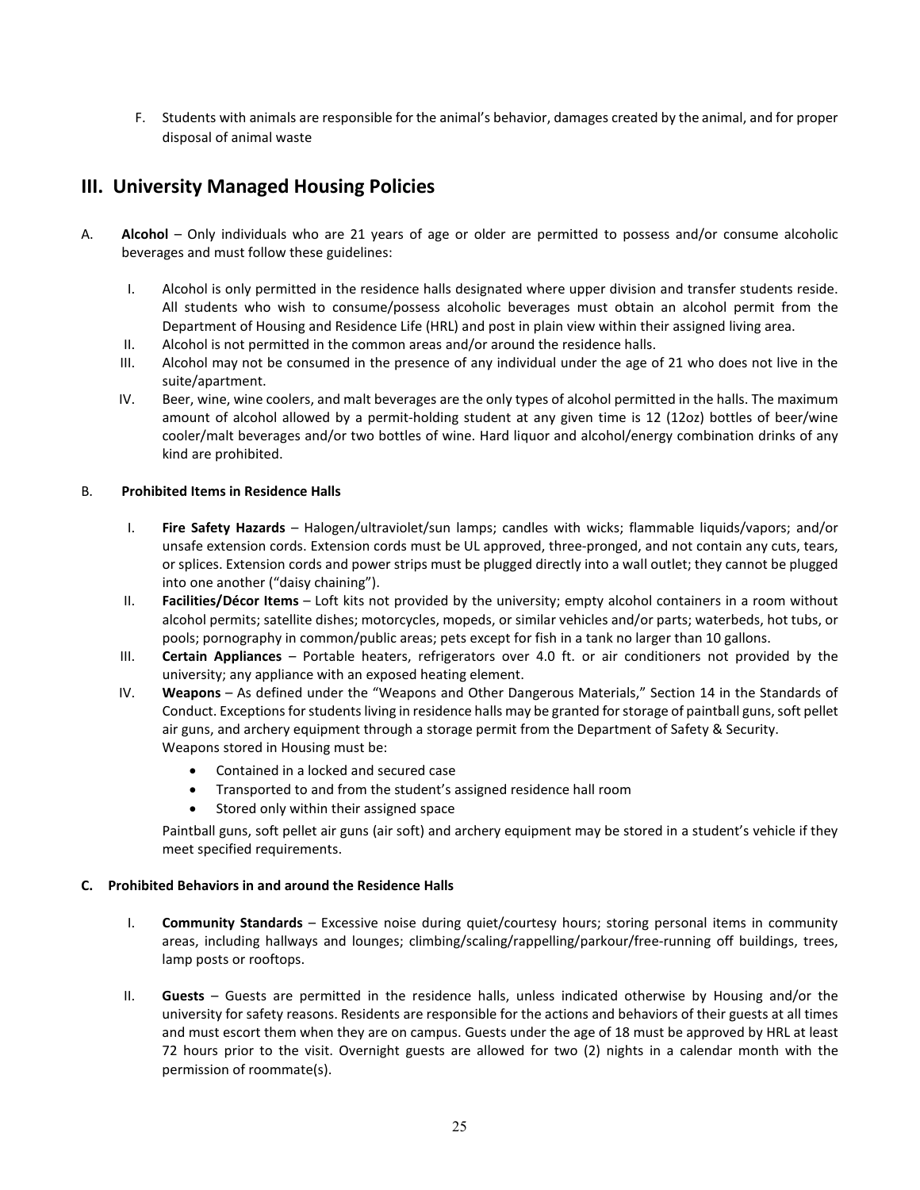F. Students with animals are responsible for the animal's behavior, damages created by the animal, and for proper disposal of animal waste

## III. University Managed Housing Policies

A. **Alcohol** – Only individuals who are 21 years of age or older are permitted to possess and/or consume alcoholic beverages and must follow these guidelines:

I. Alcohol is only permitted in the residence halls designated where upper division and transfer students reside. All students who wish to consume/possess alcoholic beverages must obtain an alcohol permit from the Department of Housing and Residence Life (HRL) and post in plain view within their assigned living area.

II. Alcohol is not permitted in the common areas and/or around the residence halls.

III. Alcohol may not be consumed in the presence of any individual under the age of 21 who does not live in the suite/apartment.

IV. Beer, wine, wine coolers, and malt beverages are the only types of alcohol permitted in the halls. The maximum amount of alcohol allowed by a permit-holding student at any given time is 12 (12oz) bottles of beer/wine cooler/malt beverages and/or two bottles of wine. Hard liquor and alcohol/energy combination drinks of any kind are prohibited.

B. **Prohibited Items in Residence Halls**

I. **Fire Safety Hazards** – Halogen/ultraviolet/sun lamps; candles with wicks; flammable liquids/vapors; and/or unsafe extension cords. Extension cords must be UL approved, three-pronged, and not contain any cuts, tears, or splices. Extension cords and power strips must be plugged directly into a wall outlet; they cannot be plugged into one another ("daisy chaining").

II. **Facilities/Décor Items** – Loft kits not provided by the university; empty alcohol containers in a room without alcohol permits; satellite dishes; motorcycles, mopeds, or similar vehicles and/or parts; waterbeds, hot tubs, or pools; pornography in common/public areas; pets except for fish in a tank no larger than 10 gallons.

III. **Certain Appliances** – Portable heaters, refrigerators over 4.0 ft. or air conditioners not provided by the university; any appliance with an exposed heating element.

IV. **Weapons** – As defined under the "Weapons and Other Dangerous Materials," Section 14 in the Standards of Conduct. Exceptions for students living in residence halls may be granted for storage of paintball guns, soft pellet air guns, and archery equipment through a storage permit from the Department of Safety & Security.
Weapons stored in Housing must be:

- Contained in a locked and secured case
- Transported to and from the student's assigned residence hall room
- Stored only within their assigned space

Paintball guns, soft pellet air guns (air soft) and archery equipment may be stored in a student's vehicle if they meet specified requirements.

**C. Prohibited Behaviors in and around the Residence Halls**

I. **Community Standards** – Excessive noise during quiet/courtesy hours; storing personal items in community areas, including hallways and lounges; climbing/scaling/rappelling/parkour/free-running off buildings, trees, lamp posts or rooftops.

II. **Guests** – Guests are permitted in the residence halls, unless indicated otherwise by Housing and/or the university for safety reasons. Residents are responsible for the actions and behaviors of their guests at all times and must escort them when they are on campus. Guests under the age of 18 must be approved by HRL at least 72 hours prior to the visit. Overnight guests are allowed for two (2) nights in a calendar month with the permission of roommate(s).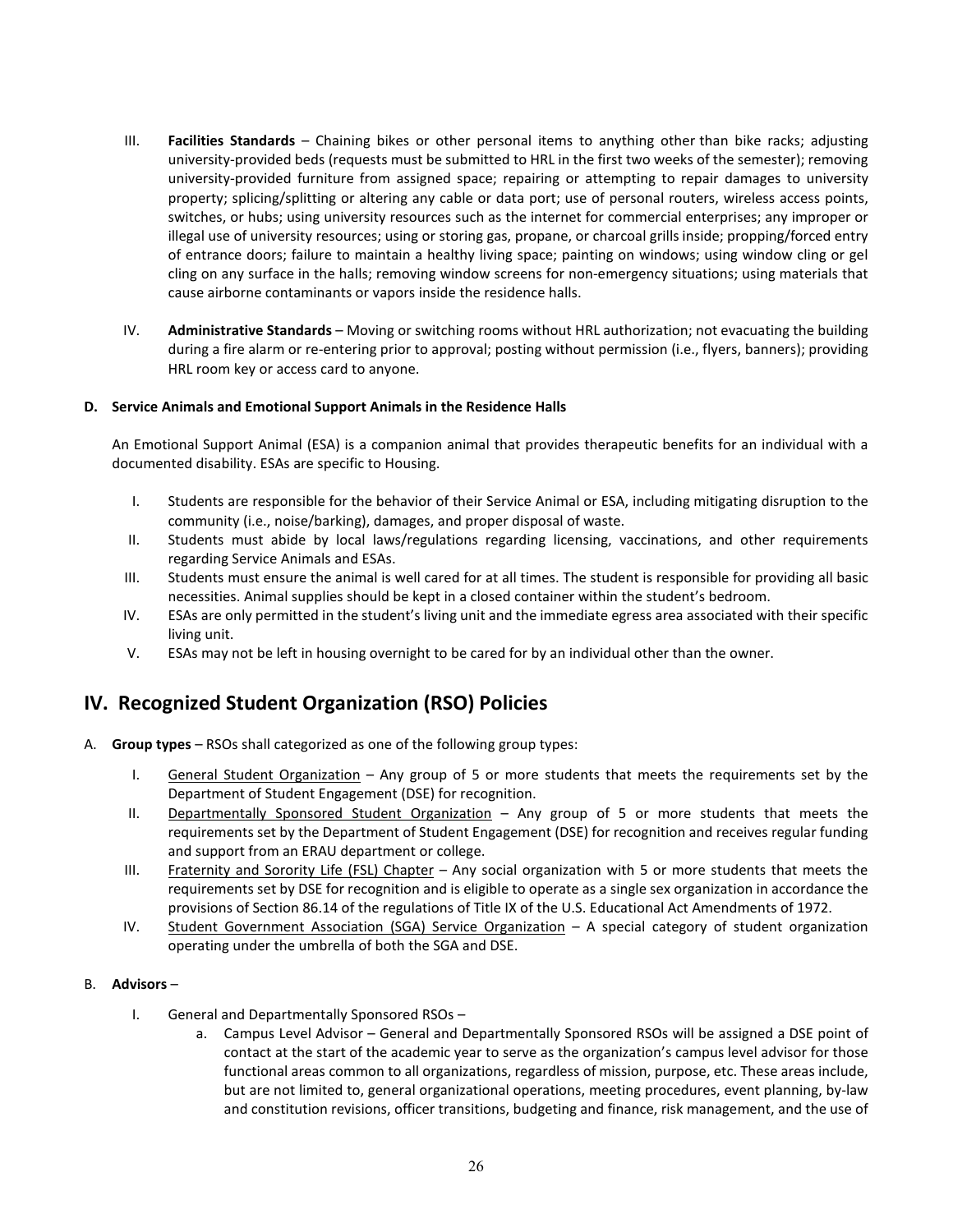III. **Facilities Standards** – Chaining bikes or other personal items to anything other than bike racks; adjusting university-provided beds (requests must be submitted to HRL in the first two weeks of the semester); removing university-provided furniture from assigned space; repairing or attempting to repair damages to university property; splicing/splitting or altering any cable or data port; use of personal routers, wireless access points, switches, or hubs; using university resources such as the internet for commercial enterprises; any improper or illegal use of university resources; using or storing gas, propane, or charcoal grills inside; propping/forced entry of entrance doors; failure to maintain a healthy living space; painting on windows; using window cling or gel cling on any surface in the halls; removing window screens for non-emergency situations; using materials that cause airborne contaminants or vapors inside the residence halls.

IV. **Administrative Standards** – Moving or switching rooms without HRL authorization; not evacuating the building during a fire alarm or re-entering prior to approval; posting without permission (i.e., flyers, banners); providing HRL room key or access card to anyone.

**D. Service Animals and Emotional Support Animals in the Residence Halls**

An Emotional Support Animal (ESA) is a companion animal that provides therapeutic benefits for an individual with a documented disability. ESAs are specific to Housing.

I. Students are responsible for the behavior of their Service Animal or ESA, including mitigating disruption to the community (i.e., noise/barking), damages, and proper disposal of waste.
II. Students must abide by local laws/regulations regarding licensing, vaccinations, and other requirements regarding Service Animals and ESAs.
III. Students must ensure the animal is well cared for at all times. The student is responsible for providing all basic necessities. Animal supplies should be kept in a closed container within the student's bedroom.
IV. ESAs are only permitted in the student's living unit and the immediate egress area associated with their specific living unit.
V. ESAs may not be left in housing overnight to be cared for by an individual other than the owner.

## IV. Recognized Student Organization (RSO) Policies

A. **Group types** – RSOs shall categorized as one of the following group types:

I. General Student Organization – Any group of 5 or more students that meets the requirements set by the Department of Student Engagement (DSE) for recognition.
II. Departmentally Sponsored Student Organization – Any group of 5 or more students that meets the requirements set by the Department of Student Engagement (DSE) for recognition and receives regular funding and support from an ERAU department or college.
III. Fraternity and Sorority Life (FSL) Chapter – Any social organization with 5 or more students that meets the requirements set by DSE for recognition and is eligible to operate as a single sex organization in accordance the provisions of Section 86.14 of the regulations of Title IX of the U.S. Educational Act Amendments of 1972.
IV. Student Government Association (SGA) Service Organization – A special category of student organization operating under the umbrella of both the SGA and DSE.

B. **Advisors** –

I. General and Departmentally Sponsored RSOs –
   a. Campus Level Advisor – General and Departmentally Sponsored RSOs will be assigned a DSE point of contact at the start of the academic year to serve as the organization's campus level advisor for those functional areas common to all organizations, regardless of mission, purpose, etc. These areas include, but are not limited to, general organizational operations, meeting procedures, event planning, by-law and constitution revisions, officer transitions, budgeting and finance, risk management, and the use of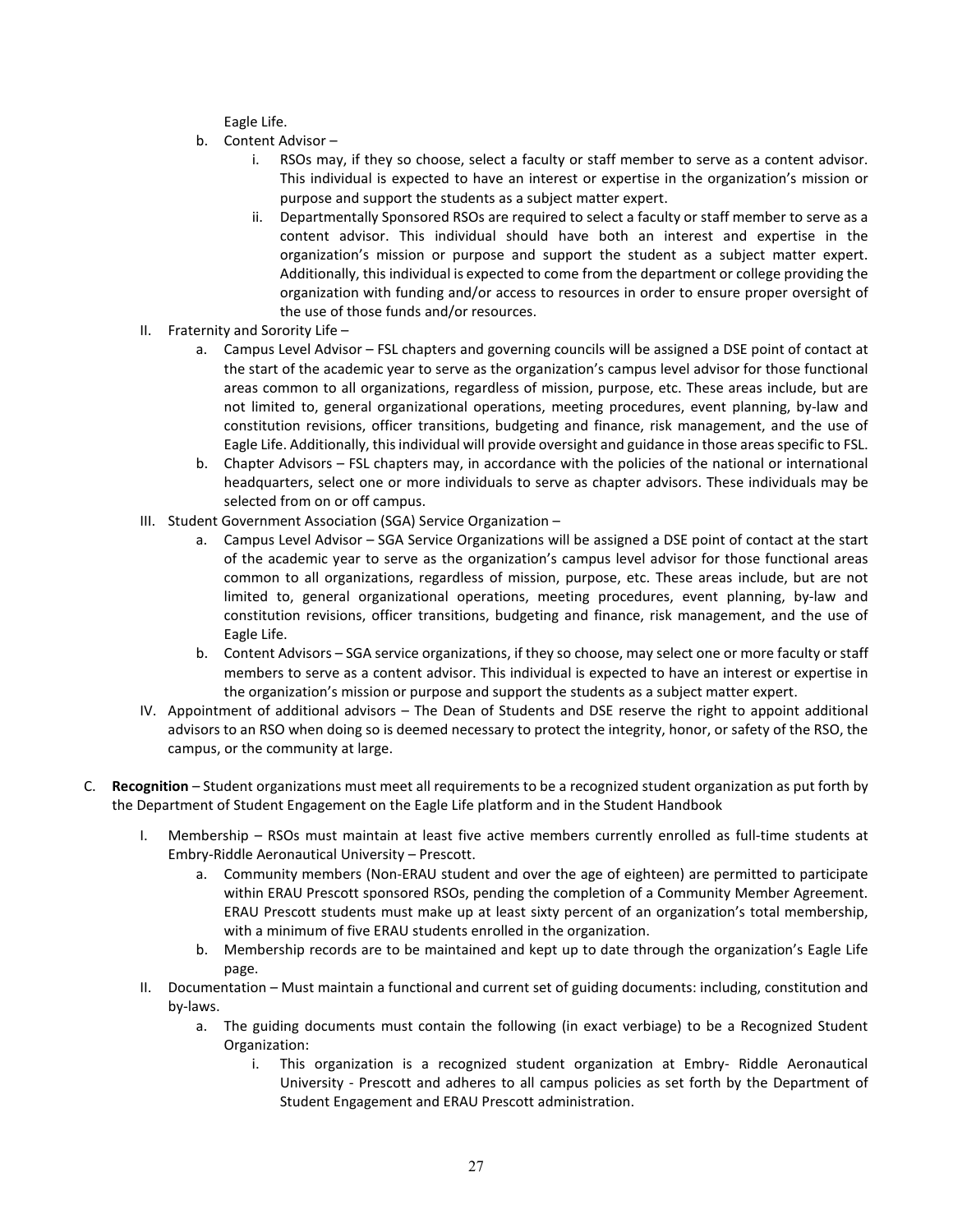Eagle Life.

  b. Content Advisor –
     i. RSOs may, if they so choose, select a faculty or staff member to serve as a content advisor. This individual is expected to have an interest or expertise in the organization's mission or purpose and support the students as a subject matter expert.
     ii. Departmentally Sponsored RSOs are required to select a faculty or staff member to serve as a content advisor. This individual should have both an interest and expertise in the organization's mission or purpose and support the student as a subject matter expert. Additionally, this individual is expected to come from the department or college providing the organization with funding and/or access to resources in order to ensure proper oversight of the use of those funds and/or resources.

II. Fraternity and Sorority Life –
  a. Campus Level Advisor – FSL chapters and governing councils will be assigned a DSE point of contact at the start of the academic year to serve as the organization's campus level advisor for those functional areas common to all organizations, regardless of mission, purpose, etc. These areas include, but are not limited to, general organizational operations, meeting procedures, event planning, by-law and constitution revisions, officer transitions, budgeting and finance, risk management, and the use of Eagle Life. Additionally, this individual will provide oversight and guidance in those areas specific to FSL.
  b. Chapter Advisors – FSL chapters may, in accordance with the policies of the national or international headquarters, select one or more individuals to serve as chapter advisors. These individuals may be selected from on or off campus.

III. Student Government Association (SGA) Service Organization –
  a. Campus Level Advisor – SGA Service Organizations will be assigned a DSE point of contact at the start of the academic year to serve as the organization's campus level advisor for those functional areas common to all organizations, regardless of mission, purpose, etc. These areas include, but are not limited to, general organizational operations, meeting procedures, event planning, by-law and constitution revisions, officer transitions, budgeting and finance, risk management, and the use of Eagle Life.
  b. Content Advisors – SGA service organizations, if they so choose, may select one or more faculty or staff members to serve as a content advisor. This individual is expected to have an interest or expertise in the organization's mission or purpose and support the students as a subject matter expert.

IV. Appointment of additional advisors – The Dean of Students and DSE reserve the right to appoint additional advisors to an RSO when doing so is deemed necessary to protect the integrity, honor, or safety of the RSO, the campus, or the community at large.

C. **Recognition** – Student organizations must meet all requirements to be a recognized student organization as put forth by the Department of Student Engagement on the Eagle Life platform and in the Student Handbook

I. Membership – RSOs must maintain at least five active members currently enrolled as full-time students at Embry-Riddle Aeronautical University – Prescott.
  a. Community members (Non-ERAU student and over the age of eighteen) are permitted to participate within ERAU Prescott sponsored RSOs, pending the completion of a Community Member Agreement. ERAU Prescott students must make up at least sixty percent of an organization's total membership, with a minimum of five ERAU students enrolled in the organization.
  b. Membership records are to be maintained and kept up to date through the organization's Eagle Life page.

II. Documentation – Must maintain a functional and current set of guiding documents: including, constitution and by-laws.
  a. The guiding documents must contain the following (in exact verbiage) to be a Recognized Student Organization:
     i. This organization is a recognized student organization at Embry- Riddle Aeronautical University - Prescott and adheres to all campus policies as set forth by the Department of Student Engagement and ERAU Prescott administration.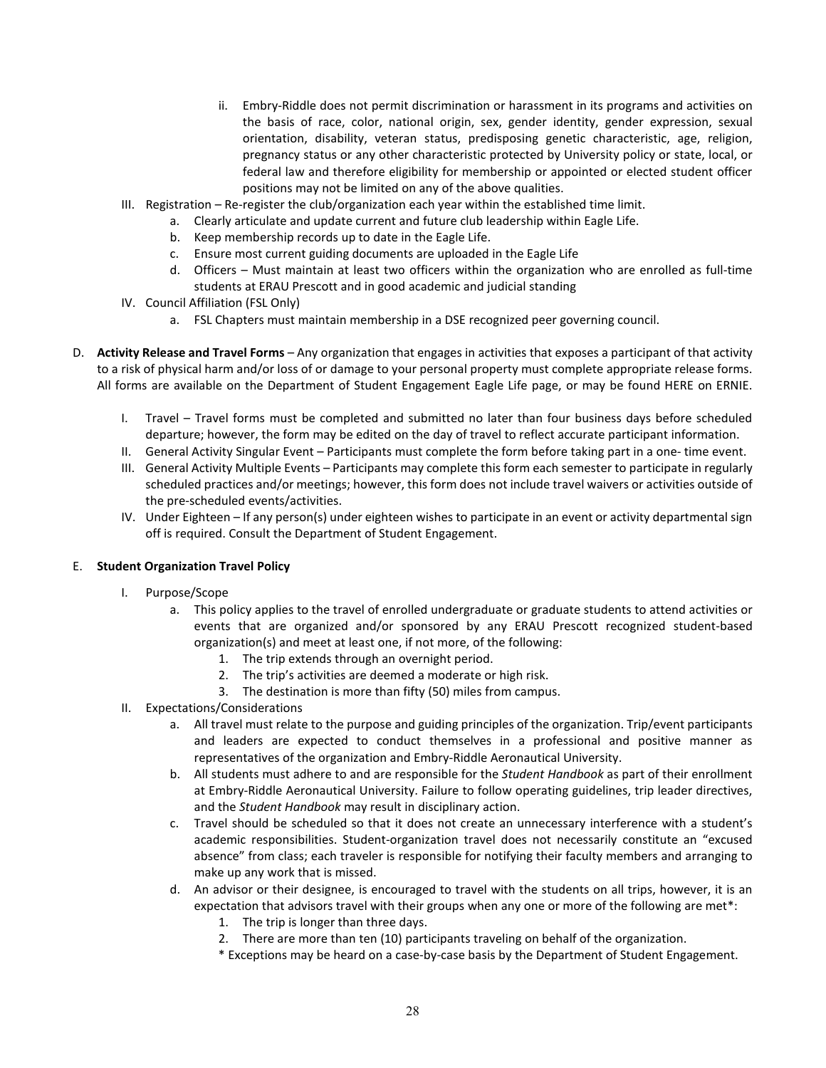ii. Embry-Riddle does not permit discrimination or harassment in its programs and activities on the basis of race, color, national origin, sex, gender identity, gender expression, sexual orientation, disability, veteran status, predisposing genetic characteristic, age, religion, pregnancy status or any other characteristic protected by University policy or state, local, or federal law and therefore eligibility for membership or appointed or elected student officer positions may not be limited on any of the above qualities.

III. Registration – Re-register the club/organization each year within the established time limit.
   a. Clearly articulate and update current and future club leadership within Eagle Life.
   b. Keep membership records up to date in the Eagle Life.
   c. Ensure most current guiding documents are uploaded in the Eagle Life
   d. Officers – Must maintain at least two officers within the organization who are enrolled as full-time students at ERAU Prescott and in good academic and judicial standing

IV. Council Affiliation (FSL Only)
   a. FSL Chapters must maintain membership in a DSE recognized peer governing council.

D. **Activity Release and Travel Forms** – Any organization that engages in activities that exposes a participant of that activity to a risk of physical harm and/or loss of or damage to your personal property must complete appropriate release forms. All forms are available on the Department of Student Engagement Eagle Life page, or may be found HERE on ERNIE.

   I. Travel – Travel forms must be completed and submitted no later than four business days before scheduled departure; however, the form may be edited on the day of travel to reflect accurate participant information.
   II. General Activity Singular Event – Participants must complete the form before taking part in a one- time event.
   III. General Activity Multiple Events – Participants may complete this form each semester to participate in regularly scheduled practices and/or meetings; however, this form does not include travel waivers or activities outside of the pre-scheduled events/activities.
   IV. Under Eighteen – If any person(s) under eighteen wishes to participate in an event or activity departmental sign off is required. Consult the Department of Student Engagement.

E. **Student Organization Travel Policy**

   I. Purpose/Scope
      a. This policy applies to the travel of enrolled undergraduate or graduate students to attend activities or events that are organized and/or sponsored by any ERAU Prescott recognized student-based organization(s) and meet at least one, if not more, of the following:
         1. The trip extends through an overnight period.
         2. The trip's activities are deemed a moderate or high risk.
         3. The destination is more than fifty (50) miles from campus.
   II. Expectations/Considerations
      a. All travel must relate to the purpose and guiding principles of the organization. Trip/event participants and leaders are expected to conduct themselves in a professional and positive manner as representatives of the organization and Embry-Riddle Aeronautical University.
      b. All students must adhere to and are responsible for the *Student Handbook* as part of their enrollment at Embry-Riddle Aeronautical University. Failure to follow operating guidelines, trip leader directives, and the *Student Handbook* may result in disciplinary action.
      c. Travel should be scheduled so that it does not create an unnecessary interference with a student's academic responsibilities. Student-organization travel does not necessarily constitute an "excused absence" from class; each traveler is responsible for notifying their faculty members and arranging to make up any work that is missed.
      d. An advisor or their designee, is encouraged to travel with the students on all trips, however, it is an expectation that advisors travel with their groups when any one or more of the following are met*:
         1. The trip is longer than three days.
         2. There are more than ten (10) participants traveling on behalf of the organization.

         * Exceptions may be heard on a case-by-case basis by the Department of Student Engagement.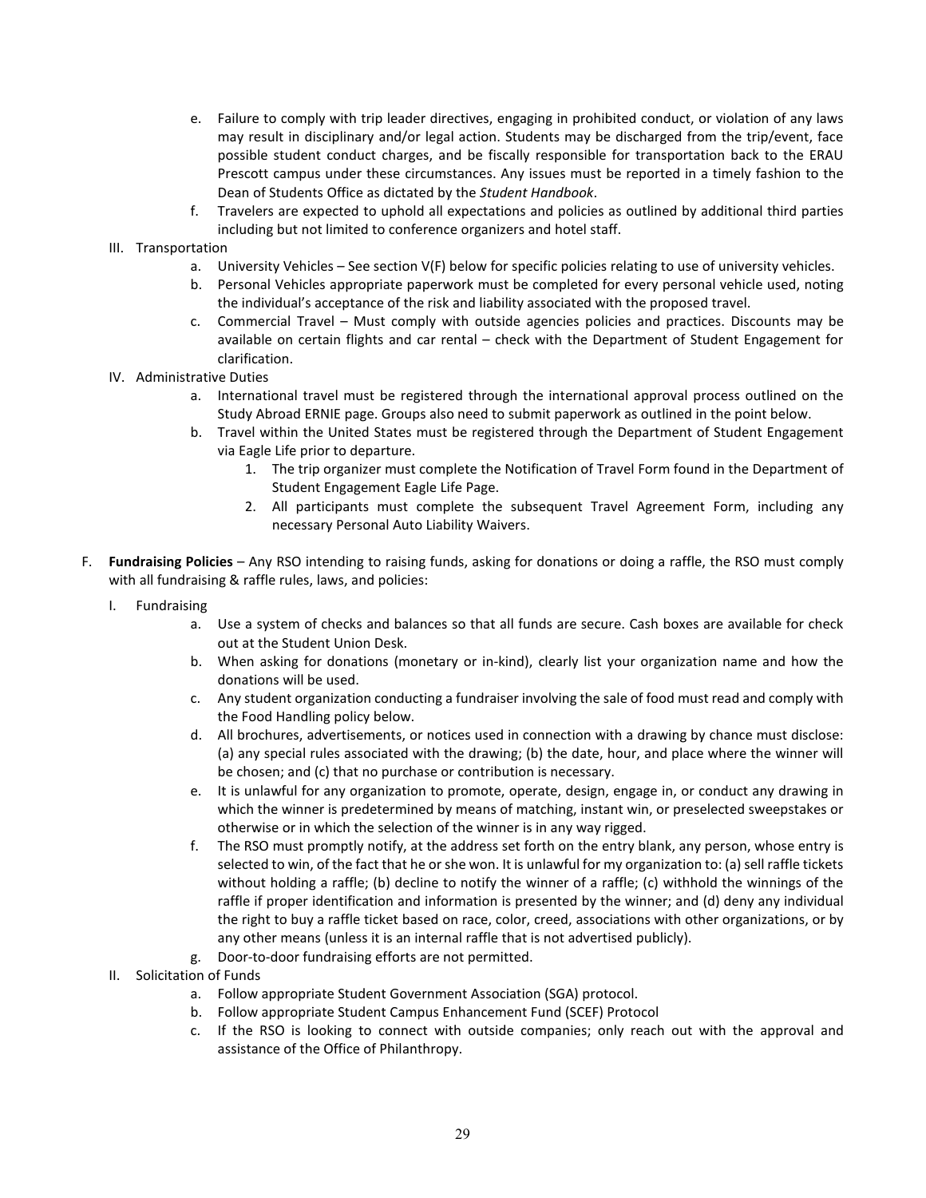e. Failure to comply with trip leader directives, engaging in prohibited conduct, or violation of any laws may result in disciplinary and/or legal action. Students may be discharged from the trip/event, face possible student conduct charges, and be fiscally responsible for transportation back to the ERAU Prescott campus under these circumstances. Any issues must be reported in a timely fashion to the Dean of Students Office as dictated by the *Student Handbook*.

f. Travelers are expected to uphold all expectations and policies as outlined by additional third parties including but not limited to conference organizers and hotel staff.

III. Transportation

a. University Vehicles – See section V(F) below for specific policies relating to use of university vehicles.

b. Personal Vehicles appropriate paperwork must be completed for every personal vehicle used, noting the individual's acceptance of the risk and liability associated with the proposed travel.

c. Commercial Travel – Must comply with outside agencies policies and practices. Discounts may be available on certain flights and car rental – check with the Department of Student Engagement for clarification.

IV. Administrative Duties

a. International travel must be registered through the international approval process outlined on the Study Abroad ERNIE page. Groups also need to submit paperwork as outlined in the point below.

b. Travel within the United States must be registered through the Department of Student Engagement via Eagle Life prior to departure.

1. The trip organizer must complete the Notification of Travel Form found in the Department of Student Engagement Eagle Life Page.
2. All participants must complete the subsequent Travel Agreement Form, including any necessary Personal Auto Liability Waivers.

F. **Fundraising Policies** – Any RSO intending to raising funds, asking for donations or doing a raffle, the RSO must comply with all fundraising & raffle rules, laws, and policies:

I. Fundraising

a. Use a system of checks and balances so that all funds are secure. Cash boxes are available for check out at the Student Union Desk.

b. When asking for donations (monetary or in-kind), clearly list your organization name and how the donations will be used.

c. Any student organization conducting a fundraiser involving the sale of food must read and comply with the Food Handling policy below.

d. All brochures, advertisements, or notices used in connection with a drawing by chance must disclose: (a) any special rules associated with the drawing; (b) the date, hour, and place where the winner will be chosen; and (c) that no purchase or contribution is necessary.

e. It is unlawful for any organization to promote, operate, design, engage in, or conduct any drawing in which the winner is predetermined by means of matching, instant win, or preselected sweepstakes or otherwise or in which the selection of the winner is in any way rigged.

f. The RSO must promptly notify, at the address set forth on the entry blank, any person, whose entry is selected to win, of the fact that he or she won. It is unlawful for my organization to: (a) sell raffle tickets without holding a raffle; (b) decline to notify the winner of a raffle; (c) withhold the winnings of the raffle if proper identification and information is presented by the winner; and (d) deny any individual the right to buy a raffle ticket based on race, color, creed, associations with other organizations, or by any other means (unless it is an internal raffle that is not advertised publicly).

g. Door-to-door fundraising efforts are not permitted.

II. Solicitation of Funds

a. Follow appropriate Student Government Association (SGA) protocol.

b. Follow appropriate Student Campus Enhancement Fund (SCEF) Protocol

c. If the RSO is looking to connect with outside companies; only reach out with the approval and assistance of the Office of Philanthropy.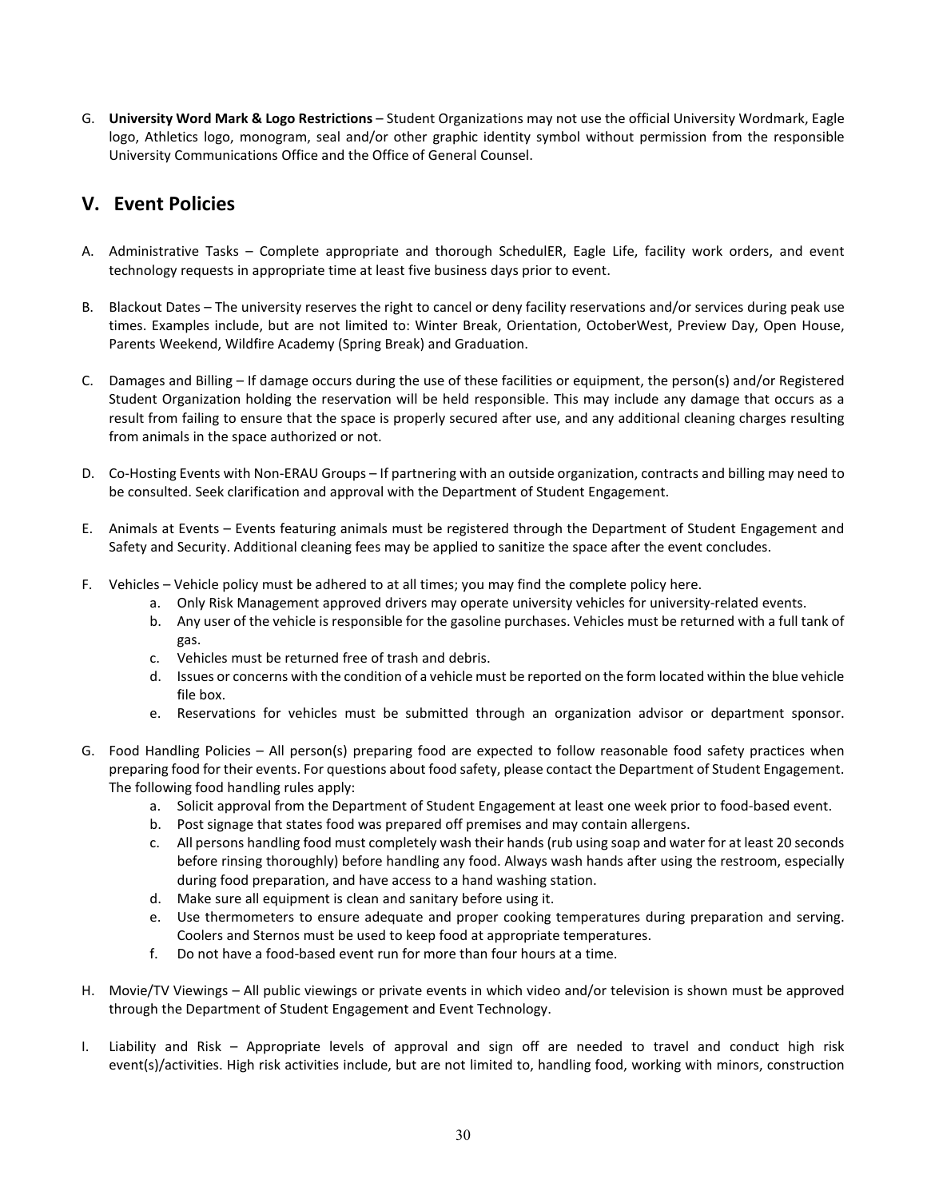G. **University Word Mark & Logo Restrictions** – Student Organizations may not use the official University Wordmark, Eagle logo, Athletics logo, monogram, seal and/or other graphic identity symbol without permission from the responsible University Communications Office and the Office of General Counsel.

## V. Event Policies

A. Administrative Tasks – Complete appropriate and thorough SchedulER, Eagle Life, facility work orders, and event technology requests in appropriate time at least five business days prior to event.

B. Blackout Dates – The university reserves the right to cancel or deny facility reservations and/or services during peak use times. Examples include, but are not limited to: Winter Break, Orientation, OctoberWest, Preview Day, Open House, Parents Weekend, Wildfire Academy (Spring Break) and Graduation.

C. Damages and Billing – If damage occurs during the use of these facilities or equipment, the person(s) and/or Registered Student Organization holding the reservation will be held responsible. This may include any damage that occurs as a result from failing to ensure that the space is properly secured after use, and any additional cleaning charges resulting from animals in the space authorized or not.

D. Co-Hosting Events with Non-ERAU Groups – If partnering with an outside organization, contracts and billing may need to be consulted. Seek clarification and approval with the Department of Student Engagement.

E. Animals at Events – Events featuring animals must be registered through the Department of Student Engagement and Safety and Security. Additional cleaning fees may be applied to sanitize the space after the event concludes.

F. Vehicles – Vehicle policy must be adhered to at all times; you may find the complete policy here.
   a. Only Risk Management approved drivers may operate university vehicles for university-related events.
   b. Any user of the vehicle is responsible for the gasoline purchases. Vehicles must be returned with a full tank of gas.
   c. Vehicles must be returned free of trash and debris.
   d. Issues or concerns with the condition of a vehicle must be reported on the form located within the blue vehicle file box.
   e. Reservations for vehicles must be submitted through an organization advisor or department sponsor.

G. Food Handling Policies – All person(s) preparing food are expected to follow reasonable food safety practices when preparing food for their events. For questions about food safety, please contact the Department of Student Engagement. The following food handling rules apply:
   a. Solicit approval from the Department of Student Engagement at least one week prior to food-based event.
   b. Post signage that states food was prepared off premises and may contain allergens.
   c. All persons handling food must completely wash their hands (rub using soap and water for at least 20 seconds before rinsing thoroughly) before handling any food. Always wash hands after using the restroom, especially during food preparation, and have access to a hand washing station.
   d. Make sure all equipment is clean and sanitary before using it.
   e. Use thermometers to ensure adequate and proper cooking temperatures during preparation and serving. Coolers and Sternos must be used to keep food at appropriate temperatures.
   f. Do not have a food-based event run for more than four hours at a time.

H. Movie/TV Viewings – All public viewings or private events in which video and/or television is shown must be approved through the Department of Student Engagement and Event Technology.

I. Liability and Risk – Appropriate levels of approval and sign off are needed to travel and conduct high risk event(s)/activities. High risk activities include, but are not limited to, handling food, working with minors, construction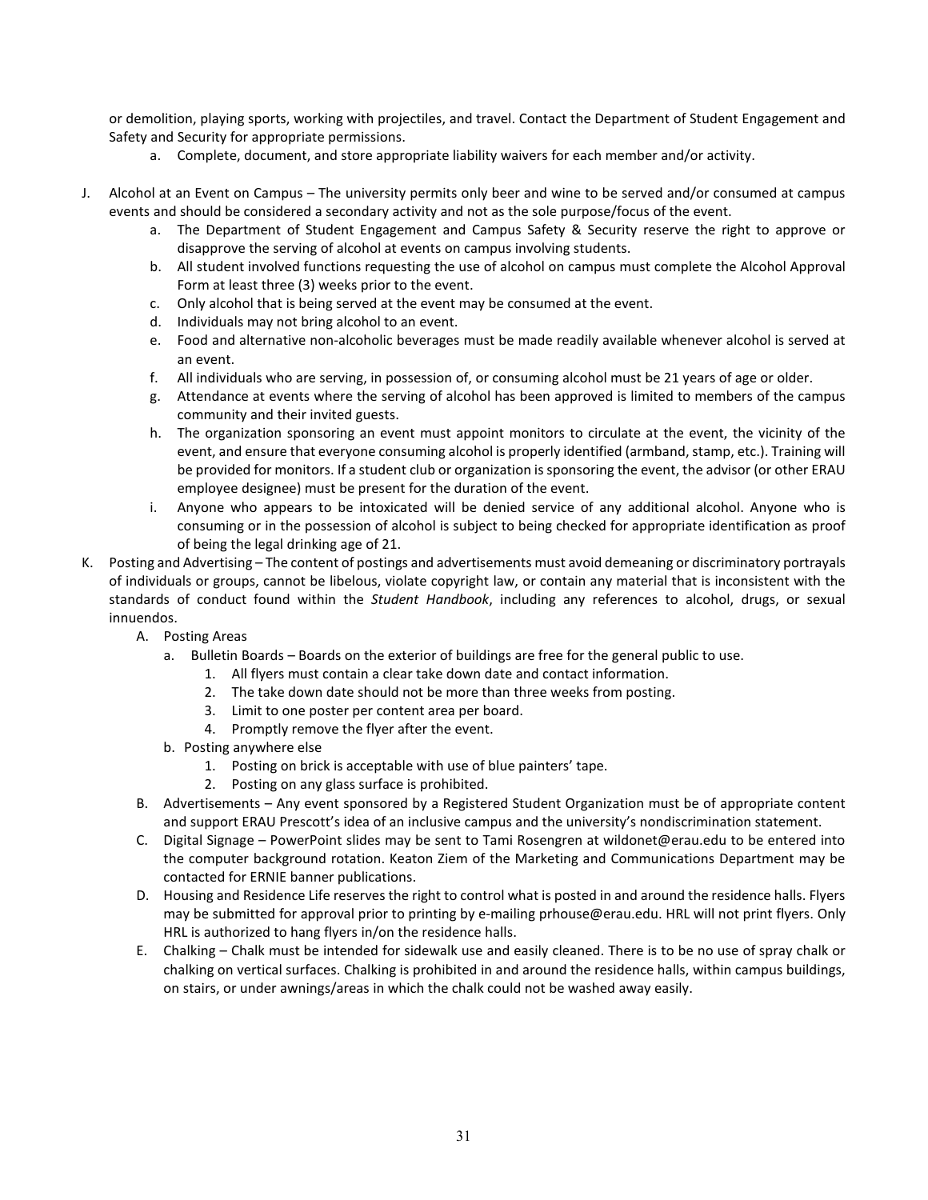or demolition, playing sports, working with projectiles, and travel. Contact the Department of Student Engagement and Safety and Security for appropriate permissions.

   a. Complete, document, and store appropriate liability waivers for each member and/or activity.

J. Alcohol at an Event on Campus – The university permits only beer and wine to be served and/or consumed at campus events and should be considered a secondary activity and not as the sole purpose/focus of the event.
   a. The Department of Student Engagement and Campus Safety & Security reserve the right to approve or disapprove the serving of alcohol at events on campus involving students.
   b. All student involved functions requesting the use of alcohol on campus must complete the Alcohol Approval Form at least three (3) weeks prior to the event.
   c. Only alcohol that is being served at the event may be consumed at the event.
   d. Individuals may not bring alcohol to an event.
   e. Food and alternative non-alcoholic beverages must be made readily available whenever alcohol is served at an event.
   f. All individuals who are serving, in possession of, or consuming alcohol must be 21 years of age or older.
   g. Attendance at events where the serving of alcohol has been approved is limited to members of the campus community and their invited guests.
   h. The organization sponsoring an event must appoint monitors to circulate at the event, the vicinity of the event, and ensure that everyone consuming alcohol is properly identified (armband, stamp, etc.). Training will be provided for monitors. If a student club or organization is sponsoring the event, the advisor (or other ERAU employee designee) must be present for the duration of the event.
   i. Anyone who appears to be intoxicated will be denied service of any additional alcohol. Anyone who is consuming or in the possession of alcohol is subject to being checked for appropriate identification as proof of being the legal drinking age of 21.

K. Posting and Advertising – The content of postings and advertisements must avoid demeaning or discriminatory portrayals of individuals or groups, cannot be libelous, violate copyright law, or contain any material that is inconsistent with the standards of conduct found within the *Student Handbook*, including any references to alcohol, drugs, or sexual innuendos.
   A. Posting Areas
      a. Bulletin Boards – Boards on the exterior of buildings are free for the general public to use.
         1. All flyers must contain a clear take down date and contact information.
         2. The take down date should not be more than three weeks from posting.
         3. Limit to one poster per content area per board.
         4. Promptly remove the flyer after the event.
      b. Posting anywhere else
         1. Posting on brick is acceptable with use of blue painters' tape.
         2. Posting on any glass surface is prohibited.
   B. Advertisements – Any event sponsored by a Registered Student Organization must be of appropriate content and support ERAU Prescott's idea of an inclusive campus and the university's nondiscrimination statement.
   C. Digital Signage – PowerPoint slides may be sent to Tami Rosengren at wildonet@erau.edu to be entered into the computer background rotation. Keaton Ziem of the Marketing and Communications Department may be contacted for ERNIE banner publications.
   D. Housing and Residence Life reserves the right to control what is posted in and around the residence halls. Flyers may be submitted for approval prior to printing by e-mailing prhouse@erau.edu. HRL will not print flyers. Only HRL is authorized to hang flyers in/on the residence halls.
   E. Chalking – Chalk must be intended for sidewalk use and easily cleaned. There is to be no use of spray chalk or chalking on vertical surfaces. Chalking is prohibited in and around the residence halls, within campus buildings, on stairs, or under awnings/areas in which the chalk could not be washed away easily.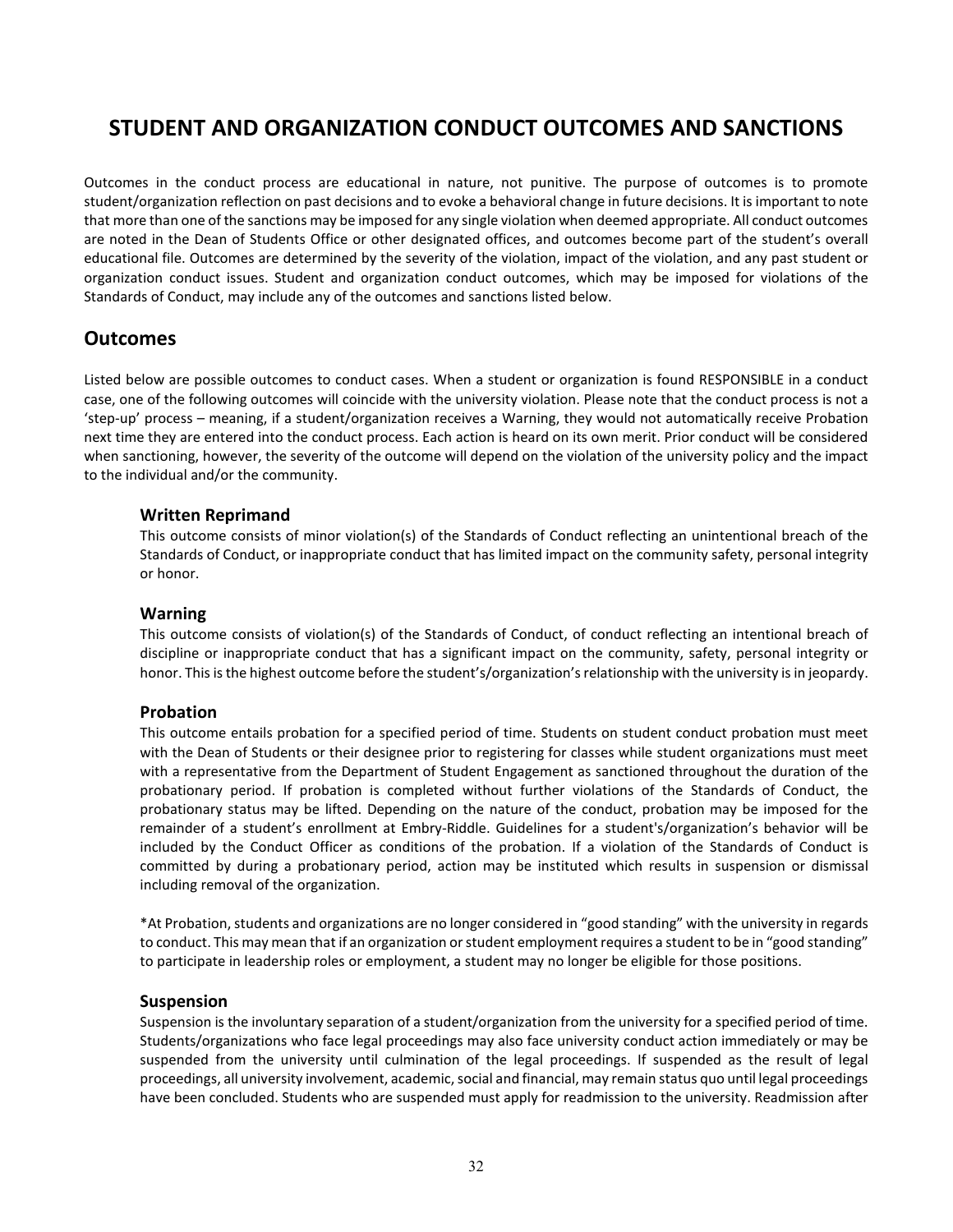# STUDENT AND ORGANIZATION CONDUCT OUTCOMES AND SANCTIONS

Outcomes in the conduct process are educational in nature, not punitive. The purpose of outcomes is to promote student/organization reflection on past decisions and to evoke a behavioral change in future decisions. It is important to note that more than one of the sanctions may be imposed for any single violation when deemed appropriate. All conduct outcomes are noted in the Dean of Students Office or other designated offices, and outcomes become part of the student's overall educational file. Outcomes are determined by the severity of the violation, impact of the violation, and any past student or organization conduct issues. Student and organization conduct outcomes, which may be imposed for violations of the Standards of Conduct, may include any of the outcomes and sanctions listed below.

## Outcomes

Listed below are possible outcomes to conduct cases. When a student or organization is found RESPONSIBLE in a conduct case, one of the following outcomes will coincide with the university violation. Please note that the conduct process is not a 'step-up' process – meaning, if a student/organization receives a Warning, they would not automatically receive Probation next time they are entered into the conduct process. Each action is heard on its own merit. Prior conduct will be considered when sanctioning, however, the severity of the outcome will depend on the violation of the university policy and the impact to the individual and/or the community.

### Written Reprimand

This outcome consists of minor violation(s) of the Standards of Conduct reflecting an unintentional breach of the Standards of Conduct, or inappropriate conduct that has limited impact on the community safety, personal integrity or honor.

### Warning

This outcome consists of violation(s) of the Standards of Conduct, of conduct reflecting an intentional breach of discipline or inappropriate conduct that has a significant impact on the community, safety, personal integrity or honor. This is the highest outcome before the student's/organization's relationship with the university is in jeopardy.

### Probation

This outcome entails probation for a specified period of time. Students on student conduct probation must meet with the Dean of Students or their designee prior to registering for classes while student organizations must meet with a representative from the Department of Student Engagement as sanctioned throughout the duration of the probationary period. If probation is completed without further violations of the Standards of Conduct, the probationary status may be lifted. Depending on the nature of the conduct, probation may be imposed for the remainder of a student's enrollment at Embry-Riddle. Guidelines for a student's/organization's behavior will be included by the Conduct Officer as conditions of the probation. If a violation of the Standards of Conduct is committed by during a probationary period, action may be instituted which results in suspension or dismissal including removal of the organization.

*At Probation, students and organizations are no longer considered in "good standing" with the university in regards to conduct. This may mean that if an organization or student employment requires a student to be in "good standing" to participate in leadership roles or employment, a student may no longer be eligible for those positions.

### Suspension

Suspension is the involuntary separation of a student/organization from the university for a specified period of time. Students/organizations who face legal proceedings may also face university conduct action immediately or may be suspended from the university until culmination of the legal proceedings. If suspended as the result of legal proceedings, all university involvement, academic, social and financial, may remain status quo until legal proceedings have been concluded. Students who are suspended must apply for readmission to the university. Readmission after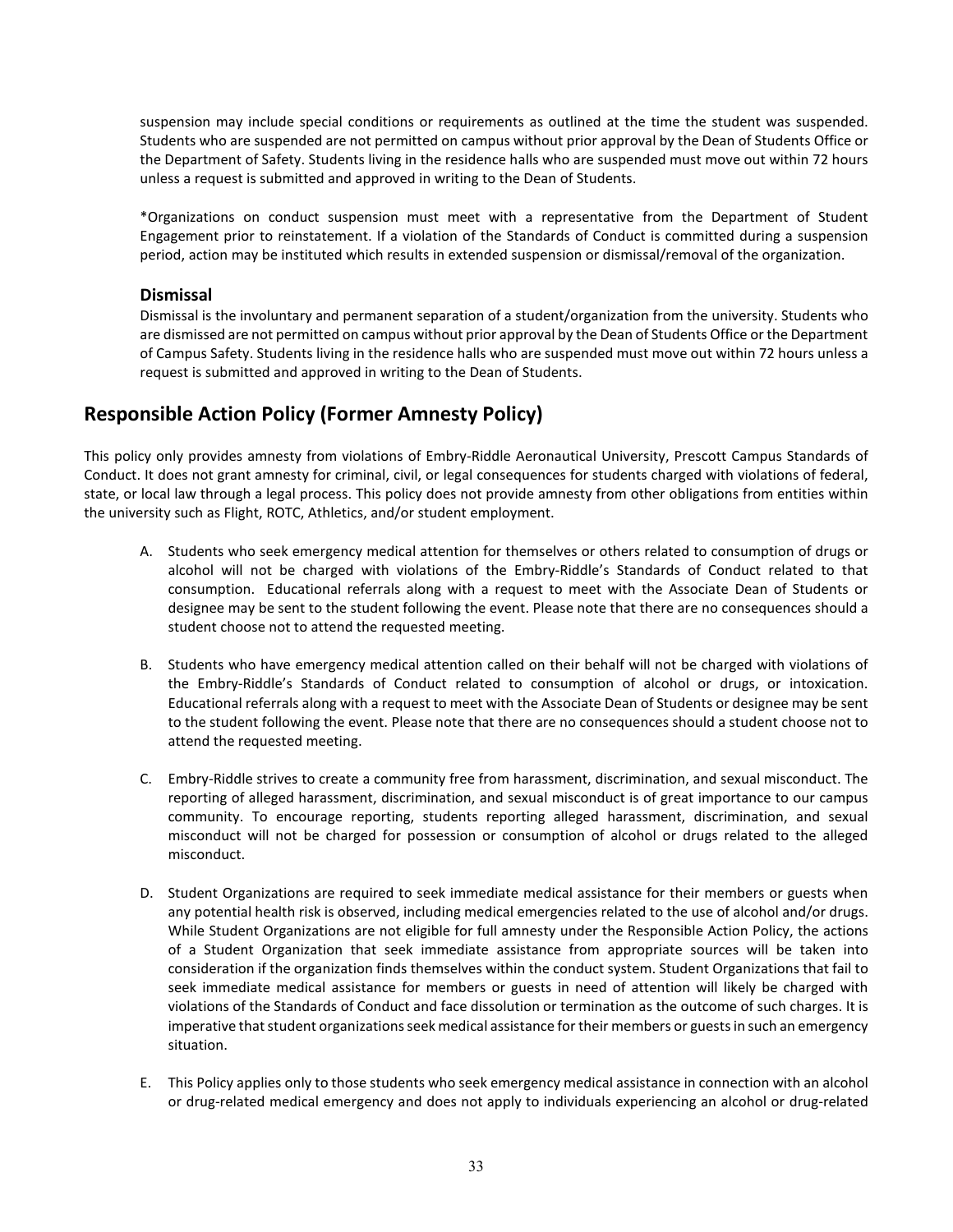suspension may include special conditions or requirements as outlined at the time the student was suspended. Students who are suspended are not permitted on campus without prior approval by the Dean of Students Office or the Department of Safety. Students living in the residence halls who are suspended must move out within 72 hours unless a request is submitted and approved in writing to the Dean of Students.

*Organizations on conduct suspension must meet with a representative from the Department of Student Engagement prior to reinstatement. If a violation of the Standards of Conduct is committed during a suspension period, action may be instituted which results in extended suspension or dismissal/removal of the organization.

### Dismissal

Dismissal is the involuntary and permanent separation of a student/organization from the university. Students who are dismissed are not permitted on campus without prior approval by the Dean of Students Office or the Department of Campus Safety. Students living in the residence halls who are suspended must move out within 72 hours unless a request is submitted and approved in writing to the Dean of Students.

## Responsible Action Policy (Former Amnesty Policy)

This policy only provides amnesty from violations of Embry-Riddle Aeronautical University, Prescott Campus Standards of Conduct. It does not grant amnesty for criminal, civil, or legal consequences for students charged with violations of federal, state, or local law through a legal process. This policy does not provide amnesty from other obligations from entities within the university such as Flight, ROTC, Athletics, and/or student employment.

A. Students who seek emergency medical attention for themselves or others related to consumption of drugs or alcohol will not be charged with violations of the Embry-Riddle's Standards of Conduct related to that consumption. Educational referrals along with a request to meet with the Associate Dean of Students or designee may be sent to the student following the event. Please note that there are no consequences should a student choose not to attend the requested meeting.

B. Students who have emergency medical attention called on their behalf will not be charged with violations of the Embry-Riddle's Standards of Conduct related to consumption of alcohol or drugs, or intoxication. Educational referrals along with a request to meet with the Associate Dean of Students or designee may be sent to the student following the event. Please note that there are no consequences should a student choose not to attend the requested meeting.

C. Embry-Riddle strives to create a community free from harassment, discrimination, and sexual misconduct. The reporting of alleged harassment, discrimination, and sexual misconduct is of great importance to our campus community. To encourage reporting, students reporting alleged harassment, discrimination, and sexual misconduct will not be charged for possession or consumption of alcohol or drugs related to the alleged misconduct.

D. Student Organizations are required to seek immediate medical assistance for their members or guests when any potential health risk is observed, including medical emergencies related to the use of alcohol and/or drugs. While Student Organizations are not eligible for full amnesty under the Responsible Action Policy, the actions of a Student Organization that seek immediate assistance from appropriate sources will be taken into consideration if the organization finds themselves within the conduct system. Student Organizations that fail to seek immediate medical assistance for members or guests in need of attention will likely be charged with violations of the Standards of Conduct and face dissolution or termination as the outcome of such charges. It is imperative that student organizations seek medical assistance for their members or guests in such an emergency situation.

E. This Policy applies only to those students who seek emergency medical assistance in connection with an alcohol or drug-related medical emergency and does not apply to individuals experiencing an alcohol or drug-related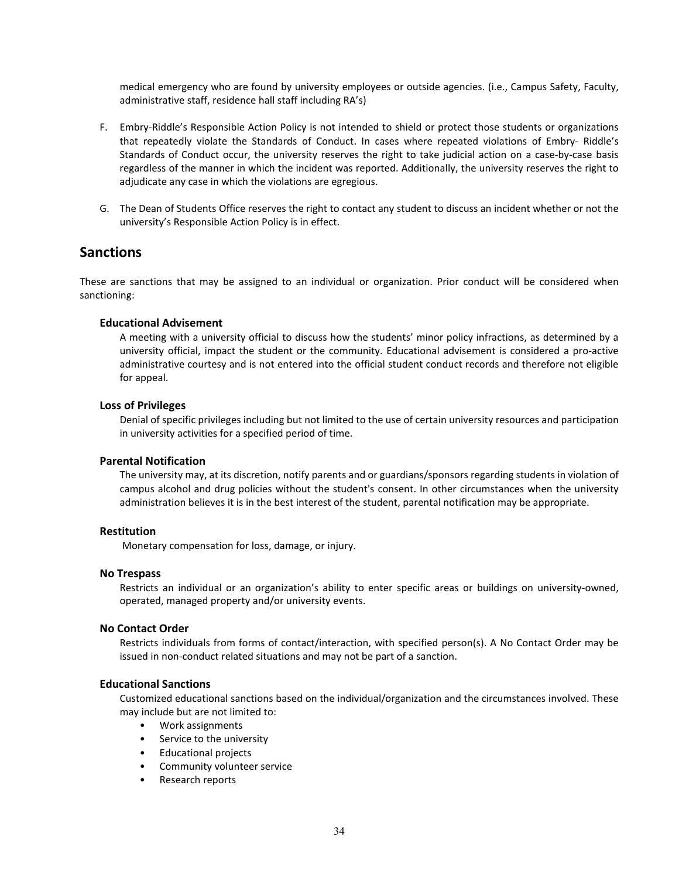medical emergency who are found by university employees or outside agencies. (i.e., Campus Safety, Faculty, administrative staff, residence hall staff including RA's)

F. Embry-Riddle's Responsible Action Policy is not intended to shield or protect those students or organizations that repeatedly violate the Standards of Conduct. In cases where repeated violations of Embry- Riddle's Standards of Conduct occur, the university reserves the right to take judicial action on a case-by-case basis regardless of the manner in which the incident was reported. Additionally, the university reserves the right to adjudicate any case in which the violations are egregious.

G. The Dean of Students Office reserves the right to contact any student to discuss an incident whether or not the university's Responsible Action Policy is in effect.

## Sanctions

These are sanctions that may be assigned to an individual or organization. Prior conduct will be considered when sanctioning:

### Educational Advisement

A meeting with a university official to discuss how the students' minor policy infractions, as determined by a university official, impact the student or the community. Educational advisement is considered a pro-active administrative courtesy and is not entered into the official student conduct records and therefore not eligible for appeal.

### Loss of Privileges

Denial of specific privileges including but not limited to the use of certain university resources and participation in university activities for a specified period of time.

### Parental Notification

The university may, at its discretion, notify parents and or guardians/sponsors regarding students in violation of campus alcohol and drug policies without the student's consent. In other circumstances when the university administration believes it is in the best interest of the student, parental notification may be appropriate.

### Restitution

Monetary compensation for loss, damage, or injury.

### No Trespass

Restricts an individual or an organization's ability to enter specific areas or buildings on university-owned, operated, managed property and/or university events.

### No Contact Order

Restricts individuals from forms of contact/interaction, with specified person(s). A No Contact Order may be issued in non-conduct related situations and may not be part of a sanction.

### Educational Sanctions

Customized educational sanctions based on the individual/organization and the circumstances involved. These may include but are not limited to:

- Work assignments
- Service to the university
- Educational projects
- Community volunteer service
- Research reports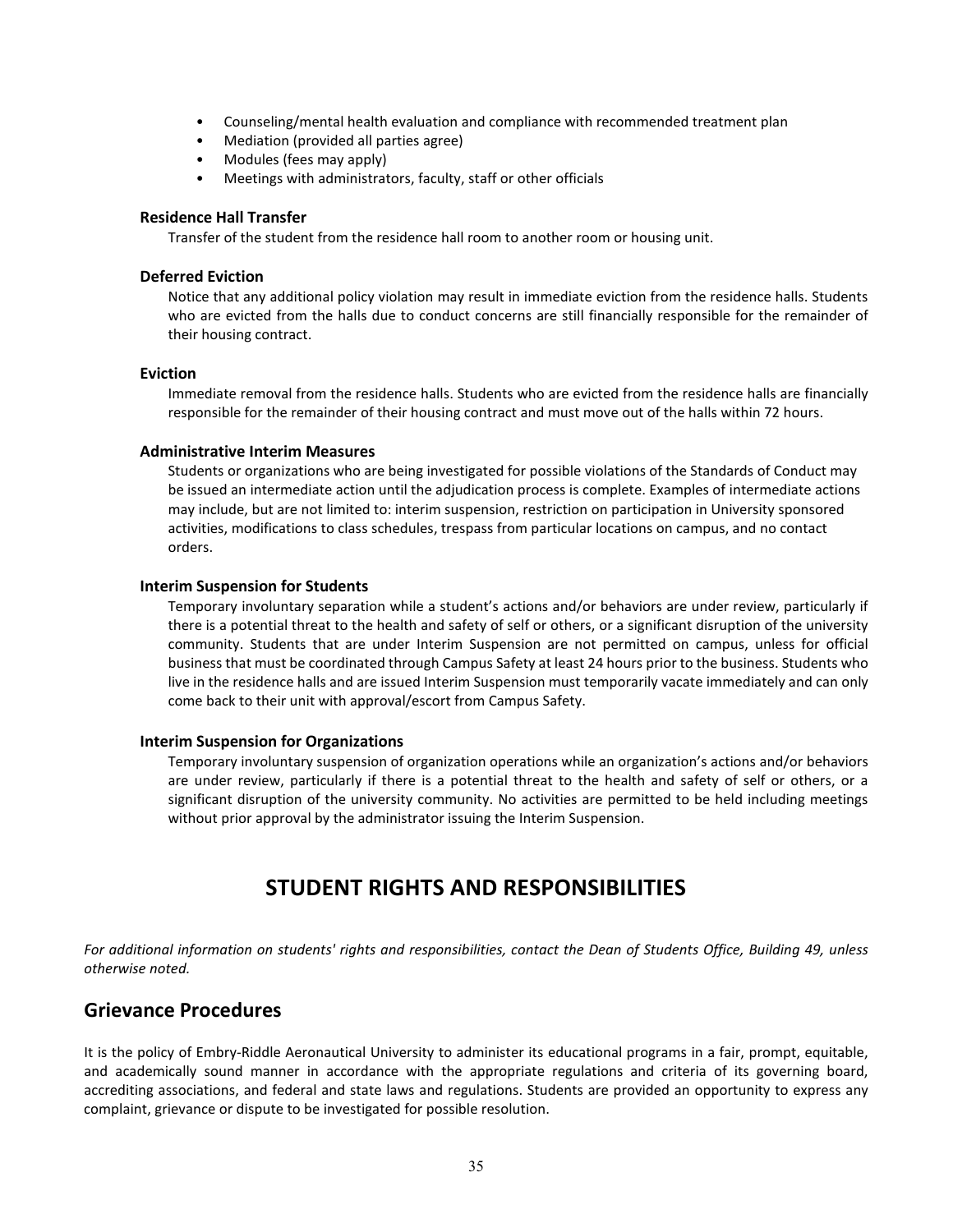- Counseling/mental health evaluation and compliance with recommended treatment plan
- Mediation (provided all parties agree)
- Modules (fees may apply)
- Meetings with administrators, faculty, staff or other officials

**Residence Hall Transfer**

Transfer of the student from the residence hall room to another room or housing unit.

**Deferred Eviction**

Notice that any additional policy violation may result in immediate eviction from the residence halls. Students who are evicted from the halls due to conduct concerns are still financially responsible for the remainder of their housing contract.

**Eviction**

Immediate removal from the residence halls. Students who are evicted from the residence halls are financially responsible for the remainder of their housing contract and must move out of the halls within 72 hours.

**Administrative Interim Measures**

Students or organizations who are being investigated for possible violations of the Standards of Conduct may be issued an intermediate action until the adjudication process is complete. Examples of intermediate actions may include, but are not limited to: interim suspension, restriction on participation in University sponsored activities, modifications to class schedules, trespass from particular locations on campus, and no contact orders.

**Interim Suspension for Students**

Temporary involuntary separation while a student's actions and/or behaviors are under review, particularly if there is a potential threat to the health and safety of self or others, or a significant disruption of the university community. Students that are under Interim Suspension are not permitted on campus, unless for official business that must be coordinated through Campus Safety at least 24 hours prior to the business. Students who live in the residence halls and are issued Interim Suspension must temporarily vacate immediately and can only come back to their unit with approval/escort from Campus Safety.

**Interim Suspension for Organizations**

Temporary involuntary suspension of organization operations while an organization's actions and/or behaviors are under review, particularly if there is a potential threat to the health and safety of self or others, or a significant disruption of the university community. No activities are permitted to be held including meetings without prior approval by the administrator issuing the Interim Suspension.

# STUDENT RIGHTS AND RESPONSIBILITIES

*For additional information on students' rights and responsibilities, contact the Dean of Students Office, Building 49, unless otherwise noted.*

## Grievance Procedures

It is the policy of Embry-Riddle Aeronautical University to administer its educational programs in a fair, prompt, equitable, and academically sound manner in accordance with the appropriate regulations and criteria of its governing board, accrediting associations, and federal and state laws and regulations. Students are provided an opportunity to express any complaint, grievance or dispute to be investigated for possible resolution.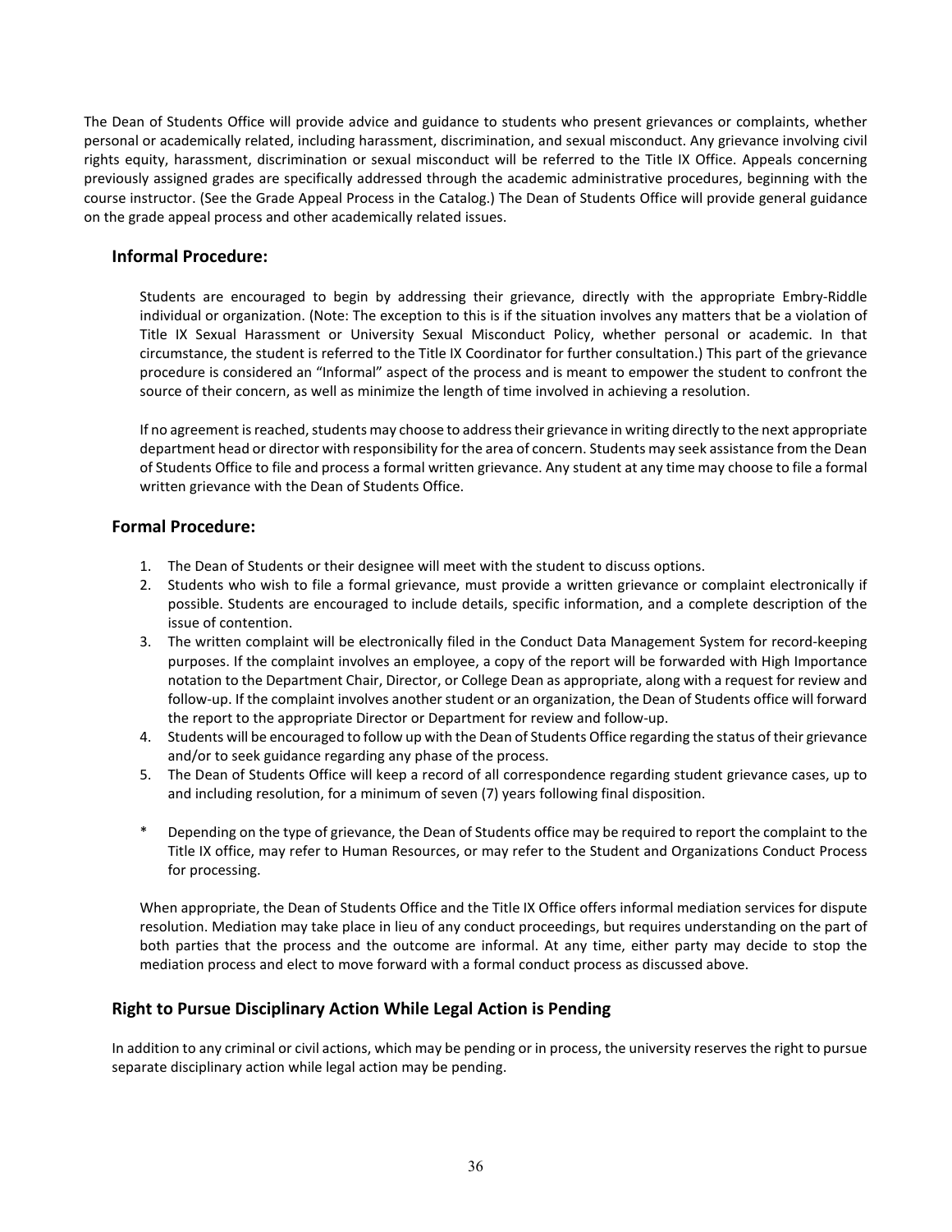The Dean of Students Office will provide advice and guidance to students who present grievances or complaints, whether personal or academically related, including harassment, discrimination, and sexual misconduct. Any grievance involving civil rights equity, harassment, discrimination or sexual misconduct will be referred to the Title IX Office. Appeals concerning previously assigned grades are specifically addressed through the academic administrative procedures, beginning with the course instructor. (See the Grade Appeal Process in the Catalog.) The Dean of Students Office will provide general guidance on the grade appeal process and other academically related issues.

### Informal Procedure:

Students are encouraged to begin by addressing their grievance, directly with the appropriate Embry-Riddle individual or organization. (Note: The exception to this is if the situation involves any matters that be a violation of Title IX Sexual Harassment or University Sexual Misconduct Policy, whether personal or academic. In that circumstance, the student is referred to the Title IX Coordinator for further consultation.) This part of the grievance procedure is considered an "Informal" aspect of the process and is meant to empower the student to confront the source of their concern, as well as minimize the length of time involved in achieving a resolution.

If no agreement is reached, students may choose to address their grievance in writing directly to the next appropriate department head or director with responsibility for the area of concern. Students may seek assistance from the Dean of Students Office to file and process a formal written grievance. Any student at any time may choose to file a formal written grievance with the Dean of Students Office.

### Formal Procedure:

1. The Dean of Students or their designee will meet with the student to discuss options.
2. Students who wish to file a formal grievance, must provide a written grievance or complaint electronically if possible. Students are encouraged to include details, specific information, and a complete description of the issue of contention.
3. The written complaint will be electronically filed in the Conduct Data Management System for record-keeping purposes. If the complaint involves an employee, a copy of the report will be forwarded with High Importance notation to the Department Chair, Director, or College Dean as appropriate, along with a request for review and follow-up. If the complaint involves another student or an organization, the Dean of Students office will forward the report to the appropriate Director or Department for review and follow-up.
4. Students will be encouraged to follow up with the Dean of Students Office regarding the status of their grievance and/or to seek guidance regarding any phase of the process.
5. The Dean of Students Office will keep a record of all correspondence regarding student grievance cases, up to and including resolution, for a minimum of seven (7) years following final disposition.

\* Depending on the type of grievance, the Dean of Students office may be required to report the complaint to the Title IX office, may refer to Human Resources, or may refer to the Student and Organizations Conduct Process for processing.

When appropriate, the Dean of Students Office and the Title IX Office offers informal mediation services for dispute resolution. Mediation may take place in lieu of any conduct proceedings, but requires understanding on the part of both parties that the process and the outcome are informal. At any time, either party may decide to stop the mediation process and elect to move forward with a formal conduct process as discussed above.

### Right to Pursue Disciplinary Action While Legal Action is Pending

In addition to any criminal or civil actions, which may be pending or in process, the university reserves the right to pursue separate disciplinary action while legal action may be pending.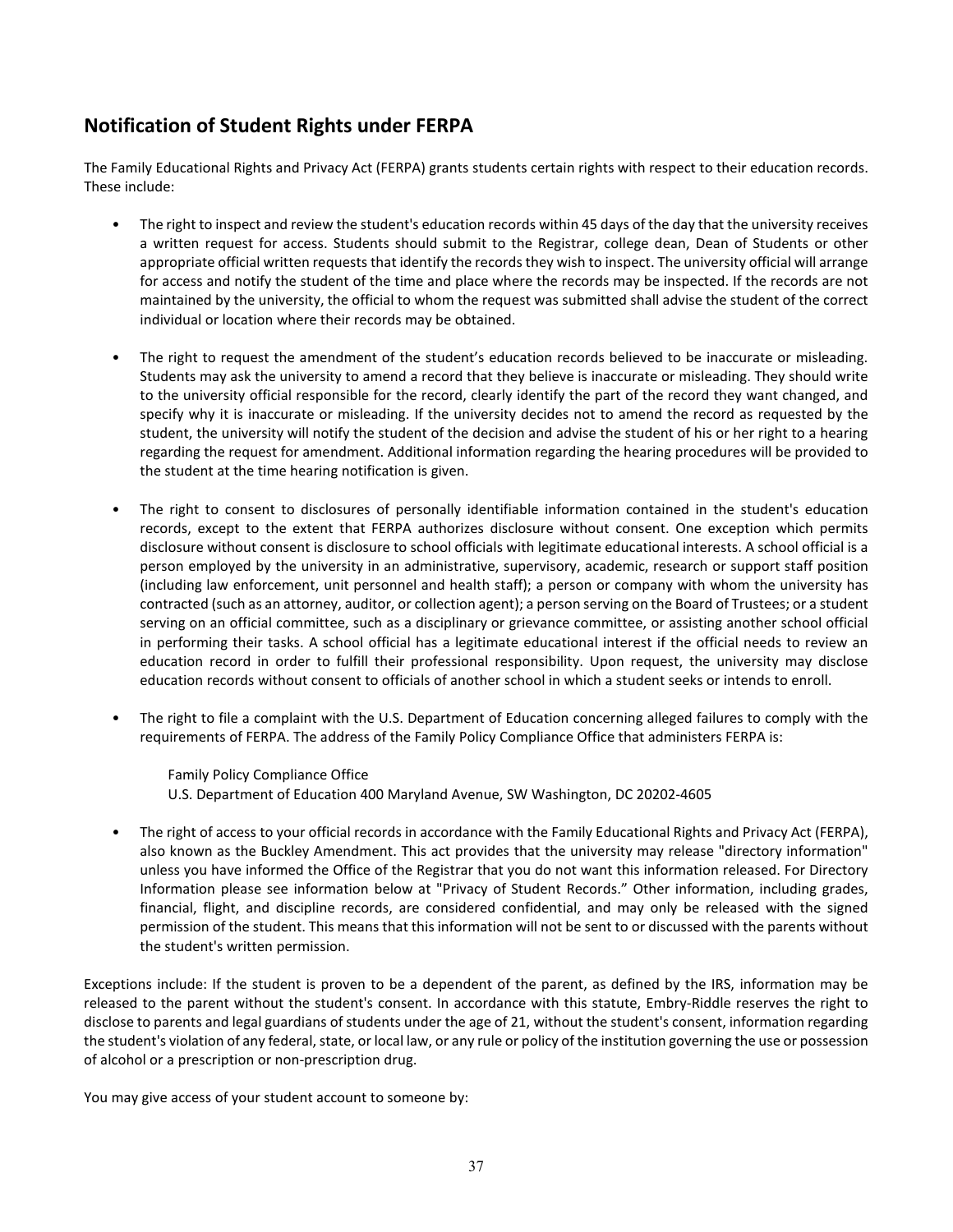## Notification of Student Rights under FERPA

The Family Educational Rights and Privacy Act (FERPA) grants students certain rights with respect to their education records. These include:

- The right to inspect and review the student's education records within 45 days of the day that the university receives a written request for access. Students should submit to the Registrar, college dean, Dean of Students or other appropriate official written requests that identify the records they wish to inspect. The university official will arrange for access and notify the student of the time and place where the records may be inspected. If the records are not maintained by the university, the official to whom the request was submitted shall advise the student of the correct individual or location where their records may be obtained.

- The right to request the amendment of the student's education records believed to be inaccurate or misleading. Students may ask the university to amend a record that they believe is inaccurate or misleading. They should write to the university official responsible for the record, clearly identify the part of the record they want changed, and specify why it is inaccurate or misleading. If the university decides not to amend the record as requested by the student, the university will notify the student of the decision and advise the student of his or her right to a hearing regarding the request for amendment. Additional information regarding the hearing procedures will be provided to the student at the time hearing notification is given.

- The right to consent to disclosures of personally identifiable information contained in the student's education records, except to the extent that FERPA authorizes disclosure without consent. One exception which permits disclosure without consent is disclosure to school officials with legitimate educational interests. A school official is a person employed by the university in an administrative, supervisory, academic, research or support staff position (including law enforcement, unit personnel and health staff); a person or company with whom the university has contracted (such as an attorney, auditor, or collection agent); a person serving on the Board of Trustees; or a student serving on an official committee, such as a disciplinary or grievance committee, or assisting another school official in performing their tasks. A school official has a legitimate educational interest if the official needs to review an education record in order to fulfill their professional responsibility. Upon request, the university may disclose education records without consent to officials of another school in which a student seeks or intends to enroll.

- The right to file a complaint with the U.S. Department of Education concerning alleged failures to comply with the requirements of FERPA. The address of the Family Policy Compliance Office that administers FERPA is:

  Family Policy Compliance Office
  U.S. Department of Education 400 Maryland Avenue, SW Washington, DC 20202-4605

- The right of access to your official records in accordance with the Family Educational Rights and Privacy Act (FERPA), also known as the Buckley Amendment. This act provides that the university may release "directory information" unless you have informed the Office of the Registrar that you do not want this information released. For Directory Information please see information below at "Privacy of Student Records." Other information, including grades, financial, flight, and discipline records, are considered confidential, and may only be released with the signed permission of the student. This means that this information will not be sent to or discussed with the parents without the student's written permission.

Exceptions include: If the student is proven to be a dependent of the parent, as defined by the IRS, information may be released to the parent without the student's consent. In accordance with this statute, Embry-Riddle reserves the right to disclose to parents and legal guardians of students under the age of 21, without the student's consent, information regarding the student's violation of any federal, state, or local law, or any rule or policy of the institution governing the use or possession of alcohol or a prescription or non-prescription drug.

You may give access of your student account to someone by: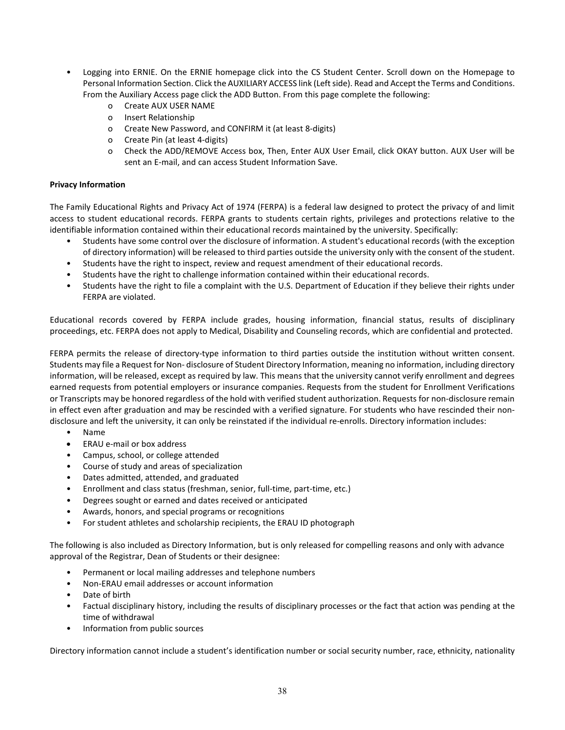- Logging into ERNIE. On the ERNIE homepage click into the CS Student Center. Scroll down on the Homepage to Personal Information Section. Click the AUXILIARY ACCESS link (Left side). Read and Accept the Terms and Conditions. From the Auxiliary Access page click the ADD Button. From this page complete the following:
  - Create AUX USER NAME
  - Insert Relationship
  - Create New Password, and CONFIRM it (at least 8-digits)
  - Create Pin (at least 4-digits)
  - Check the ADD/REMOVE Access box, Then, Enter AUX User Email, click OKAY button. AUX User will be sent an E-mail, and can access Student Information Save.

**Privacy Information**

The Family Educational Rights and Privacy Act of 1974 (FERPA) is a federal law designed to protect the privacy of and limit access to student educational records. FERPA grants to students certain rights, privileges and protections relative to the identifiable information contained within their educational records maintained by the university. Specifically:

- Students have some control over the disclosure of information. A student's educational records (with the exception of directory information) will be released to third parties outside the university only with the consent of the student.
- Students have the right to inspect, review and request amendment of their educational records.
- Students have the right to challenge information contained within their educational records.
- Students have the right to file a complaint with the U.S. Department of Education if they believe their rights under FERPA are violated.

Educational records covered by FERPA include grades, housing information, financial status, results of disciplinary proceedings, etc. FERPA does not apply to Medical, Disability and Counseling records, which are confidential and protected.

FERPA permits the release of directory-type information to third parties outside the institution without written consent. Students may file a Request for Non- disclosure of Student Directory Information, meaning no information, including directory information, will be released, except as required by law. This means that the university cannot verify enrollment and degrees earned requests from potential employers or insurance companies. Requests from the student for Enrollment Verifications or Transcripts may be honored regardless of the hold with verified student authorization. Requests for non-disclosure remain in effect even after graduation and may be rescinded with a verified signature. For students who have rescinded their non-disclosure and left the university, it can only be reinstated if the individual re-enrolls. Directory information includes:

- Name
- ERAU e-mail or box address
- Campus, school, or college attended
- Course of study and areas of specialization
- Dates admitted, attended, and graduated
- Enrollment and class status (freshman, senior, full-time, part-time, etc.)
- Degrees sought or earned and dates received or anticipated
- Awards, honors, and special programs or recognitions
- For student athletes and scholarship recipients, the ERAU ID photograph

The following is also included as Directory Information, but is only released for compelling reasons and only with advance approval of the Registrar, Dean of Students or their designee:

- Permanent or local mailing addresses and telephone numbers
- Non-ERAU email addresses or account information
- Date of birth
- Factual disciplinary history, including the results of disciplinary processes or the fact that action was pending at the time of withdrawal
- Information from public sources

Directory information cannot include a student's identification number or social security number, race, ethnicity, nationality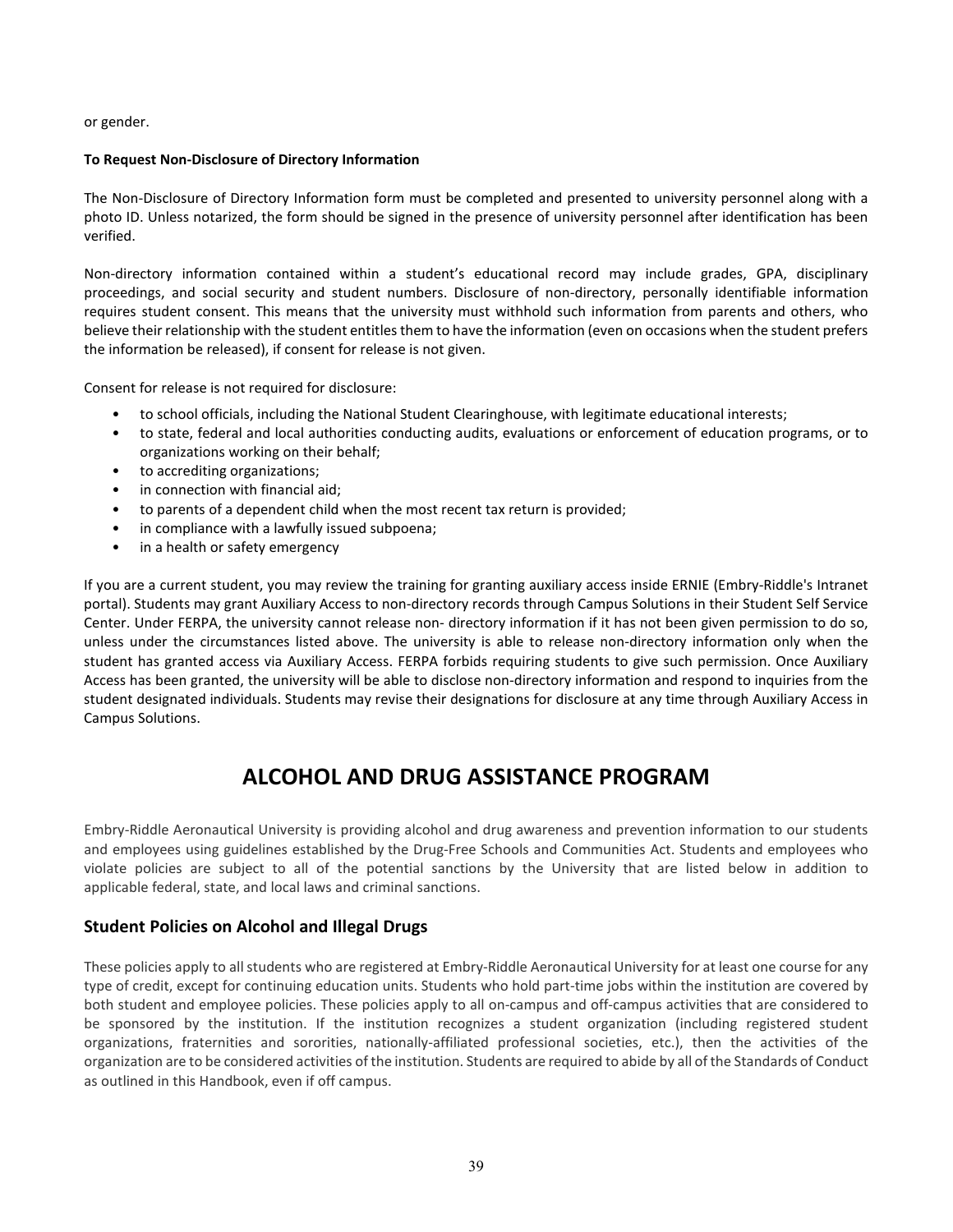or gender.

**To Request Non-Disclosure of Directory Information**

The Non-Disclosure of Directory Information form must be completed and presented to university personnel along with a photo ID. Unless notarized, the form should be signed in the presence of university personnel after identification has been verified.

Non-directory information contained within a student's educational record may include grades, GPA, disciplinary proceedings, and social security and student numbers. Disclosure of non-directory, personally identifiable information requires student consent. This means that the university must withhold such information from parents and others, who believe their relationship with the student entitles them to have the information (even on occasions when the student prefers the information be released), if consent for release is not given.

Consent for release is not required for disclosure:

- to school officials, including the National Student Clearinghouse, with legitimate educational interests;
- to state, federal and local authorities conducting audits, evaluations or enforcement of education programs, or to organizations working on their behalf;
- to accrediting organizations;
- in connection with financial aid;
- to parents of a dependent child when the most recent tax return is provided;
- in compliance with a lawfully issued subpoena;
- in a health or safety emergency

If you are a current student, you may review the training for granting auxiliary access inside ERNIE (Embry-Riddle's Intranet portal). Students may grant Auxiliary Access to non-directory records through Campus Solutions in their Student Self Service Center. Under FERPA, the university cannot release non- directory information if it has not been given permission to do so, unless under the circumstances listed above. The university is able to release non-directory information only when the student has granted access via Auxiliary Access. FERPA forbids requiring students to give such permission. Once Auxiliary Access has been granted, the university will be able to disclose non-directory information and respond to inquiries from the student designated individuals. Students may revise their designations for disclosure at any time through Auxiliary Access in Campus Solutions.

# ALCOHOL AND DRUG ASSISTANCE PROGRAM

Embry-Riddle Aeronautical University is providing alcohol and drug awareness and prevention information to our students and employees using guidelines established by the Drug-Free Schools and Communities Act. Students and employees who violate policies are subject to all of the potential sanctions by the University that are listed below in addition to applicable federal, state, and local laws and criminal sanctions.

## Student Policies on Alcohol and Illegal Drugs

These policies apply to all students who are registered at Embry-Riddle Aeronautical University for at least one course for any type of credit, except for continuing education units. Students who hold part-time jobs within the institution are covered by both student and employee policies. These policies apply to all on-campus and off-campus activities that are considered to be sponsored by the institution. If the institution recognizes a student organization (including registered student organizations, fraternities and sororities, nationally-affiliated professional societies, etc.), then the activities of the organization are to be considered activities of the institution. Students are required to abide by all of the Standards of Conduct as outlined in this Handbook, even if off campus.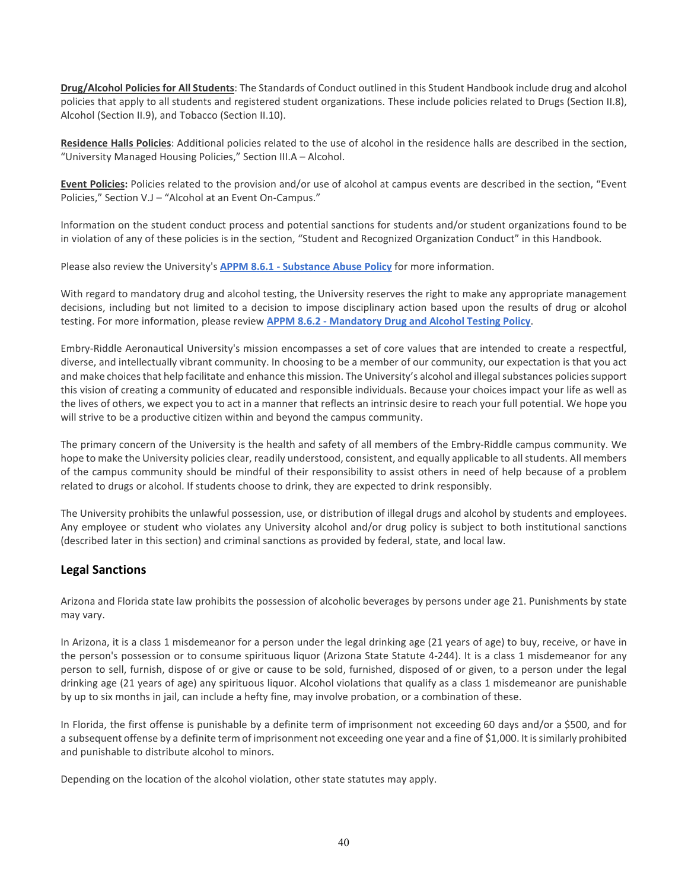**Drug/Alcohol Policies for All Students**: The Standards of Conduct outlined in this Student Handbook include drug and alcohol policies that apply to all students and registered student organizations. These include policies related to Drugs (Section II.8), Alcohol (Section II.9), and Tobacco (Section II.10).

**Residence Halls Policies**: Additional policies related to the use of alcohol in the residence halls are described in the section, "University Managed Housing Policies," Section III.A – Alcohol.

**Event Policies:** Policies related to the provision and/or use of alcohol at campus events are described in the section, "Event Policies," Section V.J – "Alcohol at an Event On-Campus."

Information on the student conduct process and potential sanctions for students and/or student organizations found to be in violation of any of these policies is in the section, "Student and Recognized Organization Conduct" in this Handbook.

Please also review the University's **APPM 8.6.1 - Substance Abuse Policy** for more information.

With regard to mandatory drug and alcohol testing, the University reserves the right to make any appropriate management decisions, including but not limited to a decision to impose disciplinary action based upon the results of drug or alcohol testing. For more information, please review **APPM 8.6.2 - Mandatory Drug and Alcohol Testing Policy**.

Embry-Riddle Aeronautical University's mission encompasses a set of core values that are intended to create a respectful, diverse, and intellectually vibrant community. In choosing to be a member of our community, our expectation is that you act and make choices that help facilitate and enhance this mission. The University's alcohol and illegal substances policies support this vision of creating a community of educated and responsible individuals. Because your choices impact your life as well as the lives of others, we expect you to act in a manner that reflects an intrinsic desire to reach your full potential. We hope you will strive to be a productive citizen within and beyond the campus community.

The primary concern of the University is the health and safety of all members of the Embry-Riddle campus community. We hope to make the University policies clear, readily understood, consistent, and equally applicable to all students. All members of the campus community should be mindful of their responsibility to assist others in need of help because of a problem related to drugs or alcohol. If students choose to drink, they are expected to drink responsibly.

The University prohibits the unlawful possession, use, or distribution of illegal drugs and alcohol by students and employees. Any employee or student who violates any University alcohol and/or drug policy is subject to both institutional sanctions (described later in this section) and criminal sanctions as provided by federal, state, and local law.

## Legal Sanctions

Arizona and Florida state law prohibits the possession of alcoholic beverages by persons under age 21. Punishments by state may vary.

In Arizona, it is a class 1 misdemeanor for a person under the legal drinking age (21 years of age) to buy, receive, or have in the person's possession or to consume spirituous liquor (Arizona State Statute 4-244). It is a class 1 misdemeanor for any person to sell, furnish, dispose of or give or cause to be sold, furnished, disposed of or given, to a person under the legal drinking age (21 years of age) any spirituous liquor. Alcohol violations that qualify as a class 1 misdemeanor are punishable by up to six months in jail, can include a hefty fine, may involve probation, or a combination of these.

In Florida, the first offense is punishable by a definite term of imprisonment not exceeding 60 days and/or a $500, and for a subsequent offense by a definite term of imprisonment not exceeding one year and a fine of $1,000. It is similarly prohibited and punishable to distribute alcohol to minors.

Depending on the location of the alcohol violation, other state statutes may apply.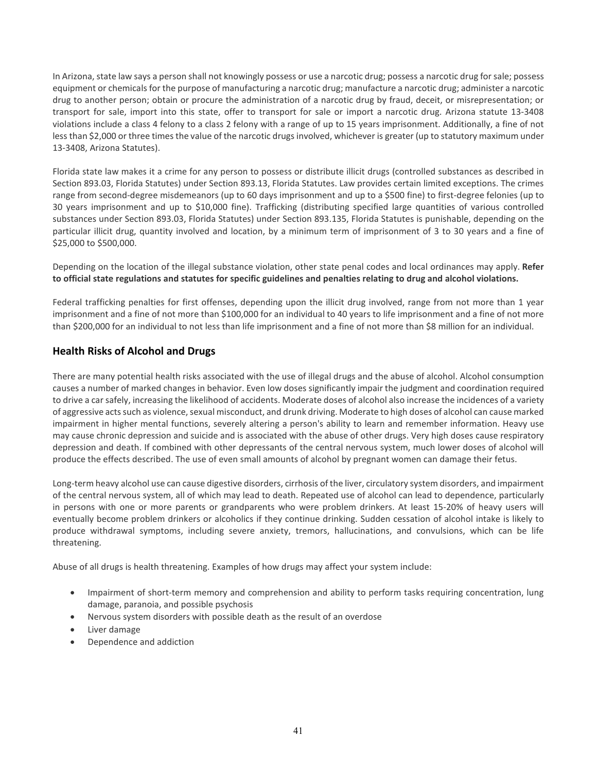In Arizona, state law says a person shall not knowingly possess or use a narcotic drug; possess a narcotic drug for sale; possess equipment or chemicals for the purpose of manufacturing a narcotic drug; manufacture a narcotic drug; administer a narcotic drug to another person; obtain or procure the administration of a narcotic drug by fraud, deceit, or misrepresentation; or transport for sale, import into this state, offer to transport for sale or import a narcotic drug. Arizona statute 13-3408 violations include a class 4 felony to a class 2 felony with a range of up to 15 years imprisonment. Additionally, a fine of not less than $2,000 or three times the value of the narcotic drugs involved, whichever is greater (up to statutory maximum under 13-3408, Arizona Statutes).

Florida state law makes it a crime for any person to possess or distribute illicit drugs (controlled substances as described in Section 893.03, Florida Statutes) under Section 893.13, Florida Statutes. Law provides certain limited exceptions. The crimes range from second-degree misdemeanors (up to 60 days imprisonment and up to a $500 fine) to first-degree felonies (up to 30 years imprisonment and up to $10,000 fine). Trafficking (distributing specified large quantities of various controlled substances under Section 893.03, Florida Statutes) under Section 893.135, Florida Statutes is punishable, depending on the particular illicit drug, quantity involved and location, by a minimum term of imprisonment of 3 to 30 years and a fine of $25,000 to $500,000.

Depending on the location of the illegal substance violation, other state penal codes and local ordinances may apply. **Refer to official state regulations and statutes for specific guidelines and penalties relating to drug and alcohol violations.**

Federal trafficking penalties for first offenses, depending upon the illicit drug involved, range from not more than 1 year imprisonment and a fine of not more than $100,000 for an individual to 40 years to life imprisonment and a fine of not more than $200,000 for an individual to not less than life imprisonment and a fine of not more than $8 million for an individual.

## Health Risks of Alcohol and Drugs

There are many potential health risks associated with the use of illegal drugs and the abuse of alcohol. Alcohol consumption causes a number of marked changes in behavior. Even low doses significantly impair the judgment and coordination required to drive a car safely, increasing the likelihood of accidents. Moderate doses of alcohol also increase the incidences of a variety of aggressive acts such as violence, sexual misconduct, and drunk driving. Moderate to high doses of alcohol can cause marked impairment in higher mental functions, severely altering a person's ability to learn and remember information. Heavy use may cause chronic depression and suicide and is associated with the abuse of other drugs. Very high doses cause respiratory depression and death. If combined with other depressants of the central nervous system, much lower doses of alcohol will produce the effects described. The use of even small amounts of alcohol by pregnant women can damage their fetus.

Long-term heavy alcohol use can cause digestive disorders, cirrhosis of the liver, circulatory system disorders, and impairment of the central nervous system, all of which may lead to death. Repeated use of alcohol can lead to dependence, particularly in persons with one or more parents or grandparents who were problem drinkers. At least 15-20% of heavy users will eventually become problem drinkers or alcoholics if they continue drinking. Sudden cessation of alcohol intake is likely to produce withdrawal symptoms, including severe anxiety, tremors, hallucinations, and convulsions, which can be life threatening.

Abuse of all drugs is health threatening. Examples of how drugs may affect your system include:

- Impairment of short-term memory and comprehension and ability to perform tasks requiring concentration, lung damage, paranoia, and possible psychosis
- Nervous system disorders with possible death as the result of an overdose
- Liver damage
- Dependence and addiction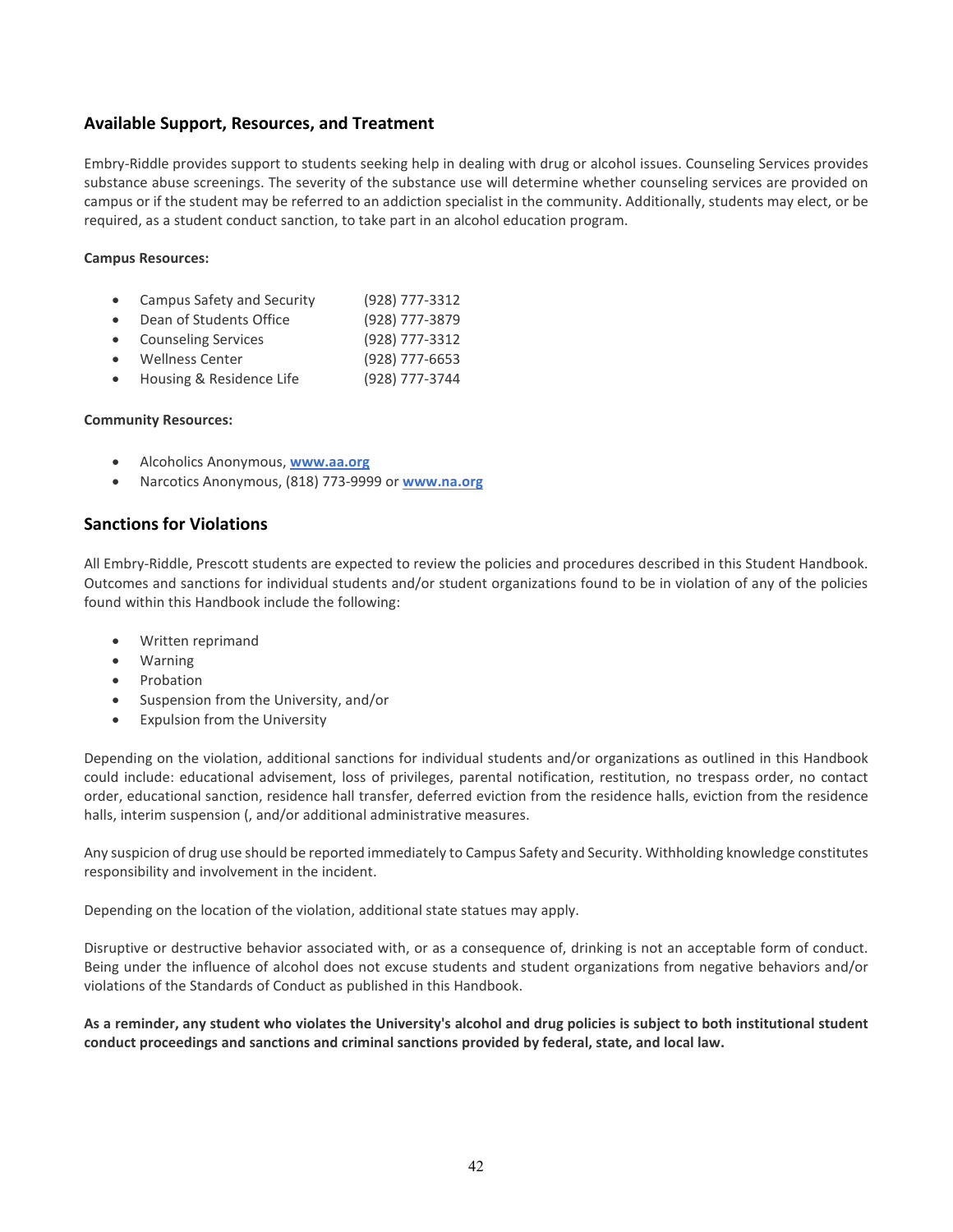## Available Support, Resources, and Treatment

Embry-Riddle provides support to students seeking help in dealing with drug or alcohol issues. Counseling Services provides substance abuse screenings. The severity of the substance use will determine whether counseling services are provided on campus or if the student may be referred to an addiction specialist in the community. Additionally, students may elect, or be required, as a student conduct sanction, to take part in an alcohol education program.

**Campus Resources:**

- Campus Safety and Security (928) 777-3312
- Dean of Students Office (928) 777-3879
- Counseling Services (928) 777-3312
- Wellness Center (928) 777-6653
- Housing & Residence Life (928) 777-3744

**Community Resources:**

- Alcoholics Anonymous, **www.aa.org**
- Narcotics Anonymous, (818) 773-9999 or **www.na.org**

## Sanctions for Violations

All Embry-Riddle, Prescott students are expected to review the policies and procedures described in this Student Handbook. Outcomes and sanctions for individual students and/or student organizations found to be in violation of any of the policies found within this Handbook include the following:

- Written reprimand
- Warning
- Probation
- Suspension from the University, and/or
- Expulsion from the University

Depending on the violation, additional sanctions for individual students and/or organizations as outlined in this Handbook could include: educational advisement, loss of privileges, parental notification, restitution, no trespass order, no contact order, educational sanction, residence hall transfer, deferred eviction from the residence halls, eviction from the residence halls, interim suspension (, and/or additional administrative measures.

Any suspicion of drug use should be reported immediately to Campus Safety and Security. Withholding knowledge constitutes responsibility and involvement in the incident.

Depending on the location of the violation, additional state statues may apply.

Disruptive or destructive behavior associated with, or as a consequence of, drinking is not an acceptable form of conduct. Being under the influence of alcohol does not excuse students and student organizations from negative behaviors and/or violations of the Standards of Conduct as published in this Handbook.

**As a reminder, any student who violates the University's alcohol and drug policies is subject to both institutional student conduct proceedings and sanctions and criminal sanctions provided by federal, state, and local law.**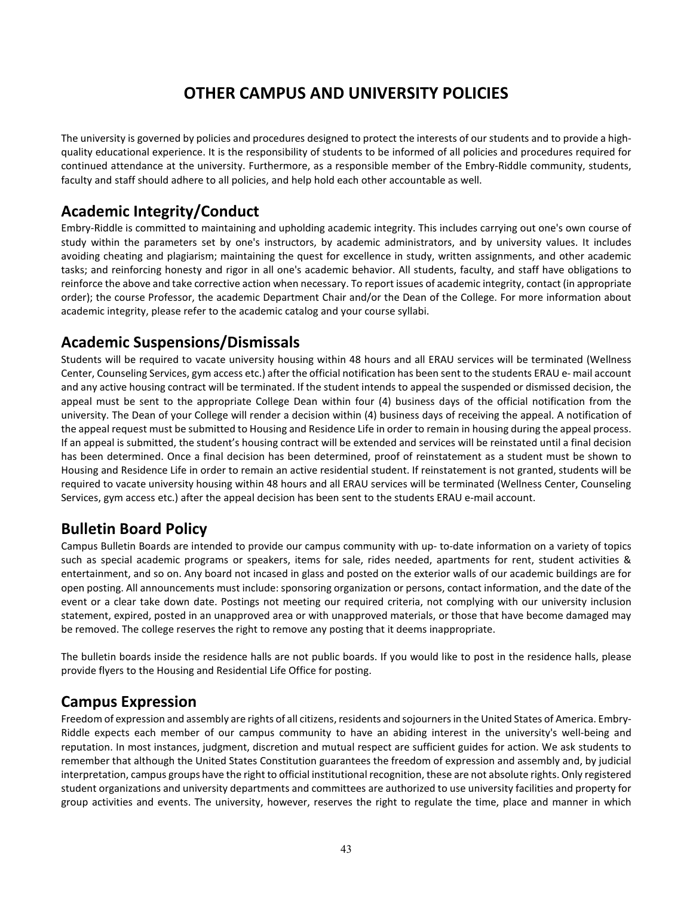# OTHER CAMPUS AND UNIVERSITY POLICIES

The university is governed by policies and procedures designed to protect the interests of our students and to provide a high-quality educational experience. It is the responsibility of students to be informed of all policies and procedures required for continued attendance at the university. Furthermore, as a responsible member of the Embry-Riddle community, students, faculty and staff should adhere to all policies, and help hold each other accountable as well.

## Academic Integrity/Conduct

Embry-Riddle is committed to maintaining and upholding academic integrity. This includes carrying out one's own course of study within the parameters set by one's instructors, by academic administrators, and by university values. It includes avoiding cheating and plagiarism; maintaining the quest for excellence in study, written assignments, and other academic tasks; and reinforcing honesty and rigor in all one's academic behavior. All students, faculty, and staff have obligations to reinforce the above and take corrective action when necessary. To report issues of academic integrity, contact (in appropriate order); the course Professor, the academic Department Chair and/or the Dean of the College. For more information about academic integrity, please refer to the academic catalog and your course syllabi.

## Academic Suspensions/Dismissals

Students will be required to vacate university housing within 48 hours and all ERAU services will be terminated (Wellness Center, Counseling Services, gym access etc.) after the official notification has been sent to the students ERAU e- mail account and any active housing contract will be terminated. If the student intends to appeal the suspended or dismissed decision, the appeal must be sent to the appropriate College Dean within four (4) business days of the official notification from the university. The Dean of your College will render a decision within (4) business days of receiving the appeal. A notification of the appeal request must be submitted to Housing and Residence Life in order to remain in housing during the appeal process. If an appeal is submitted, the student's housing contract will be extended and services will be reinstated until a final decision has been determined. Once a final decision has been determined, proof of reinstatement as a student must be shown to Housing and Residence Life in order to remain an active residential student. If reinstatement is not granted, students will be required to vacate university housing within 48 hours and all ERAU services will be terminated (Wellness Center, Counseling Services, gym access etc.) after the appeal decision has been sent to the students ERAU e-mail account.

## Bulletin Board Policy

Campus Bulletin Boards are intended to provide our campus community with up- to-date information on a variety of topics such as special academic programs or speakers, items for sale, rides needed, apartments for rent, student activities & entertainment, and so on. Any board not incased in glass and posted on the exterior walls of our academic buildings are for open posting. All announcements must include: sponsoring organization or persons, contact information, and the date of the event or a clear take down date. Postings not meeting our required criteria, not complying with our university inclusion statement, expired, posted in an unapproved area or with unapproved materials, or those that have become damaged may be removed. The college reserves the right to remove any posting that it deems inappropriate.

The bulletin boards inside the residence halls are not public boards. If you would like to post in the residence halls, please provide flyers to the Housing and Residential Life Office for posting.

## Campus Expression

Freedom of expression and assembly are rights of all citizens, residents and sojourners in the United States of America. Embry-Riddle expects each member of our campus community to have an abiding interest in the university's well-being and reputation. In most instances, judgment, discretion and mutual respect are sufficient guides for action. We ask students to remember that although the United States Constitution guarantees the freedom of expression and assembly and, by judicial interpretation, campus groups have the right to official institutional recognition, these are not absolute rights. Only registered student organizations and university departments and committees are authorized to use university facilities and property for group activities and events. The university, however, reserves the right to regulate the time, place and manner in which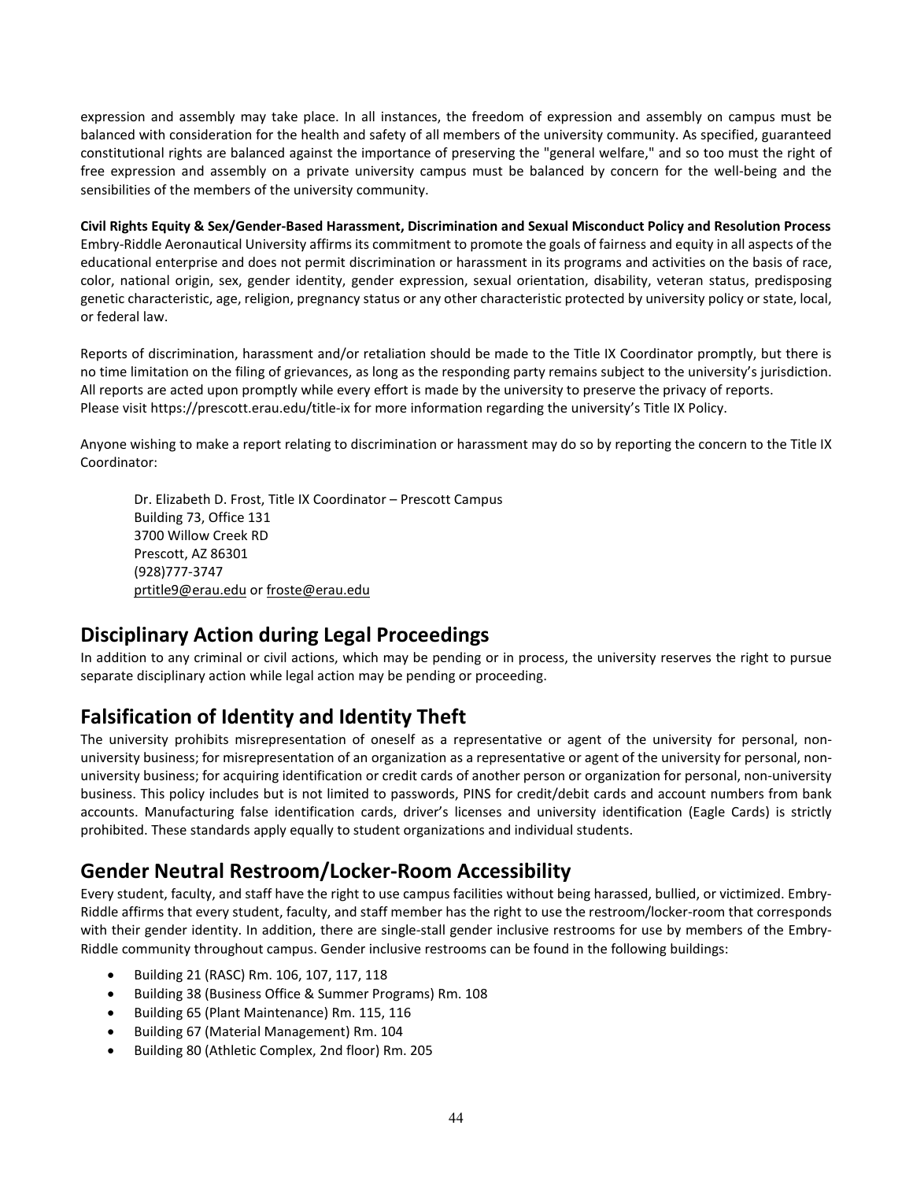expression and assembly may take place. In all instances, the freedom of expression and assembly on campus must be balanced with consideration for the health and safety of all members of the university community. As specified, guaranteed constitutional rights are balanced against the importance of preserving the "general welfare," and so too must the right of free expression and assembly on a private university campus must be balanced by concern for the well-being and the sensibilities of the members of the university community.

**Civil Rights Equity & Sex/Gender-Based Harassment, Discrimination and Sexual Misconduct Policy and Resolution Process**
Embry-Riddle Aeronautical University affirms its commitment to promote the goals of fairness and equity in all aspects of the educational enterprise and does not permit discrimination or harassment in its programs and activities on the basis of race, color, national origin, sex, gender identity, gender expression, sexual orientation, disability, veteran status, predisposing genetic characteristic, age, religion, pregnancy status or any other characteristic protected by university policy or state, local, or federal law.

Reports of discrimination, harassment and/or retaliation should be made to the Title IX Coordinator promptly, but there is no time limitation on the filing of grievances, as long as the responding party remains subject to the university's jurisdiction. All reports are acted upon promptly while every effort is made by the university to preserve the privacy of reports.
Please visit https://prescott.erau.edu/title-ix for more information regarding the university's Title IX Policy.

Anyone wishing to make a report relating to discrimination or harassment may do so by reporting the concern to the Title IX Coordinator:

Dr. Elizabeth D. Frost, Title IX Coordinator – Prescott Campus
Building 73, Office 131
3700 Willow Creek RD
Prescott, AZ 86301
(928)777-3747
prtitle9@erau.edu or froste@erau.edu

## Disciplinary Action during Legal Proceedings

In addition to any criminal or civil actions, which may be pending or in process, the university reserves the right to pursue separate disciplinary action while legal action may be pending or proceeding.

## Falsification of Identity and Identity Theft

The university prohibits misrepresentation of oneself as a representative or agent of the university for personal, non-university business; for misrepresentation of an organization as a representative or agent of the university for personal, non-university business; for acquiring identification or credit cards of another person or organization for personal, non-university business. This policy includes but is not limited to passwords, PINS for credit/debit cards and account numbers from bank accounts. Manufacturing false identification cards, driver's licenses and university identification (Eagle Cards) is strictly prohibited. These standards apply equally to student organizations and individual students.

## Gender Neutral Restroom/Locker-Room Accessibility

Every student, faculty, and staff have the right to use campus facilities without being harassed, bullied, or victimized. Embry-Riddle affirms that every student, faculty, and staff member has the right to use the restroom/locker-room that corresponds with their gender identity. In addition, there are single-stall gender inclusive restrooms for use by members of the Embry-Riddle community throughout campus. Gender inclusive restrooms can be found in the following buildings:

- Building 21 (RASC) Rm. 106, 107, 117, 118
- Building 38 (Business Office & Summer Programs) Rm. 108
- Building 65 (Plant Maintenance) Rm. 115, 116
- Building 67 (Material Management) Rm. 104
- Building 80 (Athletic Complex, 2nd floor) Rm. 205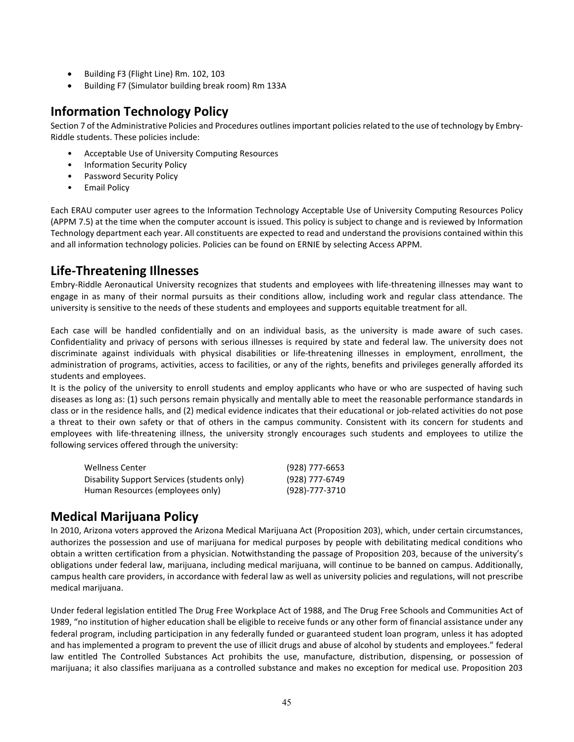- Building F3 (Flight Line) Rm. 102, 103
- Building F7 (Simulator building break room) Rm 133A

## Information Technology Policy

Section 7 of the Administrative Policies and Procedures outlines important policies related to the use of technology by Embry-Riddle students. These policies include:

- Acceptable Use of University Computing Resources
- Information Security Policy
- Password Security Policy
- Email Policy

Each ERAU computer user agrees to the Information Technology Acceptable Use of University Computing Resources Policy (APPM 7.5) at the time when the computer account is issued. This policy is subject to change and is reviewed by Information Technology department each year. All constituents are expected to read and understand the provisions contained within this and all information technology policies. Policies can be found on ERNIE by selecting Access APPM.

## Life-Threatening Illnesses

Embry-Riddle Aeronautical University recognizes that students and employees with life-threatening illnesses may want to engage in as many of their normal pursuits as their conditions allow, including work and regular class attendance. The university is sensitive to the needs of these students and employees and supports equitable treatment for all.

Each case will be handled confidentially and on an individual basis, as the university is made aware of such cases. Confidentiality and privacy of persons with serious illnesses is required by state and federal law. The university does not discriminate against individuals with physical disabilities or life-threatening illnesses in employment, enrollment, the administration of programs, activities, access to facilities, or any of the rights, benefits and privileges generally afforded its students and employees.

It is the policy of the university to enroll students and employ applicants who have or who are suspected of having such diseases as long as: (1) such persons remain physically and mentally able to meet the reasonable performance standards in class or in the residence halls, and (2) medical evidence indicates that their educational or job-related activities do not pose a threat to their own safety or that of others in the campus community. Consistent with its concern for students and employees with life-threatening illness, the university strongly encourages such students and employees to utilize the following services offered through the university:

| | |
|---|---|
| Wellness Center | (928) 777-6653 |
| Disability Support Services (students only) | (928) 777-6749 |
| Human Resources (employees only) | (928)-777-3710 |

## Medical Marijuana Policy

In 2010, Arizona voters approved the Arizona Medical Marijuana Act (Proposition 203), which, under certain circumstances, authorizes the possession and use of marijuana for medical purposes by people with debilitating medical conditions who obtain a written certification from a physician. Notwithstanding the passage of Proposition 203, because of the university's obligations under federal law, marijuana, including medical marijuana, will continue to be banned on campus. Additionally, campus health care providers, in accordance with federal law as well as university policies and regulations, will not prescribe medical marijuana.

Under federal legislation entitled The Drug Free Workplace Act of 1988, and The Drug Free Schools and Communities Act of 1989, "no institution of higher education shall be eligible to receive funds or any other form of financial assistance under any federal program, including participation in any federally funded or guaranteed student loan program, unless it has adopted and has implemented a program to prevent the use of illicit drugs and abuse of alcohol by students and employees." federal law entitled The Controlled Substances Act prohibits the use, manufacture, distribution, dispensing, or possession of marijuana; it also classifies marijuana as a controlled substance and makes no exception for medical use. Proposition 203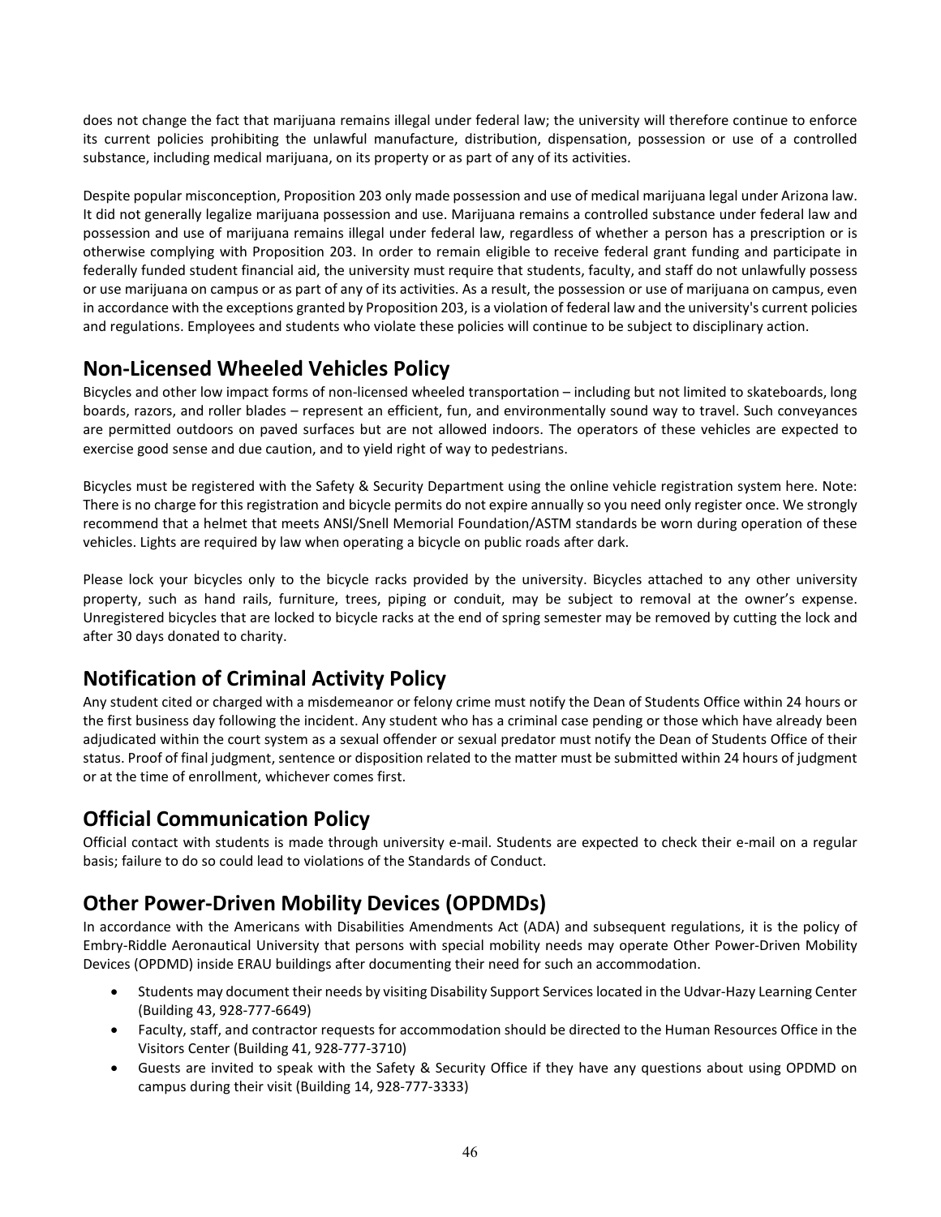does not change the fact that marijuana remains illegal under federal law; the university will therefore continue to enforce its current policies prohibiting the unlawful manufacture, distribution, dispensation, possession or use of a controlled substance, including medical marijuana, on its property or as part of any of its activities.

Despite popular misconception, Proposition 203 only made possession and use of medical marijuana legal under Arizona law. It did not generally legalize marijuana possession and use. Marijuana remains a controlled substance under federal law and possession and use of marijuana remains illegal under federal law, regardless of whether a person has a prescription or is otherwise complying with Proposition 203. In order to remain eligible to receive federal grant funding and participate in federally funded student financial aid, the university must require that students, faculty, and staff do not unlawfully possess or use marijuana on campus or as part of any of its activities. As a result, the possession or use of marijuana on campus, even in accordance with the exceptions granted by Proposition 203, is a violation of federal law and the university's current policies and regulations. Employees and students who violate these policies will continue to be subject to disciplinary action.

## Non-Licensed Wheeled Vehicles Policy

Bicycles and other low impact forms of non-licensed wheeled transportation – including but not limited to skateboards, long boards, razors, and roller blades – represent an efficient, fun, and environmentally sound way to travel. Such conveyances are permitted outdoors on paved surfaces but are not allowed indoors. The operators of these vehicles are expected to exercise good sense and due caution, and to yield right of way to pedestrians.

Bicycles must be registered with the Safety & Security Department using the online vehicle registration system here. Note: There is no charge for this registration and bicycle permits do not expire annually so you need only register once. We strongly recommend that a helmet that meets ANSI/Snell Memorial Foundation/ASTM standards be worn during operation of these vehicles. Lights are required by law when operating a bicycle on public roads after dark.

Please lock your bicycles only to the bicycle racks provided by the university. Bicycles attached to any other university property, such as hand rails, furniture, trees, piping or conduit, may be subject to removal at the owner's expense. Unregistered bicycles that are locked to bicycle racks at the end of spring semester may be removed by cutting the lock and after 30 days donated to charity.

## Notification of Criminal Activity Policy

Any student cited or charged with a misdemeanor or felony crime must notify the Dean of Students Office within 24 hours or the first business day following the incident. Any student who has a criminal case pending or those which have already been adjudicated within the court system as a sexual offender or sexual predator must notify the Dean of Students Office of their status. Proof of final judgment, sentence or disposition related to the matter must be submitted within 24 hours of judgment or at the time of enrollment, whichever comes first.

## Official Communication Policy

Official contact with students is made through university e-mail. Students are expected to check their e-mail on a regular basis; failure to do so could lead to violations of the Standards of Conduct.

## Other Power-Driven Mobility Devices (OPDMDs)

In accordance with the Americans with Disabilities Amendments Act (ADA) and subsequent regulations, it is the policy of Embry-Riddle Aeronautical University that persons with special mobility needs may operate Other Power-Driven Mobility Devices (OPDMD) inside ERAU buildings after documenting their need for such an accommodation.

- Students may document their needs by visiting Disability Support Services located in the Udvar-Hazy Learning Center (Building 43, 928-777-6649)
- Faculty, staff, and contractor requests for accommodation should be directed to the Human Resources Office in the Visitors Center (Building 41, 928-777-3710)
- Guests are invited to speak with the Safety & Security Office if they have any questions about using OPDMD on campus during their visit (Building 14, 928-777-3333)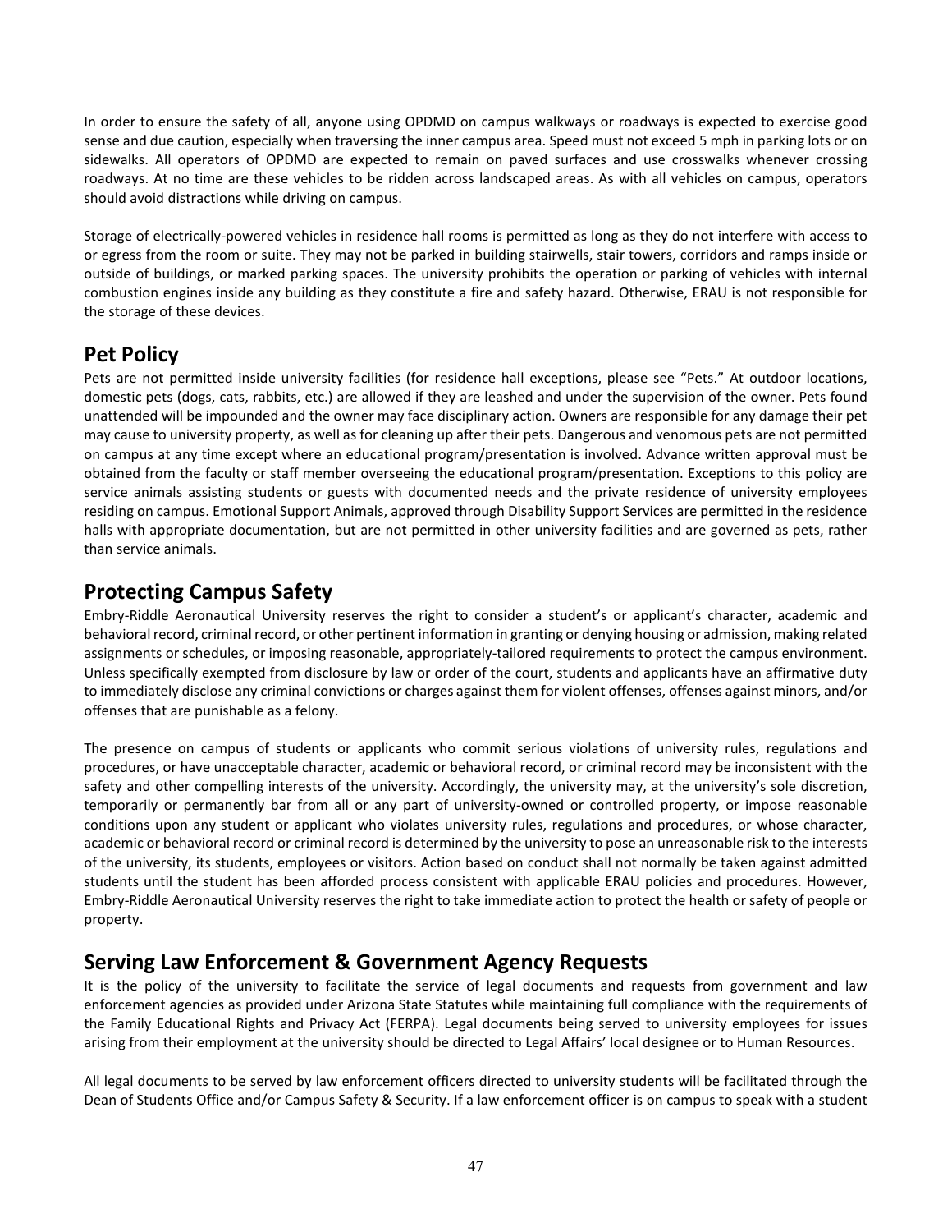In order to ensure the safety of all, anyone using OPDMD on campus walkways or roadways is expected to exercise good sense and due caution, especially when traversing the inner campus area. Speed must not exceed 5 mph in parking lots or on sidewalks. All operators of OPDMD are expected to remain on paved surfaces and use crosswalks whenever crossing roadways. At no time are these vehicles to be ridden across landscaped areas. As with all vehicles on campus, operators should avoid distractions while driving on campus.

Storage of electrically-powered vehicles in residence hall rooms is permitted as long as they do not interfere with access to or egress from the room or suite. They may not be parked in building stairwells, stair towers, corridors and ramps inside or outside of buildings, or marked parking spaces. The university prohibits the operation or parking of vehicles with internal combustion engines inside any building as they constitute a fire and safety hazard. Otherwise, ERAU is not responsible for the storage of these devices.

## Pet Policy

Pets are not permitted inside university facilities (for residence hall exceptions, please see "Pets." At outdoor locations, domestic pets (dogs, cats, rabbits, etc.) are allowed if they are leashed and under the supervision of the owner. Pets found unattended will be impounded and the owner may face disciplinary action. Owners are responsible for any damage their pet may cause to university property, as well as for cleaning up after their pets. Dangerous and venomous pets are not permitted on campus at any time except where an educational program/presentation is involved. Advance written approval must be obtained from the faculty or staff member overseeing the educational program/presentation. Exceptions to this policy are service animals assisting students or guests with documented needs and the private residence of university employees residing on campus. Emotional Support Animals, approved through Disability Support Services are permitted in the residence halls with appropriate documentation, but are not permitted in other university facilities and are governed as pets, rather than service animals.

## Protecting Campus Safety

Embry-Riddle Aeronautical University reserves the right to consider a student's or applicant's character, academic and behavioral record, criminal record, or other pertinent information in granting or denying housing or admission, making related assignments or schedules, or imposing reasonable, appropriately-tailored requirements to protect the campus environment. Unless specifically exempted from disclosure by law or order of the court, students and applicants have an affirmative duty to immediately disclose any criminal convictions or charges against them for violent offenses, offenses against minors, and/or offenses that are punishable as a felony.

The presence on campus of students or applicants who commit serious violations of university rules, regulations and procedures, or have unacceptable character, academic or behavioral record, or criminal record may be inconsistent with the safety and other compelling interests of the university. Accordingly, the university may, at the university's sole discretion, temporarily or permanently bar from all or any part of university-owned or controlled property, or impose reasonable conditions upon any student or applicant who violates university rules, regulations and procedures, or whose character, academic or behavioral record or criminal record is determined by the university to pose an unreasonable risk to the interests of the university, its students, employees or visitors. Action based on conduct shall not normally be taken against admitted students until the student has been afforded process consistent with applicable ERAU policies and procedures. However, Embry-Riddle Aeronautical University reserves the right to take immediate action to protect the health or safety of people or property.

## Serving Law Enforcement & Government Agency Requests

It is the policy of the university to facilitate the service of legal documents and requests from government and law enforcement agencies as provided under Arizona State Statutes while maintaining full compliance with the requirements of the Family Educational Rights and Privacy Act (FERPA). Legal documents being served to university employees for issues arising from their employment at the university should be directed to Legal Affairs' local designee or to Human Resources.

All legal documents to be served by law enforcement officers directed to university students will be facilitated through the Dean of Students Office and/or Campus Safety & Security. If a law enforcement officer is on campus to speak with a student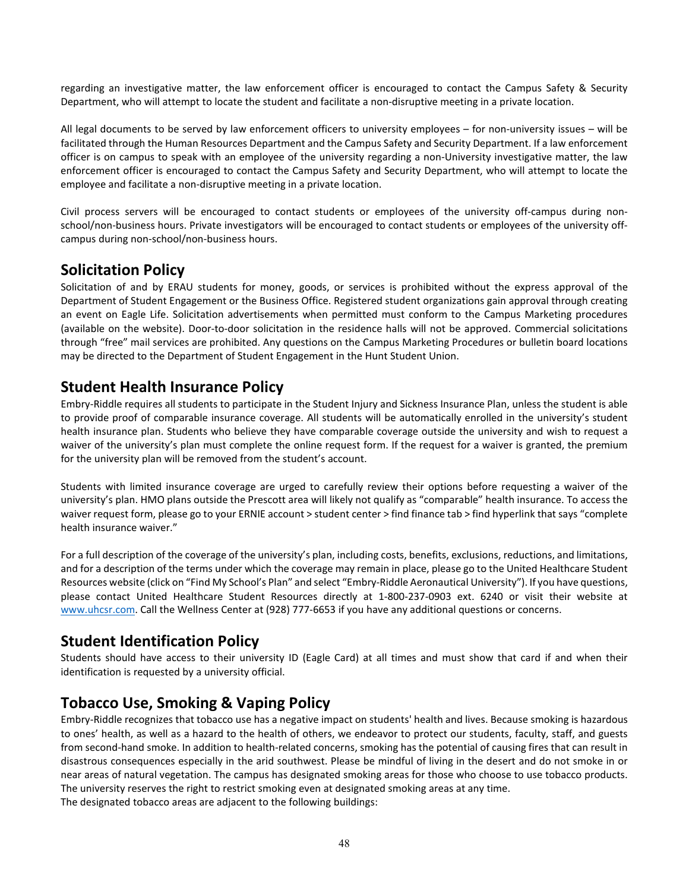regarding an investigative matter, the law enforcement officer is encouraged to contact the Campus Safety & Security Department, who will attempt to locate the student and facilitate a non-disruptive meeting in a private location.

All legal documents to be served by law enforcement officers to university employees – for non-university issues – will be facilitated through the Human Resources Department and the Campus Safety and Security Department. If a law enforcement officer is on campus to speak with an employee of the university regarding a non-University investigative matter, the law enforcement officer is encouraged to contact the Campus Safety and Security Department, who will attempt to locate the employee and facilitate a non-disruptive meeting in a private location.

Civil process servers will be encouraged to contact students or employees of the university off-campus during non-school/non-business hours. Private investigators will be encouraged to contact students or employees of the university off-campus during non-school/non-business hours.

## Solicitation Policy

Solicitation of and by ERAU students for money, goods, or services is prohibited without the express approval of the Department of Student Engagement or the Business Office. Registered student organizations gain approval through creating an event on Eagle Life. Solicitation advertisements when permitted must conform to the Campus Marketing procedures (available on the website). Door-to-door solicitation in the residence halls will not be approved. Commercial solicitations through "free" mail services are prohibited. Any questions on the Campus Marketing Procedures or bulletin board locations may be directed to the Department of Student Engagement in the Hunt Student Union.

## Student Health Insurance Policy

Embry-Riddle requires all students to participate in the Student Injury and Sickness Insurance Plan, unless the student is able to provide proof of comparable insurance coverage. All students will be automatically enrolled in the university's student health insurance plan. Students who believe they have comparable coverage outside the university and wish to request a waiver of the university's plan must complete the online request form. If the request for a waiver is granted, the premium for the university plan will be removed from the student's account.

Students with limited insurance coverage are urged to carefully review their options before requesting a waiver of the university's plan. HMO plans outside the Prescott area will likely not qualify as "comparable" health insurance. To access the waiver request form, please go to your ERNIE account > student center > find finance tab > find hyperlink that says "complete health insurance waiver."

For a full description of the coverage of the university's plan, including costs, benefits, exclusions, reductions, and limitations, and for a description of the terms under which the coverage may remain in place, please go to the United Healthcare Student Resources website (click on "Find My School's Plan" and select "Embry-Riddle Aeronautical University"). If you have questions, please contact United Healthcare Student Resources directly at 1-800-237-0903 ext. 6240 or visit their website at www.uhcsr.com. Call the Wellness Center at (928) 777-6653 if you have any additional questions or concerns.

## Student Identification Policy

Students should have access to their university ID (Eagle Card) at all times and must show that card if and when their identification is requested by a university official.

## Tobacco Use, Smoking & Vaping Policy

Embry-Riddle recognizes that tobacco use has a negative impact on students' health and lives. Because smoking is hazardous to ones' health, as well as a hazard to the health of others, we endeavor to protect our students, faculty, staff, and guests from second-hand smoke. In addition to health-related concerns, smoking has the potential of causing fires that can result in disastrous consequences especially in the arid southwest. Please be mindful of living in the desert and do not smoke in or near areas of natural vegetation. The campus has designated smoking areas for those who choose to use tobacco products. The university reserves the right to restrict smoking even at designated smoking areas at any time.

The designated tobacco areas are adjacent to the following buildings: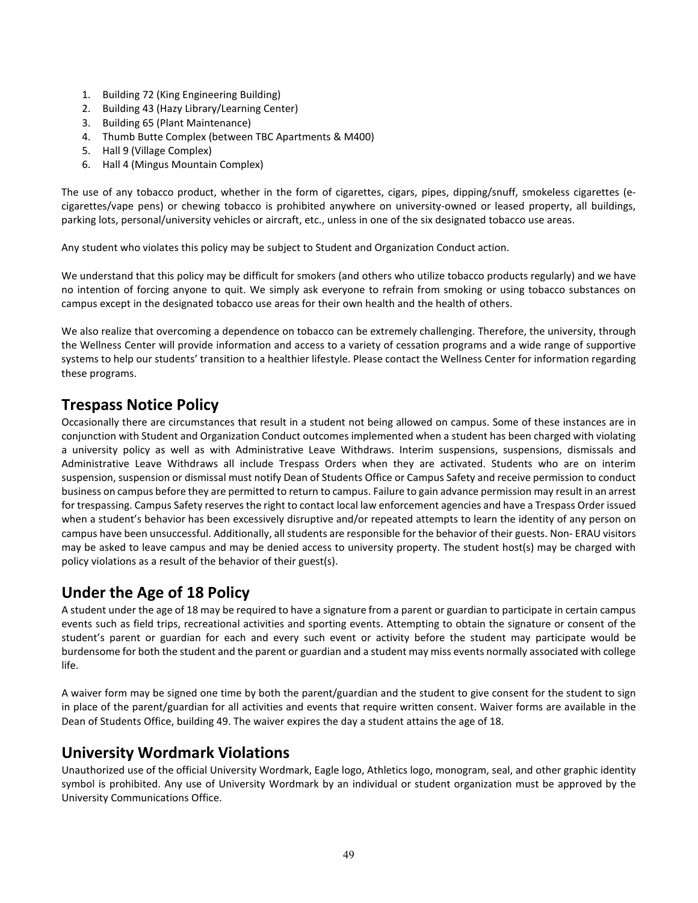1. Building 72 (King Engineering Building)
2. Building 43 (Hazy Library/Learning Center)
3. Building 65 (Plant Maintenance)
4. Thumb Butte Complex (between TBC Apartments & M400)
5. Hall 9 (Village Complex)
6. Hall 4 (Mingus Mountain Complex)

The use of any tobacco product, whether in the form of cigarettes, cigars, pipes, dipping/snuff, smokeless cigarettes (e-cigarettes/vape pens) or chewing tobacco is prohibited anywhere on university-owned or leased property, all buildings, parking lots, personal/university vehicles or aircraft, etc., unless in one of the six designated tobacco use areas.

Any student who violates this policy may be subject to Student and Organization Conduct action.

We understand that this policy may be difficult for smokers (and others who utilize tobacco products regularly) and we have no intention of forcing anyone to quit. We simply ask everyone to refrain from smoking or using tobacco substances on campus except in the designated tobacco use areas for their own health and the health of others.

We also realize that overcoming a dependence on tobacco can be extremely challenging. Therefore, the university, through the Wellness Center will provide information and access to a variety of cessation programs and a wide range of supportive systems to help our students' transition to a healthier lifestyle. Please contact the Wellness Center for information regarding these programs.

## Trespass Notice Policy

Occasionally there are circumstances that result in a student not being allowed on campus. Some of these instances are in conjunction with Student and Organization Conduct outcomes implemented when a student has been charged with violating a university policy as well as with Administrative Leave Withdraws. Interim suspensions, suspensions, dismissals and Administrative Leave Withdraws all include Trespass Orders when they are activated. Students who are on interim suspension, suspension or dismissal must notify Dean of Students Office or Campus Safety and receive permission to conduct business on campus before they are permitted to return to campus. Failure to gain advance permission may result in an arrest for trespassing. Campus Safety reserves the right to contact local law enforcement agencies and have a Trespass Order issued when a student's behavior has been excessively disruptive and/or repeated attempts to learn the identity of any person on campus have been unsuccessful. Additionally, all students are responsible for the behavior of their guests. Non- ERAU visitors may be asked to leave campus and may be denied access to university property. The student host(s) may be charged with policy violations as a result of the behavior of their guest(s).

## Under the Age of 18 Policy

A student under the age of 18 may be required to have a signature from a parent or guardian to participate in certain campus events such as field trips, recreational activities and sporting events. Attempting to obtain the signature or consent of the student's parent or guardian for each and every such event or activity before the student may participate would be burdensome for both the student and the parent or guardian and a student may miss events normally associated with college life.

A waiver form may be signed one time by both the parent/guardian and the student to give consent for the student to sign in place of the parent/guardian for all activities and events that require written consent. Waiver forms are available in the Dean of Students Office, building 49. The waiver expires the day a student attains the age of 18.

## University Wordmark Violations

Unauthorized use of the official University Wordmark, Eagle logo, Athletics logo, monogram, seal, and other graphic identity symbol is prohibited. Any use of University Wordmark by an individual or student organization must be approved by the University Communications Office.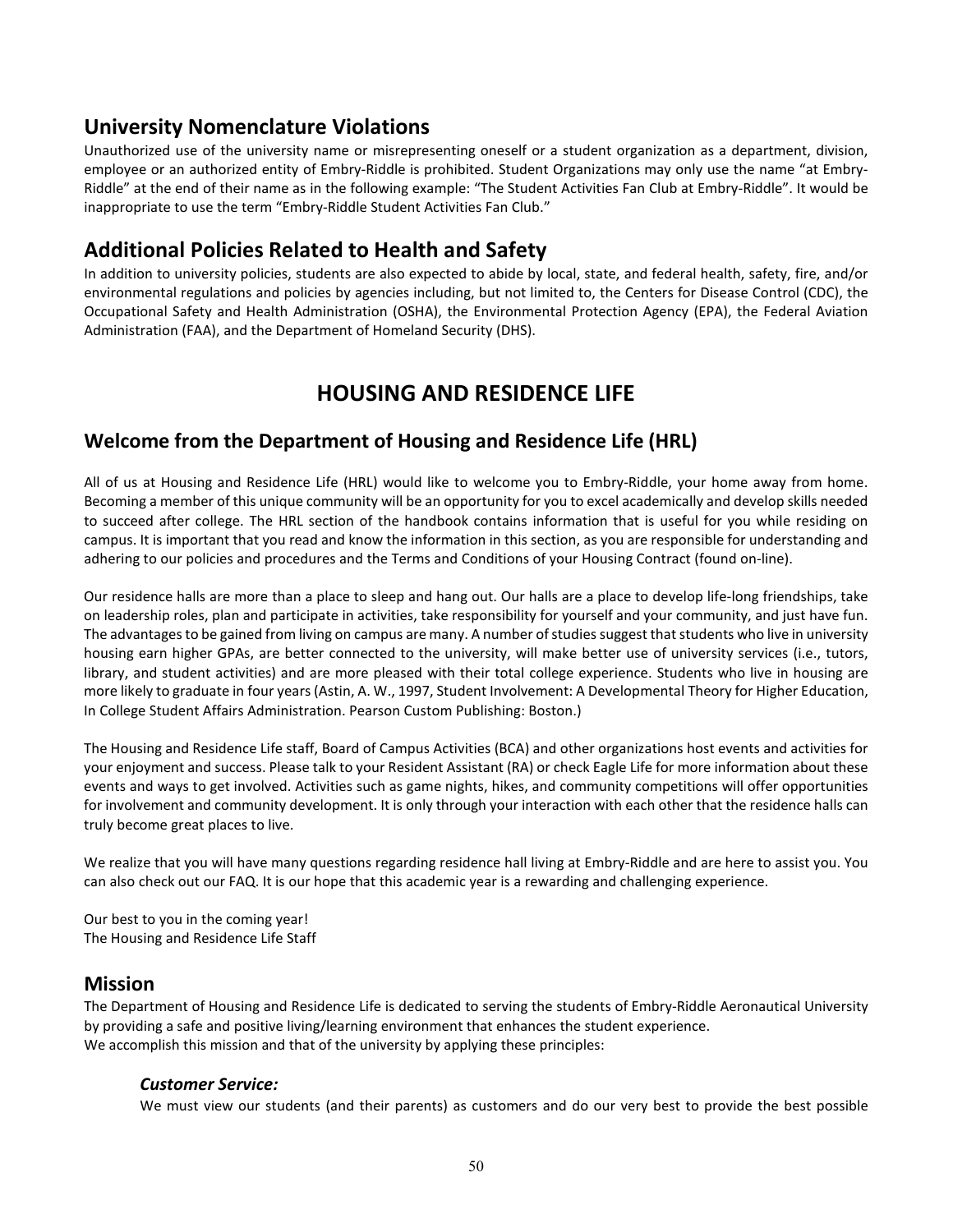## University Nomenclature Violations

Unauthorized use of the university name or misrepresenting oneself or a student organization as a department, division, employee or an authorized entity of Embry-Riddle is prohibited. Student Organizations may only use the name "at Embry-Riddle" at the end of their name as in the following example: "The Student Activities Fan Club at Embry-Riddle". It would be inappropriate to use the term "Embry-Riddle Student Activities Fan Club."

## Additional Policies Related to Health and Safety

In addition to university policies, students are also expected to abide by local, state, and federal health, safety, fire, and/or environmental regulations and policies by agencies including, but not limited to, the Centers for Disease Control (CDC), the Occupational Safety and Health Administration (OSHA), the Environmental Protection Agency (EPA), the Federal Aviation Administration (FAA), and the Department of Homeland Security (DHS).

# HOUSING AND RESIDENCE LIFE

## Welcome from the Department of Housing and Residence Life (HRL)

All of us at Housing and Residence Life (HRL) would like to welcome you to Embry-Riddle, your home away from home. Becoming a member of this unique community will be an opportunity for you to excel academically and develop skills needed to succeed after college. The HRL section of the handbook contains information that is useful for you while residing on campus. It is important that you read and know the information in this section, as you are responsible for understanding and adhering to our policies and procedures and the Terms and Conditions of your Housing Contract (found on-line).

Our residence halls are more than a place to sleep and hang out. Our halls are a place to develop life-long friendships, take on leadership roles, plan and participate in activities, take responsibility for yourself and your community, and just have fun. The advantages to be gained from living on campus are many. A number of studies suggest that students who live in university housing earn higher GPAs, are better connected to the university, will make better use of university services (i.e., tutors, library, and student activities) and are more pleased with their total college experience. Students who live in housing are more likely to graduate in four years (Astin, A. W., 1997, Student Involvement: A Developmental Theory for Higher Education, In College Student Affairs Administration. Pearson Custom Publishing: Boston.)

The Housing and Residence Life staff, Board of Campus Activities (BCA) and other organizations host events and activities for your enjoyment and success. Please talk to your Resident Assistant (RA) or check Eagle Life for more information about these events and ways to get involved. Activities such as game nights, hikes, and community competitions will offer opportunities for involvement and community development. It is only through your interaction with each other that the residence halls can truly become great places to live.

We realize that you will have many questions regarding residence hall living at Embry-Riddle and are here to assist you. You can also check out our FAQ. It is our hope that this academic year is a rewarding and challenging experience.

Our best to you in the coming year!
The Housing and Residence Life Staff

## Mission

The Department of Housing and Residence Life is dedicated to serving the students of Embry-Riddle Aeronautical University by providing a safe and positive living/learning environment that enhances the student experience.
We accomplish this mission and that of the university by applying these principles:

### *Customer Service:*

We must view our students (and their parents) as customers and do our very best to provide the best possible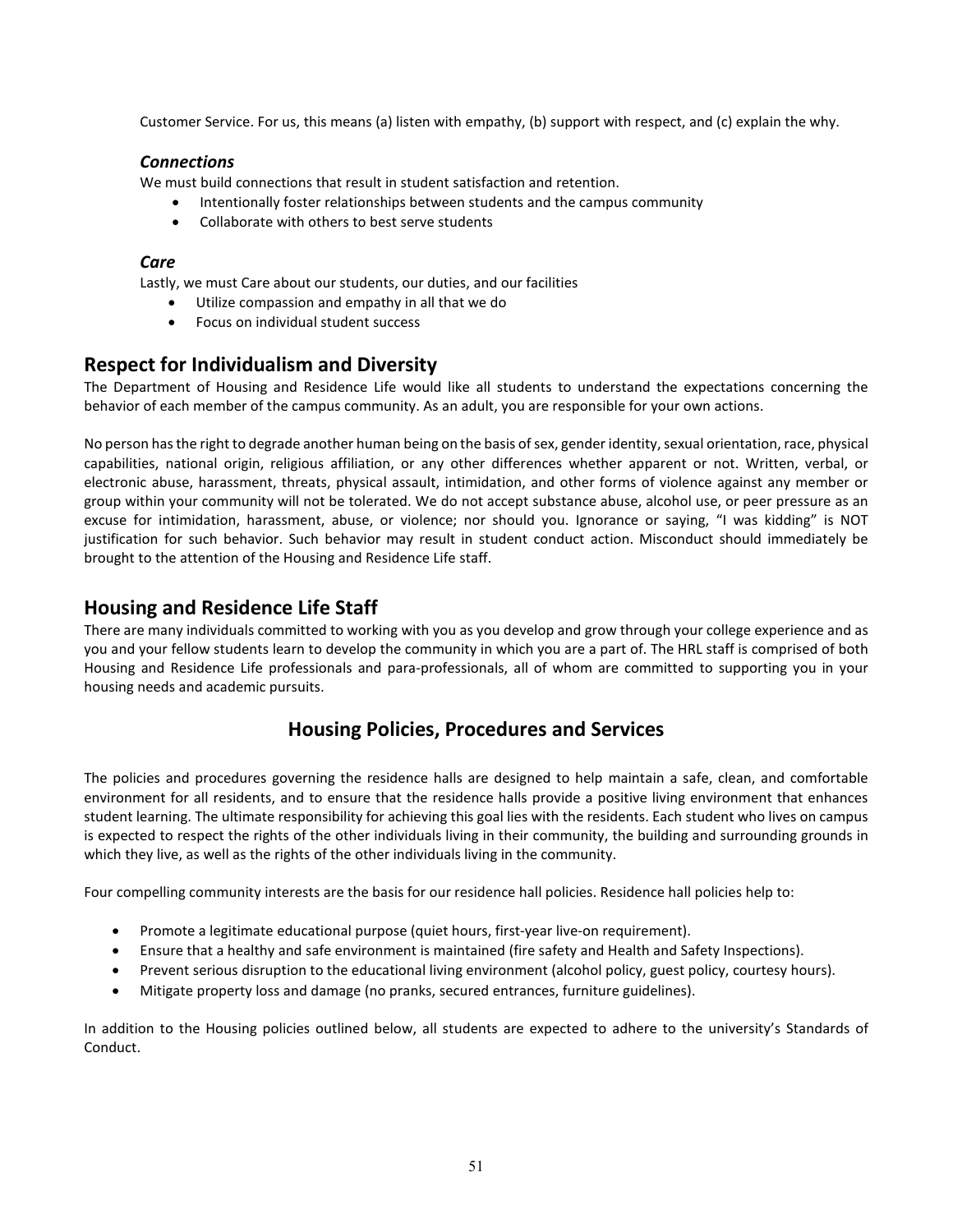Customer Service. For us, this means (a) listen with empathy, (b) support with respect, and (c) explain the why.

### *Connections*

We must build connections that result in student satisfaction and retention.

- Intentionally foster relationships between students and the campus community
- Collaborate with others to best serve students

### *Care*

Lastly, we must Care about our students, our duties, and our facilities

- Utilize compassion and empathy in all that we do
- Focus on individual student success

## Respect for Individualism and Diversity

The Department of Housing and Residence Life would like all students to understand the expectations concerning the behavior of each member of the campus community. As an adult, you are responsible for your own actions.

No person has the right to degrade another human being on the basis of sex, gender identity, sexual orientation, race, physical capabilities, national origin, religious affiliation, or any other differences whether apparent or not. Written, verbal, or electronic abuse, harassment, threats, physical assault, intimidation, and other forms of violence against any member or group within your community will not be tolerated. We do not accept substance abuse, alcohol use, or peer pressure as an excuse for intimidation, harassment, abuse, or violence; nor should you. Ignorance or saying, "I was kidding" is NOT justification for such behavior. Such behavior may result in student conduct action. Misconduct should immediately be brought to the attention of the Housing and Residence Life staff.

## Housing and Residence Life Staff

There are many individuals committed to working with you as you develop and grow through your college experience and as you and your fellow students learn to develop the community in which you are a part of. The HRL staff is comprised of both Housing and Residence Life professionals and para-professionals, all of whom are committed to supporting you in your housing needs and academic pursuits.

## Housing Policies, Procedures and Services

The policies and procedures governing the residence halls are designed to help maintain a safe, clean, and comfortable environment for all residents, and to ensure that the residence halls provide a positive living environment that enhances student learning. The ultimate responsibility for achieving this goal lies with the residents. Each student who lives on campus is expected to respect the rights of the other individuals living in their community, the building and surrounding grounds in which they live, as well as the rights of the other individuals living in the community.

Four compelling community interests are the basis for our residence hall policies. Residence hall policies help to:

- Promote a legitimate educational purpose (quiet hours, first-year live-on requirement).
- Ensure that a healthy and safe environment is maintained (fire safety and Health and Safety Inspections).
- Prevent serious disruption to the educational living environment (alcohol policy, guest policy, courtesy hours).
- Mitigate property loss and damage (no pranks, secured entrances, furniture guidelines).

In addition to the Housing policies outlined below, all students are expected to adhere to the university's Standards of Conduct.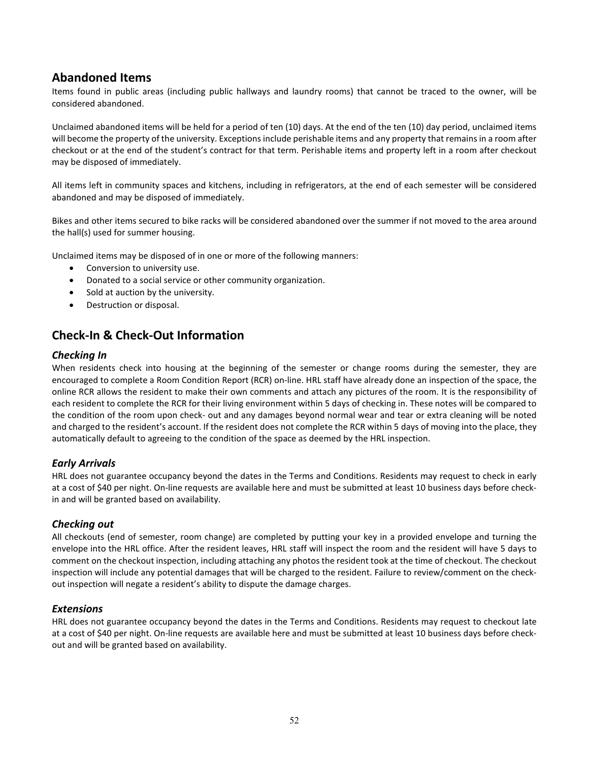## Abandoned Items

Items found in public areas (including public hallways and laundry rooms) that cannot be traced to the owner, will be considered abandoned.

Unclaimed abandoned items will be held for a period of ten (10) days. At the end of the ten (10) day period, unclaimed items will become the property of the university. Exceptions include perishable items and any property that remains in a room after checkout or at the end of the student's contract for that term. Perishable items and property left in a room after checkout may be disposed of immediately.

All items left in community spaces and kitchens, including in refrigerators, at the end of each semester will be considered abandoned and may be disposed of immediately.

Bikes and other items secured to bike racks will be considered abandoned over the summer if not moved to the area around the hall(s) used for summer housing.

Unclaimed items may be disposed of in one or more of the following manners:

- Conversion to university use.
- Donated to a social service or other community organization.
- Sold at auction by the university.
- Destruction or disposal.

## Check-In & Check-Out Information

### *Checking In*

When residents check into housing at the beginning of the semester or change rooms during the semester, they are encouraged to complete a Room Condition Report (RCR) on-line. HRL staff have already done an inspection of the space, the online RCR allows the resident to make their own comments and attach any pictures of the room. It is the responsibility of each resident to complete the RCR for their living environment within 5 days of checking in. These notes will be compared to the condition of the room upon check- out and any damages beyond normal wear and tear or extra cleaning will be noted and charged to the resident's account. If the resident does not complete the RCR within 5 days of moving into the place, they automatically default to agreeing to the condition of the space as deemed by the HRL inspection.

### *Early Arrivals*

HRL does not guarantee occupancy beyond the dates in the Terms and Conditions. Residents may request to check in early at a cost of $40 per night. On-line requests are available here and must be submitted at least 10 business days before check-in and will be granted based on availability.

### *Checking out*

All checkouts (end of semester, room change) are completed by putting your key in a provided envelope and turning the envelope into the HRL office. After the resident leaves, HRL staff will inspect the room and the resident will have 5 days to comment on the checkout inspection, including attaching any photos the resident took at the time of checkout. The checkout inspection will include any potential damages that will be charged to the resident. Failure to review/comment on the check-out inspection will negate a resident's ability to dispute the damage charges.

### *Extensions*

HRL does not guarantee occupancy beyond the dates in the Terms and Conditions. Residents may request to checkout late at a cost of $40 per night. On-line requests are available here and must be submitted at least 10 business days before check-out and will be granted based on availability.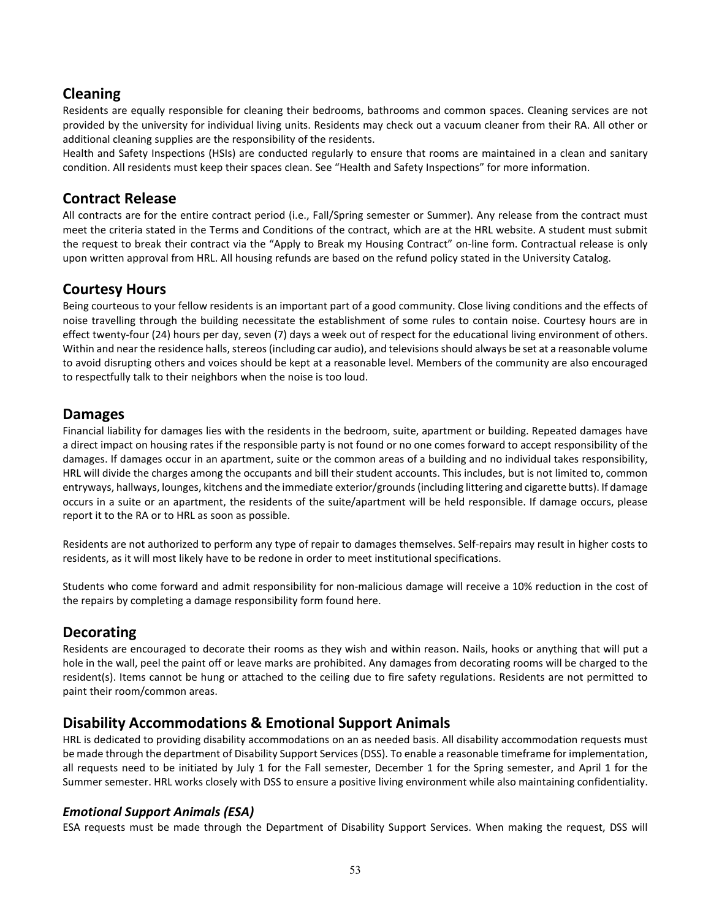## Cleaning

Residents are equally responsible for cleaning their bedrooms, bathrooms and common spaces. Cleaning services are not provided by the university for individual living units. Residents may check out a vacuum cleaner from their RA. All other or additional cleaning supplies are the responsibility of the residents.

Health and Safety Inspections (HSIs) are conducted regularly to ensure that rooms are maintained in a clean and sanitary condition. All residents must keep their spaces clean. See "Health and Safety Inspections" for more information.

## Contract Release

All contracts are for the entire contract period (i.e., Fall/Spring semester or Summer). Any release from the contract must meet the criteria stated in the Terms and Conditions of the contract, which are at the HRL website. A student must submit the request to break their contract via the "Apply to Break my Housing Contract" on-line form. Contractual release is only upon written approval from HRL. All housing refunds are based on the refund policy stated in the University Catalog.

## Courtesy Hours

Being courteous to your fellow residents is an important part of a good community. Close living conditions and the effects of noise travelling through the building necessitate the establishment of some rules to contain noise. Courtesy hours are in effect twenty-four (24) hours per day, seven (7) days a week out of respect for the educational living environment of others. Within and near the residence halls, stereos (including car audio), and televisions should always be set at a reasonable volume to avoid disrupting others and voices should be kept at a reasonable level. Members of the community are also encouraged to respectfully talk to their neighbors when the noise is too loud.

## Damages

Financial liability for damages lies with the residents in the bedroom, suite, apartment or building. Repeated damages have a direct impact on housing rates if the responsible party is not found or no one comes forward to accept responsibility of the damages. If damages occur in an apartment, suite or the common areas of a building and no individual takes responsibility, HRL will divide the charges among the occupants and bill their student accounts. This includes, but is not limited to, common entryways, hallways, lounges, kitchens and the immediate exterior/grounds (including littering and cigarette butts). If damage occurs in a suite or an apartment, the residents of the suite/apartment will be held responsible. If damage occurs, please report it to the RA or to HRL as soon as possible.

Residents are not authorized to perform any type of repair to damages themselves. Self-repairs may result in higher costs to residents, as it will most likely have to be redone in order to meet institutional specifications.

Students who come forward and admit responsibility for non-malicious damage will receive a 10% reduction in the cost of the repairs by completing a damage responsibility form found here.

## Decorating

Residents are encouraged to decorate their rooms as they wish and within reason. Nails, hooks or anything that will put a hole in the wall, peel the paint off or leave marks are prohibited. Any damages from decorating rooms will be charged to the resident(s). Items cannot be hung or attached to the ceiling due to fire safety regulations. Residents are not permitted to paint their room/common areas.

## Disability Accommodations & Emotional Support Animals

HRL is dedicated to providing disability accommodations on an as needed basis. All disability accommodation requests must be made through the department of Disability Support Services (DSS). To enable a reasonable timeframe for implementation, all requests need to be initiated by July 1 for the Fall semester, December 1 for the Spring semester, and April 1 for the Summer semester. HRL works closely with DSS to ensure a positive living environment while also maintaining confidentiality.

### *Emotional Support Animals (ESA)*

ESA requests must be made through the Department of Disability Support Services. When making the request, DSS will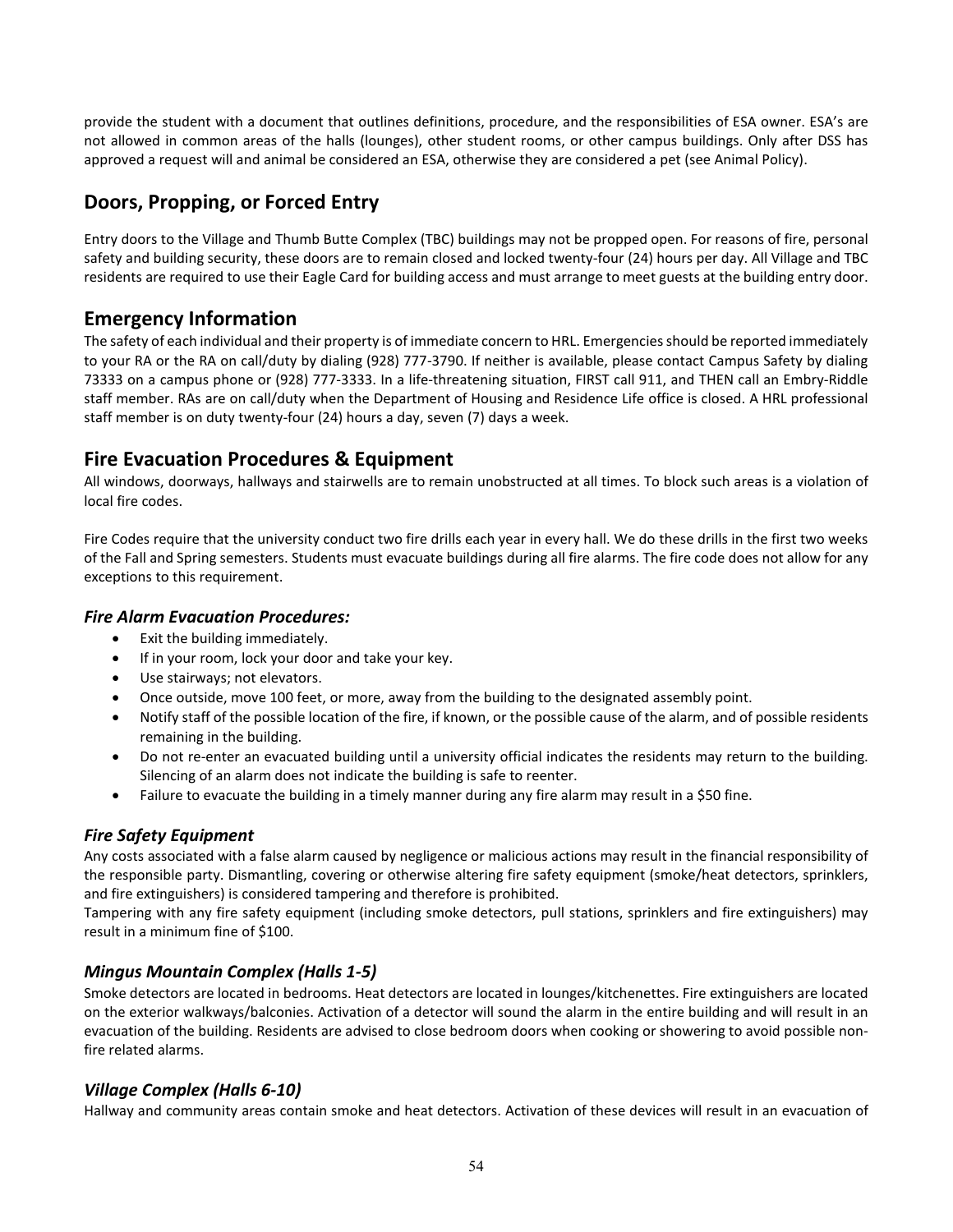provide the student with a document that outlines definitions, procedure, and the responsibilities of ESA owner. ESA's are not allowed in common areas of the halls (lounges), other student rooms, or other campus buildings. Only after DSS has approved a request will and animal be considered an ESA, otherwise they are considered a pet (see Animal Policy).

## Doors, Propping, or Forced Entry

Entry doors to the Village and Thumb Butte Complex (TBC) buildings may not be propped open. For reasons of fire, personal safety and building security, these doors are to remain closed and locked twenty-four (24) hours per day. All Village and TBC residents are required to use their Eagle Card for building access and must arrange to meet guests at the building entry door.

## Emergency Information

The safety of each individual and their property is of immediate concern to HRL. Emergencies should be reported immediately to your RA or the RA on call/duty by dialing (928) 777-3790. If neither is available, please contact Campus Safety by dialing 73333 on a campus phone or (928) 777-3333. In a life-threatening situation, FIRST call 911, and THEN call an Embry-Riddle staff member. RAs are on call/duty when the Department of Housing and Residence Life office is closed. A HRL professional staff member is on duty twenty-four (24) hours a day, seven (7) days a week.

## Fire Evacuation Procedures & Equipment

All windows, doorways, hallways and stairwells are to remain unobstructed at all times. To block such areas is a violation of local fire codes.

Fire Codes require that the university conduct two fire drills each year in every hall. We do these drills in the first two weeks of the Fall and Spring semesters. Students must evacuate buildings during all fire alarms. The fire code does not allow for any exceptions to this requirement.

### *Fire Alarm Evacuation Procedures:*

- Exit the building immediately.
- If in your room, lock your door and take your key.
- Use stairways; not elevators.
- Once outside, move 100 feet, or more, away from the building to the designated assembly point.
- Notify staff of the possible location of the fire, if known, or the possible cause of the alarm, and of possible residents remaining in the building.
- Do not re-enter an evacuated building until a university official indicates the residents may return to the building. Silencing of an alarm does not indicate the building is safe to reenter.
- Failure to evacuate the building in a timely manner during any fire alarm may result in a $50 fine.

### *Fire Safety Equipment*

Any costs associated with a false alarm caused by negligence or malicious actions may result in the financial responsibility of the responsible party. Dismantling, covering or otherwise altering fire safety equipment (smoke/heat detectors, sprinklers, and fire extinguishers) is considered tampering and therefore is prohibited.
Tampering with any fire safety equipment (including smoke detectors, pull stations, sprinklers and fire extinguishers) may result in a minimum fine of $100.

### *Mingus Mountain Complex (Halls 1-5)*

Smoke detectors are located in bedrooms. Heat detectors are located in lounges/kitchenettes. Fire extinguishers are located on the exterior walkways/balconies. Activation of a detector will sound the alarm in the entire building and will result in an evacuation of the building. Residents are advised to close bedroom doors when cooking or showering to avoid possible non-fire related alarms.

### *Village Complex (Halls 6-10)*

Hallway and community areas contain smoke and heat detectors. Activation of these devices will result in an evacuation of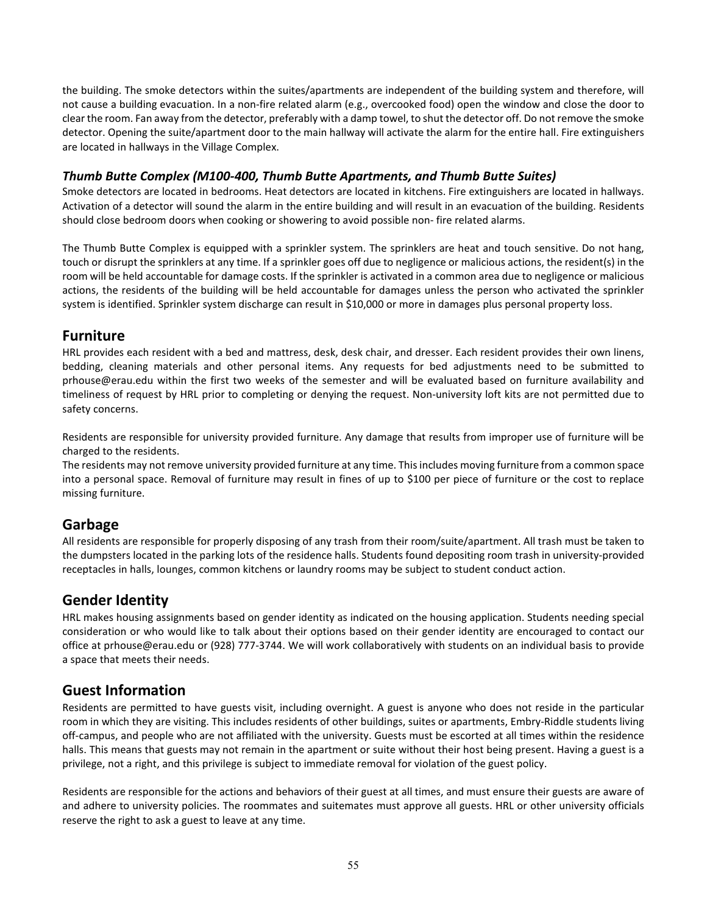the building. The smoke detectors within the suites/apartments are independent of the building system and therefore, will not cause a building evacuation. In a non-fire related alarm (e.g., overcooked food) open the window and close the door to clear the room. Fan away from the detector, preferably with a damp towel, to shut the detector off. Do not remove the smoke detector. Opening the suite/apartment door to the main hallway will activate the alarm for the entire hall. Fire extinguishers are located in hallways in the Village Complex.

### *Thumb Butte Complex (M100-400, Thumb Butte Apartments, and Thumb Butte Suites)*

Smoke detectors are located in bedrooms. Heat detectors are located in kitchens. Fire extinguishers are located in hallways. Activation of a detector will sound the alarm in the entire building and will result in an evacuation of the building. Residents should close bedroom doors when cooking or showering to avoid possible non- fire related alarms.

The Thumb Butte Complex is equipped with a sprinkler system. The sprinklers are heat and touch sensitive. Do not hang, touch or disrupt the sprinklers at any time. If a sprinkler goes off due to negligence or malicious actions, the resident(s) in the room will be held accountable for damage costs. If the sprinkler is activated in a common area due to negligence or malicious actions, the residents of the building will be held accountable for damages unless the person who activated the sprinkler system is identified. Sprinkler system discharge can result in $10,000 or more in damages plus personal property loss.

## Furniture

HRL provides each resident with a bed and mattress, desk, desk chair, and dresser. Each resident provides their own linens, bedding, cleaning materials and other personal items. Any requests for bed adjustments need to be submitted to prhouse@erau.edu within the first two weeks of the semester and will be evaluated based on furniture availability and timeliness of request by HRL prior to completing or denying the request. Non-university loft kits are not permitted due to safety concerns.

Residents are responsible for university provided furniture. Any damage that results from improper use of furniture will be charged to the residents.
The residents may not remove university provided furniture at any time. This includes moving furniture from a common space into a personal space. Removal of furniture may result in fines of up to $100 per piece of furniture or the cost to replace missing furniture.

## Garbage

All residents are responsible for properly disposing of any trash from their room/suite/apartment. All trash must be taken to the dumpsters located in the parking lots of the residence halls. Students found depositing room trash in university-provided receptacles in halls, lounges, common kitchens or laundry rooms may be subject to student conduct action.

## Gender Identity

HRL makes housing assignments based on gender identity as indicated on the housing application. Students needing special consideration or who would like to talk about their options based on their gender identity are encouraged to contact our office at prhouse@erau.edu or (928) 777-3744. We will work collaboratively with students on an individual basis to provide a space that meets their needs.

## Guest Information

Residents are permitted to have guests visit, including overnight. A guest is anyone who does not reside in the particular room in which they are visiting. This includes residents of other buildings, suites or apartments, Embry-Riddle students living off-campus, and people who are not affiliated with the university. Guests must be escorted at all times within the residence halls. This means that guests may not remain in the apartment or suite without their host being present. Having a guest is a privilege, not a right, and this privilege is subject to immediate removal for violation of the guest policy.

Residents are responsible for the actions and behaviors of their guest at all times, and must ensure their guests are aware of and adhere to university policies. The roommates and suitemates must approve all guests. HRL or other university officials reserve the right to ask a guest to leave at any time.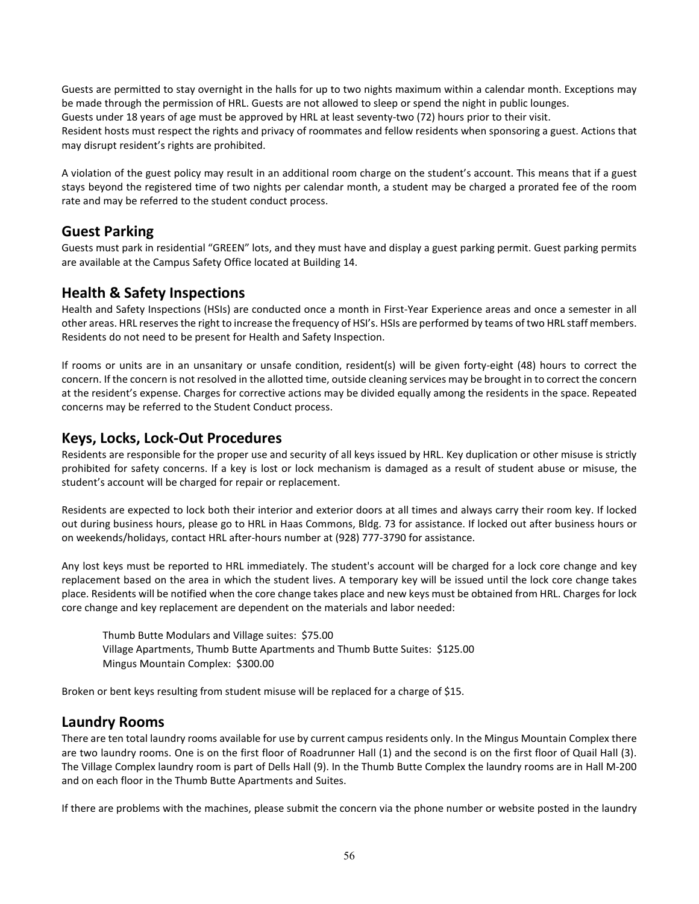Guests are permitted to stay overnight in the halls for up to two nights maximum within a calendar month. Exceptions may be made through the permission of HRL. Guests are not allowed to sleep or spend the night in public lounges.
Guests under 18 years of age must be approved by HRL at least seventy-two (72) hours prior to their visit.
Resident hosts must respect the rights and privacy of roommates and fellow residents when sponsoring a guest. Actions that may disrupt resident's rights are prohibited.

A violation of the guest policy may result in an additional room charge on the student's account. This means that if a guest stays beyond the registered time of two nights per calendar month, a student may be charged a prorated fee of the room rate and may be referred to the student conduct process.

## Guest Parking

Guests must park in residential "GREEN" lots, and they must have and display a guest parking permit. Guest parking permits are available at the Campus Safety Office located at Building 14.

## Health & Safety Inspections

Health and Safety Inspections (HSIs) are conducted once a month in First-Year Experience areas and once a semester in all other areas. HRL reserves the right to increase the frequency of HSI's. HSIs are performed by teams of two HRL staff members. Residents do not need to be present for Health and Safety Inspection.

If rooms or units are in an unsanitary or unsafe condition, resident(s) will be given forty-eight (48) hours to correct the concern. If the concern is not resolved in the allotted time, outside cleaning services may be brought in to correct the concern at the resident's expense. Charges for corrective actions may be divided equally among the residents in the space. Repeated concerns may be referred to the Student Conduct process.

## Keys, Locks, Lock-Out Procedures

Residents are responsible for the proper use and security of all keys issued by HRL. Key duplication or other misuse is strictly prohibited for safety concerns. If a key is lost or lock mechanism is damaged as a result of student abuse or misuse, the student's account will be charged for repair or replacement.

Residents are expected to lock both their interior and exterior doors at all times and always carry their room key. If locked out during business hours, please go to HRL in Haas Commons, Bldg. 73 for assistance. If locked out after business hours or on weekends/holidays, contact HRL after-hours number at (928) 777-3790 for assistance.

Any lost keys must be reported to HRL immediately. The student's account will be charged for a lock core change and key replacement based on the area in which the student lives. A temporary key will be issued until the lock core change takes place. Residents will be notified when the core change takes place and new keys must be obtained from HRL. Charges for lock core change and key replacement are dependent on the materials and labor needed:

Thumb Butte Modulars and Village suites: $75.00
Village Apartments, Thumb Butte Apartments and Thumb Butte Suites: $125.00
Mingus Mountain Complex: $300.00

Broken or bent keys resulting from student misuse will be replaced for a charge of $15.

## Laundry Rooms

There are ten total laundry rooms available for use by current campus residents only. In the Mingus Mountain Complex there are two laundry rooms. One is on the first floor of Roadrunner Hall (1) and the second is on the first floor of Quail Hall (3). The Village Complex laundry room is part of Dells Hall (9). In the Thumb Butte Complex the laundry rooms are in Hall M-200 and on each floor in the Thumb Butte Apartments and Suites.

If there are problems with the machines, please submit the concern via the phone number or website posted in the laundry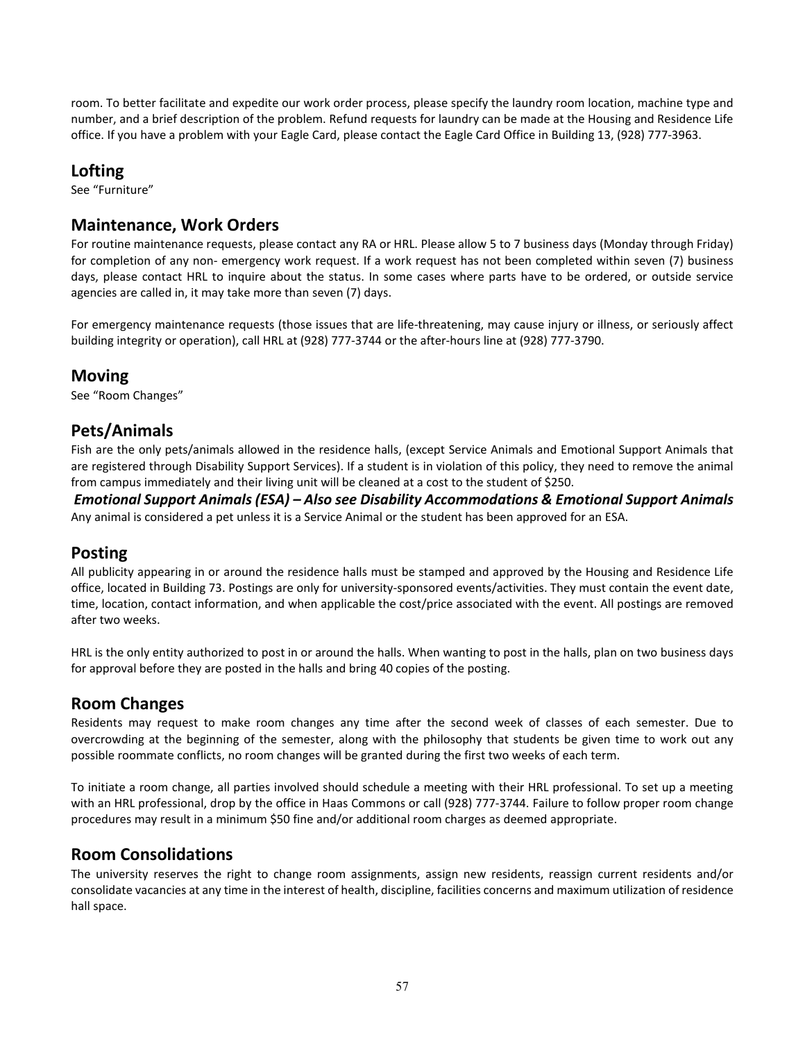room. To better facilitate and expedite our work order process, please specify the laundry room location, machine type and number, and a brief description of the problem. Refund requests for laundry can be made at the Housing and Residence Life office. If you have a problem with your Eagle Card, please contact the Eagle Card Office in Building 13, (928) 777-3963.

## Lofting

See "Furniture"

## Maintenance, Work Orders

For routine maintenance requests, please contact any RA or HRL. Please allow 5 to 7 business days (Monday through Friday) for completion of any non- emergency work request. If a work request has not been completed within seven (7) business days, please contact HRL to inquire about the status. In some cases where parts have to be ordered, or outside service agencies are called in, it may take more than seven (7) days.

For emergency maintenance requests (those issues that are life-threatening, may cause injury or illness, or seriously affect building integrity or operation), call HRL at (928) 777-3744 or the after-hours line at (928) 777-3790.

## Moving

See "Room Changes"

## Pets/Animals

Fish are the only pets/animals allowed in the residence halls, (except Service Animals and Emotional Support Animals that are registered through Disability Support Services). If a student is in violation of this policy, they need to remove the animal from campus immediately and their living unit will be cleaned at a cost to the student of $250.

***Emotional Support Animals (ESA) – Also see Disability Accommodations & Emotional Support Animals***

Any animal is considered a pet unless it is a Service Animal or the student has been approved for an ESA.

## Posting

All publicity appearing in or around the residence halls must be stamped and approved by the Housing and Residence Life office, located in Building 73. Postings are only for university-sponsored events/activities. They must contain the event date, time, location, contact information, and when applicable the cost/price associated with the event. All postings are removed after two weeks.

HRL is the only entity authorized to post in or around the halls. When wanting to post in the halls, plan on two business days for approval before they are posted in the halls and bring 40 copies of the posting.

## Room Changes

Residents may request to make room changes any time after the second week of classes of each semester. Due to overcrowding at the beginning of the semester, along with the philosophy that students be given time to work out any possible roommate conflicts, no room changes will be granted during the first two weeks of each term.

To initiate a room change, all parties involved should schedule a meeting with their HRL professional. To set up a meeting with an HRL professional, drop by the office in Haas Commons or call (928) 777-3744. Failure to follow proper room change procedures may result in a minimum $50 fine and/or additional room charges as deemed appropriate.

## Room Consolidations

The university reserves the right to change room assignments, assign new residents, reassign current residents and/or consolidate vacancies at any time in the interest of health, discipline, facilities concerns and maximum utilization of residence hall space.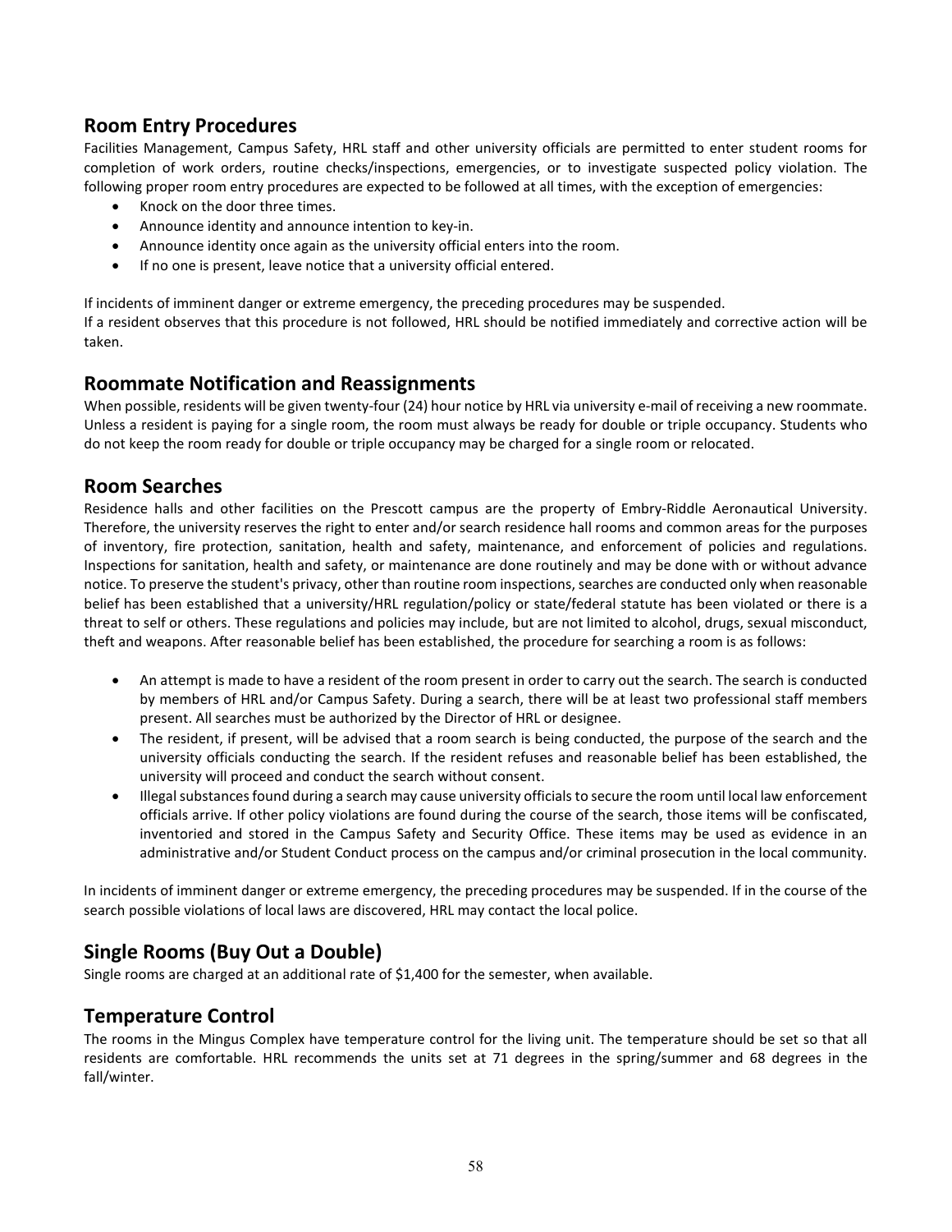## Room Entry Procedures

Facilities Management, Campus Safety, HRL staff and other university officials are permitted to enter student rooms for completion of work orders, routine checks/inspections, emergencies, or to investigate suspected policy violation. The following proper room entry procedures are expected to be followed at all times, with the exception of emergencies:

- Knock on the door three times.
- Announce identity and announce intention to key-in.
- Announce identity once again as the university official enters into the room.
- If no one is present, leave notice that a university official entered.

If incidents of imminent danger or extreme emergency, the preceding procedures may be suspended.
If a resident observes that this procedure is not followed, HRL should be notified immediately and corrective action will be taken.

## Roommate Notification and Reassignments

When possible, residents will be given twenty-four (24) hour notice by HRL via university e-mail of receiving a new roommate. Unless a resident is paying for a single room, the room must always be ready for double or triple occupancy. Students who do not keep the room ready for double or triple occupancy may be charged for a single room or relocated.

## Room Searches

Residence halls and other facilities on the Prescott campus are the property of Embry-Riddle Aeronautical University. Therefore, the university reserves the right to enter and/or search residence hall rooms and common areas for the purposes of inventory, fire protection, sanitation, health and safety, maintenance, and enforcement of policies and regulations. Inspections for sanitation, health and safety, or maintenance are done routinely and may be done with or without advance notice. To preserve the student's privacy, other than routine room inspections, searches are conducted only when reasonable belief has been established that a university/HRL regulation/policy or state/federal statute has been violated or there is a threat to self or others. These regulations and policies may include, but are not limited to alcohol, drugs, sexual misconduct, theft and weapons. After reasonable belief has been established, the procedure for searching a room is as follows:

- An attempt is made to have a resident of the room present in order to carry out the search. The search is conducted by members of HRL and/or Campus Safety. During a search, there will be at least two professional staff members present. All searches must be authorized by the Director of HRL or designee.
- The resident, if present, will be advised that a room search is being conducted, the purpose of the search and the university officials conducting the search. If the resident refuses and reasonable belief has been established, the university will proceed and conduct the search without consent.
- Illegal substances found during a search may cause university officials to secure the room until local law enforcement officials arrive. If other policy violations are found during the course of the search, those items will be confiscated, inventoried and stored in the Campus Safety and Security Office. These items may be used as evidence in an administrative and/or Student Conduct process on the campus and/or criminal prosecution in the local community.

In incidents of imminent danger or extreme emergency, the preceding procedures may be suspended. If in the course of the search possible violations of local laws are discovered, HRL may contact the local police.

## Single Rooms (Buy Out a Double)

Single rooms are charged at an additional rate of $1,400 for the semester, when available.

## Temperature Control

The rooms in the Mingus Complex have temperature control for the living unit. The temperature should be set so that all residents are comfortable. HRL recommends the units set at 71 degrees in the spring/summer and 68 degrees in the fall/winter.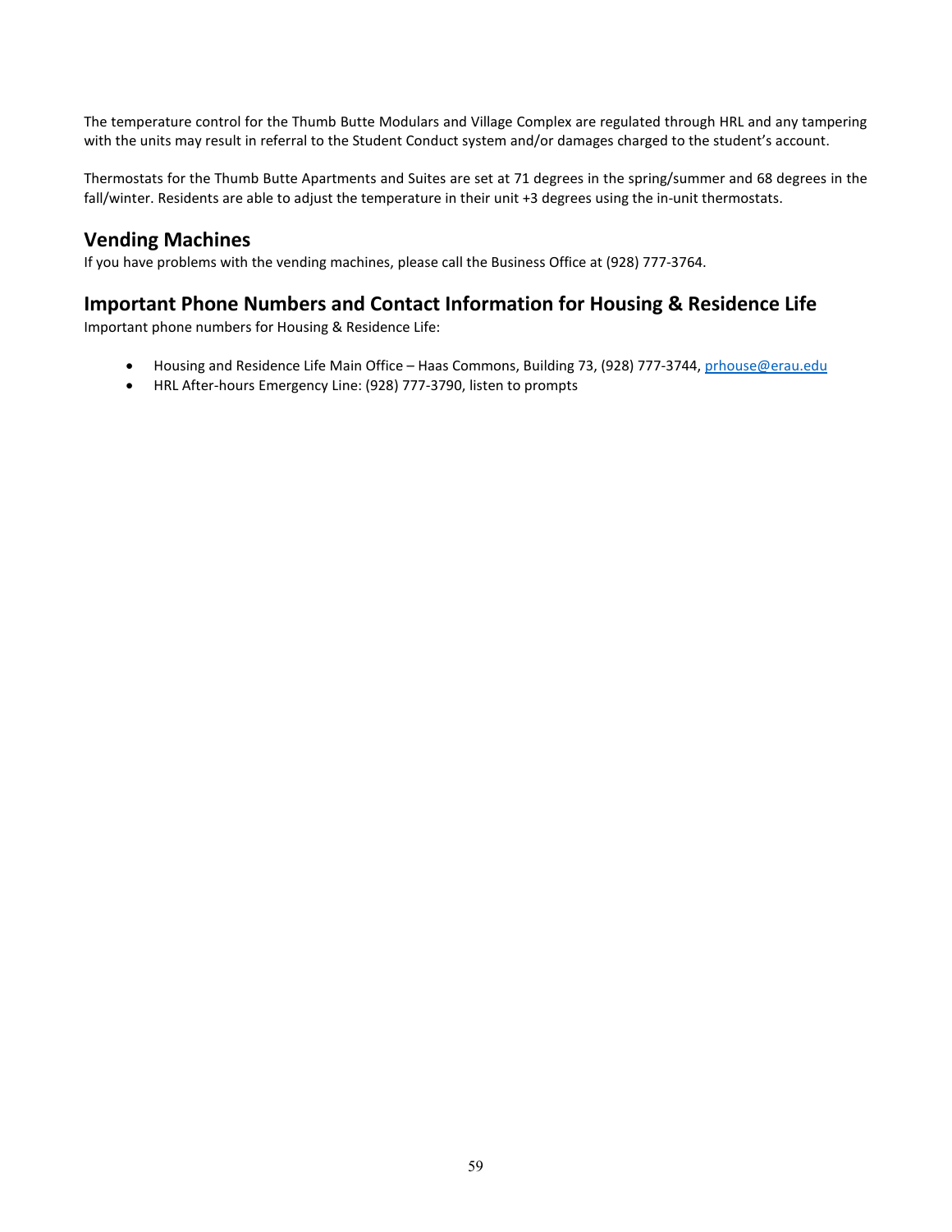The temperature control for the Thumb Butte Modulars and Village Complex are regulated through HRL and any tampering with the units may result in referral to the Student Conduct system and/or damages charged to the student's account.

Thermostats for the Thumb Butte Apartments and Suites are set at 71 degrees in the spring/summer and 68 degrees in the fall/winter. Residents are able to adjust the temperature in their unit +3 degrees using the in-unit thermostats.

## Vending Machines

If you have problems with the vending machines, please call the Business Office at (928) 777-3764.

## Important Phone Numbers and Contact Information for Housing & Residence Life

Important phone numbers for Housing & Residence Life:

- Housing and Residence Life Main Office – Haas Commons, Building 73, (928) 777-3744, prhouse@erau.edu
- HRL After-hours Emergency Line: (928) 777-3790, listen to prompts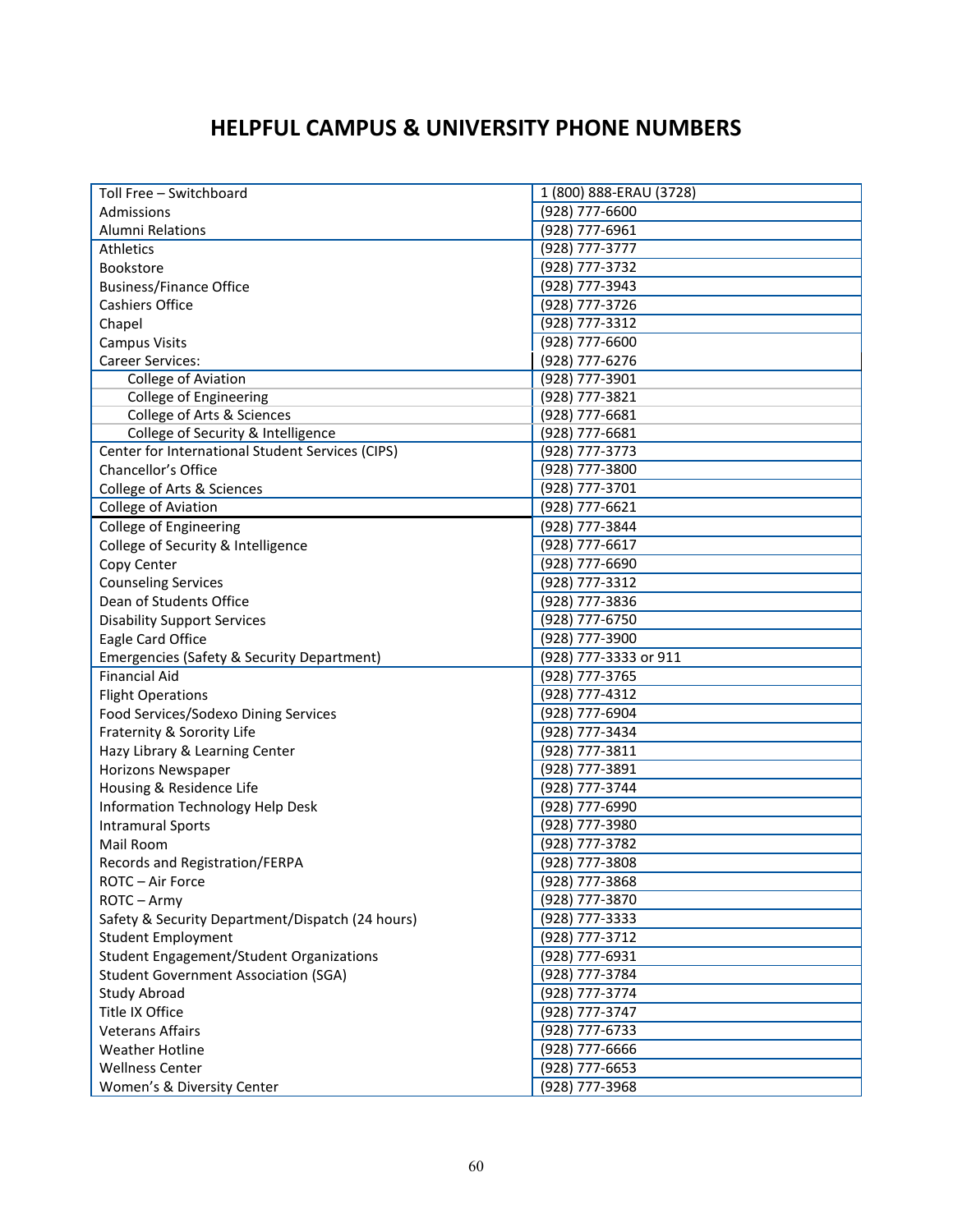# HELPFUL CAMPUS & UNIVERSITY PHONE NUMBERS

| | |
|---|---|
| Toll Free – Switchboard | 1 (800) 888-ERAU (3728) |
| Admissions | (928) 777-6600 |
| Alumni Relations | (928) 777-6961 |
| Athletics | (928) 777-3777 |
| Bookstore | (928) 777-3732 |
| Business/Finance Office | (928) 777-3943 |
| Cashiers Office | (928) 777-3726 |
| Chapel | (928) 777-3312 |
| Campus Visits | (928) 777-6600 |
| Career Services: | (928) 777-6276 |
| College of Aviation | (928) 777-3901 |
| College of Engineering | (928) 777-3821 |
| College of Arts & Sciences | (928) 777-6681 |
| College of Security & Intelligence | (928) 777-6681 |
| Center for International Student Services (CIPS) | (928) 777-3773 |
| Chancellor's Office | (928) 777-3800 |
| College of Arts & Sciences | (928) 777-3701 |
| College of Aviation | (928) 777-6621 |
| College of Engineering | (928) 777-3844 |
| College of Security & Intelligence | (928) 777-6617 |
| Copy Center | (928) 777-6690 |
| Counseling Services | (928) 777-3312 |
| Dean of Students Office | (928) 777-3836 |
| Disability Support Services | (928) 777-6750 |
| Eagle Card Office | (928) 777-3900 |
| Emergencies (Safety & Security Department) | (928) 777-3333 or 911 |
| Financial Aid | (928) 777-3765 |
| Flight Operations | (928) 777-4312 |
| Food Services/Sodexo Dining Services | (928) 777-6904 |
| Fraternity & Sorority Life | (928) 777-3434 |
| Hazy Library & Learning Center | (928) 777-3811 |
| Horizons Newspaper | (928) 777-3891 |
| Housing & Residence Life | (928) 777-3744 |
| Information Technology Help Desk | (928) 777-6990 |
| Intramural Sports | (928) 777-3980 |
| Mail Room | (928) 777-3782 |
| Records and Registration/FERPA | (928) 777-3808 |
| ROTC – Air Force | (928) 777-3868 |
| ROTC – Army | (928) 777-3870 |
| Safety & Security Department/Dispatch (24 hours) | (928) 777-3333 |
| Student Employment | (928) 777-3712 |
| Student Engagement/Student Organizations | (928) 777-6931 |
| Student Government Association (SGA) | (928) 777-3784 |
| Study Abroad | (928) 777-3774 |
| Title IX Office | (928) 777-3747 |
| Veterans Affairs | (928) 777-6733 |
| Weather Hotline | (928) 777-6666 |
| Wellness Center | (928) 777-6653 |
| Women's & Diversity Center | (928) 777-3968 |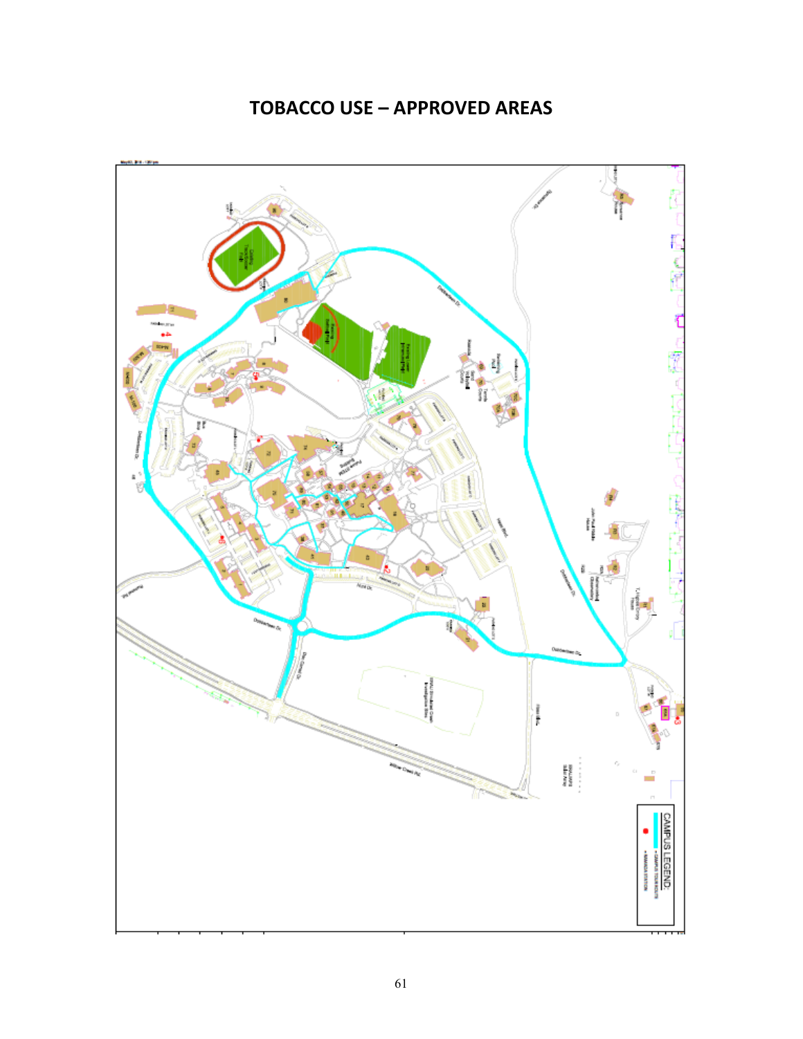# TOBACCO USE – APPROVED AREAS

CAMPUS LEGEND:

= CAMPUS TOUR ROUTE

= NAMASKA STATION